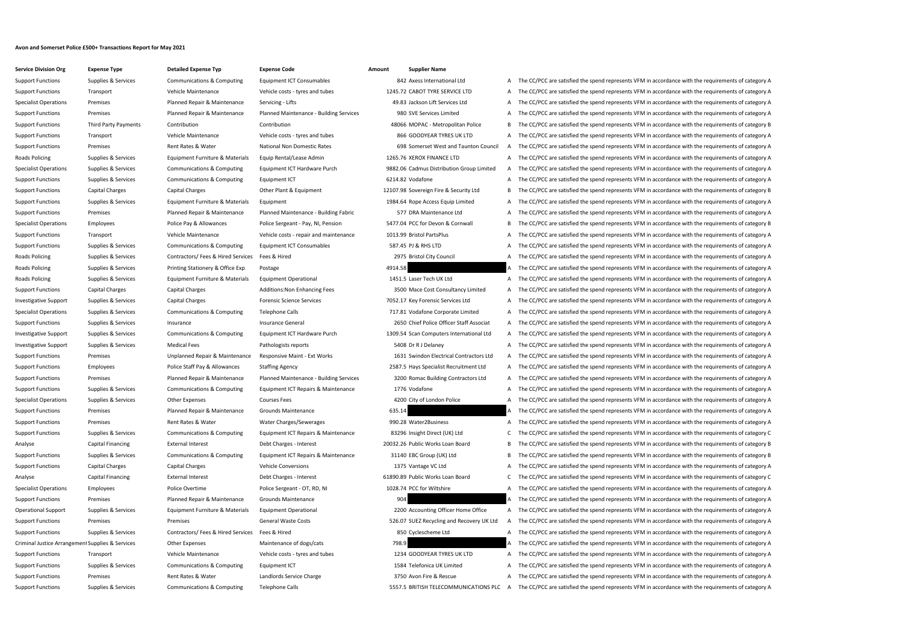# Avon and Somerset Police £500+ Transactions Report for May 2021

| Service Division Org | Expense Type | Detailed Expense Typ | Expense Code | Amount | Supplier Name | | |
|---|---|---|---|---|---|---|---|
| Support Functions | Supplies & Services | Communications & Computing | Equipment ICT Consumables | 842 | Axess International Ltd | A | The CC/PCC are satisfied the spend represents VFM in accordance with the requirements of category A |
| Support Functions | Transport | Vehicle Maintenance | Vehicle costs - tyres and tubes | 1245.72 | CABOT TYRE SERVICE LTD | A | The CC/PCC are satisfied the spend represents VFM in accordance with the requirements of category A |
| Specialist Operations | Premises | Planned Repair & Maintenance | Servicing - Lifts | 49.83 | Jackson Lift Services Ltd | A | The CC/PCC are satisfied the spend represents VFM in accordance with the requirements of category A |
| Support Functions | Premises | Planned Repair & Maintenance | Planned Maintenance - Building Services | 980 | SVE Services Limited | A | The CC/PCC are satisfied the spend represents VFM in accordance with the requirements of category A |
| Support Functions | Third Party Payments | Contribution | Contribution | 48066 | MOPAC - Metropolitan Police | B | The CC/PCC are satisfied the spend represents VFM in accordance with the requirements of category B |
| Support Functions | Transport | Vehicle Maintenance | Vehicle costs - tyres and tubes | 866 | GOODYEAR TYRES UK LTD | A | The CC/PCC are satisfied the spend represents VFM in accordance with the requirements of category A |
| Support Functions | Premises | Rent Rates & Water | National Non Domestic Rates | 698 | Somerset West and Taunton Council | A | The CC/PCC are satisfied the spend represents VFM in accordance with the requirements of category A |
| Roads Policing | Supplies & Services | Equipment Furniture & Materials | Equip Rental/Lease Admin | 1265.76 | XEROX FINANCE LTD | A | The CC/PCC are satisfied the spend represents VFM in accordance with the requirements of category A |
| Specialist Operations | Supplies & Services | Communications & Computing | Equipment ICT Hardware Purch | 9882.06 | Cadmus Distribution Group Limited | A | The CC/PCC are satisfied the spend represents VFM in accordance with the requirements of category A |
| Support Functions | Supplies & Services | Communications & Computing | Equipment ICT | 6214.82 | Vodafone | A | The CC/PCC are satisfied the spend represents VFM in accordance with the requirements of category A |
| Support Functions | Capital Charges | Capital Charges | Other Plant & Equipment | 12107.98 | Sovereign Fire & Security Ltd | B | The CC/PCC are satisfied the spend represents VFM in accordance with the requirements of category B |
| Support Functions | Supplies & Services | Equipment Furniture & Materials | Equipment | 1984.64 | Rope Access Equip Limited | A | The CC/PCC are satisfied the spend represents VFM in accordance with the requirements of category A |
| Support Functions | Premises | Planned Repair & Maintenance | Planned Maintenance - Building Fabric | 577 | DRA Maintenance Ltd | A | The CC/PCC are satisfied the spend represents VFM in accordance with the requirements of category A |
| Specialist Operations | Employees | Police Pay & Allowances | Police Sergeant - Pay, NI, Pension | 5477.04 | PCC for Devon & Cornwall | B | The CC/PCC are satisfied the spend represents VFM in accordance with the requirements of category B |
| Support Functions | Transport | Vehicle Maintenance | Vehicle costs - repair and maintenance | 1013.99 | Bristol PartsPlus | A | The CC/PCC are satisfied the spend represents VFM in accordance with the requirements of category A |
| Support Functions | Supplies & Services | Communications & Computing | Equipment ICT Consumables | 587.45 | PJ & RHS LTD | A | The CC/PCC are satisfied the spend represents VFM in accordance with the requirements of category A |
| Roads Policing | Supplies & Services | Contractors/ Fees & Hired Services | Fees & Hired | 2975 | Bristol City Council | A | The CC/PCC are satisfied the spend represents VFM in accordance with the requirements of category A |
| Roads Policing | Supplies & Services | Printing Stationery & Office Exp | Postage | 4914.58 | | A | The CC/PCC are satisfied the spend represents VFM in accordance with the requirements of category A |
| Roads Policing | Supplies & Services | Equipment Furniture & Materials | Equipment Operational | 1451.5 | Laser Tech UK Ltd | A | The CC/PCC are satisfied the spend represents VFM in accordance with the requirements of category A |
| Support Functions | Capital Charges | Capital Charges | Additions:Non Enhancing Fees | 3500 | Mace Cost Consultancy Limited | A | The CC/PCC are satisfied the spend represents VFM in accordance with the requirements of category A |
| Investigative Support | Supplies & Services | Capital Charges | Forensic Science Services | 7052.17 | Key Forensic Services Ltd | A | The CC/PCC are satisfied the spend represents VFM in accordance with the requirements of category A |
| Specialist Operations | Supplies & Services | Communications & Computing | Telephone Calls | 717.81 | Vodafone Corporate Limited | A | The CC/PCC are satisfied the spend represents VFM in accordance with the requirements of category A |
| Support Functions | Supplies & Services | Insurance | Insurance General | 2650 | Chief Police Officer Staff Associat | A | The CC/PCC are satisfied the spend represents VFM in accordance with the requirements of category A |
| Investigative Support | Supplies & Services | Communications & Computing | Equipment ICT Hardware Purch | 1309.54 | Scan Computers International Ltd | A | The CC/PCC are satisfied the spend represents VFM in accordance with the requirements of category A |
| Investigative Support | Supplies & Services | Medical Fees | Pathologists reports | 5408 | Dr R J Delaney | A | The CC/PCC are satisfied the spend represents VFM in accordance with the requirements of category A |
| Support Functions | Premises | Unplanned Repair & Maintenance | Responsive Maint - Ext Works | 1631 | Swindon Electrical Contractors Ltd | A | The CC/PCC are satisfied the spend represents VFM in accordance with the requirements of category A |
| Support Functions | Employees | Police Staff Pay & Allowances | Staffing Agency | 2587.5 | Hays Specialist Recruitment Ltd | A | The CC/PCC are satisfied the spend represents VFM in accordance with the requirements of category A |
| Support Functions | Premises | Planned Repair & Maintenance | Planned Maintenance - Building Services | 3200 | Romac Building Contractors Ltd | A | The CC/PCC are satisfied the spend represents VFM in accordance with the requirements of category A |
| Support Functions | Supplies & Services | Communications & Computing | Equipment ICT Repairs & Maintenance | 1776 | Vodafone | A | The CC/PCC are satisfied the spend represents VFM in accordance with the requirements of category A |
| Specialist Operations | Supplies & Services | Other Expenses | Courses Fees | 4200 | City of London Police | A | The CC/PCC are satisfied the spend represents VFM in accordance with the requirements of category A |
| Support Functions | Premises | Planned Repair & Maintenance | Grounds Maintenance | 635.14 | | A | The CC/PCC are satisfied the spend represents VFM in accordance with the requirements of category A |
| Support Functions | Premises | Rent Rates & Water | Water Charges/Sewerages | 990.28 | Water2Business | A | The CC/PCC are satisfied the spend represents VFM in accordance with the requirements of category A |
| Support Functions | Supplies & Services | Communications & Computing | Equipment ICT Repairs & Maintenance | 83296 | Insight Direct (UK) Ltd | C | The CC/PCC are satisfied the spend represents VFM in accordance with the requirements of category C |
| Analyse | Capital Financing | External Interest | Debt Charges - Interest | 20032.26 | Public Works Loan Board | B | The CC/PCC are satisfied the spend represents VFM in accordance with the requirements of category B |
| Support Functions | Supplies & Services | Communications & Computing | Equipment ICT Repairs & Maintenance | 31140 | EBC Group (UK) Ltd | B | The CC/PCC are satisfied the spend represents VFM in accordance with the requirements of category B |
| Support Functions | Capital Charges | Capital Charges | Vehicle Conversions | 1375 | Vantage VC Ltd | A | The CC/PCC are satisfied the spend represents VFM in accordance with the requirements of category A |
| Analyse | Capital Financing | External Interest | Debt Charges - Interest | 61890.89 | Public Works Loan Board | C | The CC/PCC are satisfied the spend represents VFM in accordance with the requirements of category C |
| Specialist Operations | Employees | Police Overtime | Police Sergeant - OT, RD, NI | 1028.74 | PCC for Wiltshire | A | The CC/PCC are satisfied the spend represents VFM in accordance with the requirements of category A |
| Support Functions | Premises | Planned Repair & Maintenance | Grounds Maintenance | 904 | | A | The CC/PCC are satisfied the spend represents VFM in accordance with the requirements of category A |
| Operational Support | Supplies & Services | Equipment Furniture & Materials | Equipment Operational | 2200 | Accounting Officer Home Office | A | The CC/PCC are satisfied the spend represents VFM in accordance with the requirements of category A |
| Support Functions | Premises | Premises | General Waste Costs | 526.07 | SUEZ Recycling and Recovery UK Ltd | A | The CC/PCC are satisfied the spend represents VFM in accordance with the requirements of category A |
| Support Functions | Supplies & Services | Contractors/ Fees & Hired Services | Fees & Hired | 850 | Cyclescheme Ltd | A | The CC/PCC are satisfied the spend represents VFM in accordance with the requirements of category A |
| Criminal Justice Arrangement | Supplies & Services | Other Expenses | Maintenance of dogs/cats | 798.9 | | A | The CC/PCC are satisfied the spend represents VFM in accordance with the requirements of category A |
| Support Functions | Transport | Vehicle Maintenance | Vehicle costs - tyres and tubes | 1234 | GOODYEAR TYRES UK LTD | A | The CC/PCC are satisfied the spend represents VFM in accordance with the requirements of category A |
| Support Functions | Supplies & Services | Communications & Computing | Equipment ICT | 1584 | Telefonica UK Limited | A | The CC/PCC are satisfied the spend represents VFM in accordance with the requirements of category A |
| Support Functions | Premises | Rent Rates & Water | Landlords Service Charge | 3750 | Avon Fire & Rescue | A | The CC/PCC are satisfied the spend represents VFM in accordance with the requirements of category A |
| Support Functions | Supplies & Services | Communications & Computing | Telephone Calls | 5557.5 | BRITISH TELECOMMUNICATIONS PLC | A | The CC/PCC are satisfied the spend represents VFM in accordance with the requirements of category A |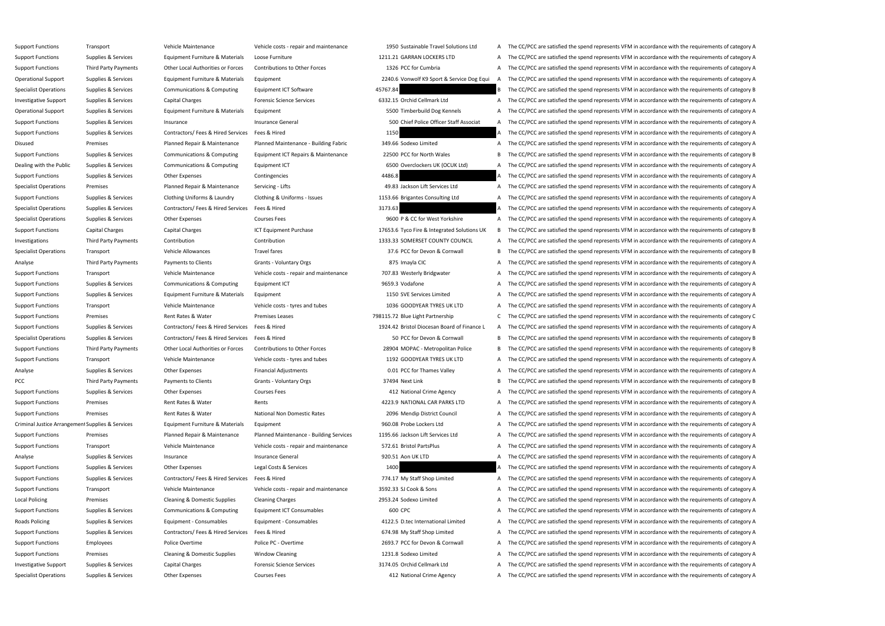| | | | | | | | |
|---|---|---|---|---|---|---|---|
| Support Functions | Transport | Vehicle Maintenance | Vehicle costs - repair and maintenance | 1950 | Sustainable Travel Solutions Ltd | A | The CC/PCC are satisfied the spend represents VFM in accordance with the requirements of category A |
| Support Functions | Supplies & Services | Equipment Furniture & Materials | Loose Furniture | 1211.21 | GARRAN LOCKERS LTD | A | The CC/PCC are satisfied the spend represents VFM in accordance with the requirements of category A |
| Support Functions | Third Party Payments | Other Local Authorities or Forces | Contributions to Other Forces | 1326 | PCC for Cumbria | A | The CC/PCC are satisfied the spend represents VFM in accordance with the requirements of category A |
| Operational Support | Supplies & Services | Equipment Furniture & Materials | Equipment | 2240.6 | Vonwolf K9 Sport & Service Dog Equi | A | The CC/PCC are satisfied the spend represents VFM in accordance with the requirements of category A |
| Specialist Operations | Supplies & Services | Communications & Computing | Equipment ICT Software | 45767.84 | | B | The CC/PCC are satisfied the spend represents VFM in accordance with the requirements of category B |
| Investigative Support | Supplies & Services | Capital Charges | Forensic Science Services | 6332.15 | Orchid Cellmark Ltd | A | The CC/PCC are satisfied the spend represents VFM in accordance with the requirements of category A |
| Operational Support | Supplies & Services | Equipment Furniture & Materials | Equipment | 5500 | Timberbuild Dog Kennels | A | The CC/PCC are satisfied the spend represents VFM in accordance with the requirements of category A |
| Support Functions | Supplies & Services | Insurance | Insurance General | 500 | Chief Police Officer Staff Associat | A | The CC/PCC are satisfied the spend represents VFM in accordance with the requirements of category A |
| Support Functions | Supplies & Services | Contractors/ Fees & Hired Services | Fees & Hired | 1150 | | A | The CC/PCC are satisfied the spend represents VFM in accordance with the requirements of category A |
| Disused | Premises | Planned Repair & Maintenance | Planned Maintenance - Building Fabric | 349.66 | Sodexo Limited | A | The CC/PCC are satisfied the spend represents VFM in accordance with the requirements of category A |
| Support Functions | Supplies & Services | Communications & Computing | Equipment ICT Repairs & Maintenance | 22500 | PCC for North Wales | B | The CC/PCC are satisfied the spend represents VFM in accordance with the requirements of category B |
| Dealing with the Public | Supplies & Services | Communications & Computing | Equipment ICT | 6500 | Overclockers UK (OCUK Ltd) | A | The CC/PCC are satisfied the spend represents VFM in accordance with the requirements of category A |
| Support Functions | Supplies & Services | Other Expenses | Contingencies | 4486.8 | | A | The CC/PCC are satisfied the spend represents VFM in accordance with the requirements of category A |
| Specialist Operations | Premises | Planned Repair & Maintenance | Servicing - Lifts | 49.83 | Jackson Lift Services Ltd | A | The CC/PCC are satisfied the spend represents VFM in accordance with the requirements of category A |
| Support Functions | Supplies & Services | Clothing Uniforms & Laundry | Clothing & Uniforms - Issues | 1153.66 | Brigantes Consulting Ltd | A | The CC/PCC are satisfied the spend represents VFM in accordance with the requirements of category A |
| Specialist Operations | Supplies & Services | Contractors/ Fees & Hired Services | Fees & Hired | 3173.63 | | A | The CC/PCC are satisfied the spend represents VFM in accordance with the requirements of category A |
| Specialist Operations | Supplies & Services | Other Expenses | Courses Fees | 9600 | P & CC for West Yorkshire | A | The CC/PCC are satisfied the spend represents VFM in accordance with the requirements of category A |
| Support Functions | Capital Charges | Capital Charges | ICT Equipment Purchase | 17653.6 | Tyco Fire & Integrated Solutions UK | B | The CC/PCC are satisfied the spend represents VFM in accordance with the requirements of category B |
| Investigations | Third Party Payments | Contribution | Contribution | 1333.33 | SOMERSET COUNTY COUNCIL | A | The CC/PCC are satisfied the spend represents VFM in accordance with the requirements of category A |
| Specialist Operations | Transport | Vehicle Allowances | Travel fares | 37.6 | PCC for Devon & Cornwall | B | The CC/PCC are satisfied the spend represents VFM in accordance with the requirements of category B |
| Analyse | Third Party Payments | Payments to Clients | Grants - Voluntary Orgs | 875 | Imayla CIC | A | The CC/PCC are satisfied the spend represents VFM in accordance with the requirements of category A |
| Support Functions | Transport | Vehicle Maintenance | Vehicle costs - repair and maintenance | 707.83 | Westerly Bridgwater | A | The CC/PCC are satisfied the spend represents VFM in accordance with the requirements of category A |
| Support Functions | Supplies & Services | Communications & Computing | Equipment ICT | 9659.3 | Vodafone | A | The CC/PCC are satisfied the spend represents VFM in accordance with the requirements of category A |
| Support Functions | Supplies & Services | Equipment Furniture & Materials | Equipment | 1150 | SVE Services Limited | A | The CC/PCC are satisfied the spend represents VFM in accordance with the requirements of category A |
| Support Functions | Transport | Vehicle Maintenance | Vehicle costs - tyres and tubes | 1036 | GOODYEAR TYRES UK LTD | A | The CC/PCC are satisfied the spend represents VFM in accordance with the requirements of category A |
| Support Functions | Premises | Rent Rates & Water | Premises Leases | 798115.72 | Blue Light Partnership | C | The CC/PCC are satisfied the spend represents VFM in accordance with the requirements of category C |
| Support Functions | Supplies & Services | Contractors/ Fees & Hired Services | Fees & Hired | 1924.42 | Bristol Diocesan Board of Finance L | A | The CC/PCC are satisfied the spend represents VFM in accordance with the requirements of category A |
| Specialist Operations | Supplies & Services | Contractors/ Fees & Hired Services | Fees & Hired | 50 | PCC for Devon & Cornwall | B | The CC/PCC are satisfied the spend represents VFM in accordance with the requirements of category B |
| Support Functions | Third Party Payments | Other Local Authorities or Forces | Contributions to Other Forces | 28904 | MOPAC - Metropolitan Police | B | The CC/PCC are satisfied the spend represents VFM in accordance with the requirements of category B |
| Support Functions | Transport | Vehicle Maintenance | Vehicle costs - tyres and tubes | 1192 | GOODYEAR TYRES UK LTD | A | The CC/PCC are satisfied the spend represents VFM in accordance with the requirements of category A |
| Analyse | Supplies & Services | Other Expenses | Financial Adjustments | 0.01 | PCC for Thames Valley | A | The CC/PCC are satisfied the spend represents VFM in accordance with the requirements of category A |
| PCC | Third Party Payments | Payments to Clients | Grants - Voluntary Orgs | 37494 | Next Link | B | The CC/PCC are satisfied the spend represents VFM in accordance with the requirements of category B |
| Support Functions | Supplies & Services | Other Expenses | Courses Fees | 412 | National Crime Agency | A | The CC/PCC are satisfied the spend represents VFM in accordance with the requirements of category A |
| Support Functions | Premises | Rent Rates & Water | Rents | 4223.9 | NATIONAL CAR PARKS LTD | A | The CC/PCC are satisfied the spend represents VFM in accordance with the requirements of category A |
| Support Functions | Premises | Rent Rates & Water | National Non Domestic Rates | 2096 | Mendip District Council | A | The CC/PCC are satisfied the spend represents VFM in accordance with the requirements of category A |
| Criminal Justice Arrangement | Supplies & Services | Equipment Furniture & Materials | Equipment | 960.08 | Probe Lockers Ltd | A | The CC/PCC are satisfied the spend represents VFM in accordance with the requirements of category A |
| Support Functions | Premises | Planned Repair & Maintenance | Planned Maintenance - Building Services | 1195.66 | Jackson Lift Services Ltd | A | The CC/PCC are satisfied the spend represents VFM in accordance with the requirements of category A |
| Support Functions | Transport | Vehicle Maintenance | Vehicle costs - repair and maintenance | 572.61 | Bristol PartsPlus | A | The CC/PCC are satisfied the spend represents VFM in accordance with the requirements of category A |
| Analyse | Supplies & Services | Insurance | Insurance General | 920.51 | Aon UK LTD | A | The CC/PCC are satisfied the spend represents VFM in accordance with the requirements of category A |
| Support Functions | Supplies & Services | Other Expenses | Legal Costs & Services | 1400 | | A | The CC/PCC are satisfied the spend represents VFM in accordance with the requirements of category A |
| Support Functions | Supplies & Services | Contractors/ Fees & Hired Services | Fees & Hired | 774.17 | My Staff Shop Limited | A | The CC/PCC are satisfied the spend represents VFM in accordance with the requirements of category A |
| Support Functions | Transport | Vehicle Maintenance | Vehicle costs - repair and maintenance | 3592.33 | SJ Cook & Sons | A | The CC/PCC are satisfied the spend represents VFM in accordance with the requirements of category A |
| Local Policing | Premises | Cleaning & Domestic Supplies | Cleaning Charges | 2953.24 | Sodexo Limited | A | The CC/PCC are satisfied the spend represents VFM in accordance with the requirements of category A |
| Support Functions | Supplies & Services | Communications & Computing | Equipment ICT Consumables | 600 | CPC | A | The CC/PCC are satisfied the spend represents VFM in accordance with the requirements of category A |
| Roads Policing | Supplies & Services | Equipment - Consumables | Equipment - Consumables | 4122.5 | D.tec International Limited | A | The CC/PCC are satisfied the spend represents VFM in accordance with the requirements of category A |
| Support Functions | Supplies & Services | Contractors/ Fees & Hired Services | Fees & Hired | 674.98 | My Staff Shop Limited | A | The CC/PCC are satisfied the spend represents VFM in accordance with the requirements of category A |
| Support Functions | Employees | Police Overtime | Police PC - Overtime | 2693.7 | PCC for Devon & Cornwall | A | The CC/PCC are satisfied the spend represents VFM in accordance with the requirements of category A |
| Support Functions | Premises | Cleaning & Domestic Supplies | Window Cleaning | 1231.8 | Sodexo Limited | A | The CC/PCC are satisfied the spend represents VFM in accordance with the requirements of category A |
| Investigative Support | Supplies & Services | Capital Charges | Forensic Science Services | 3174.05 | Orchid Cellmark Ltd | A | The CC/PCC are satisfied the spend represents VFM in accordance with the requirements of category A |
| Specialist Operations | Supplies & Services | Other Expenses | Courses Fees | 412 | National Crime Agency | A | The CC/PCC are satisfied the spend represents VFM in accordance with the requirements of category A |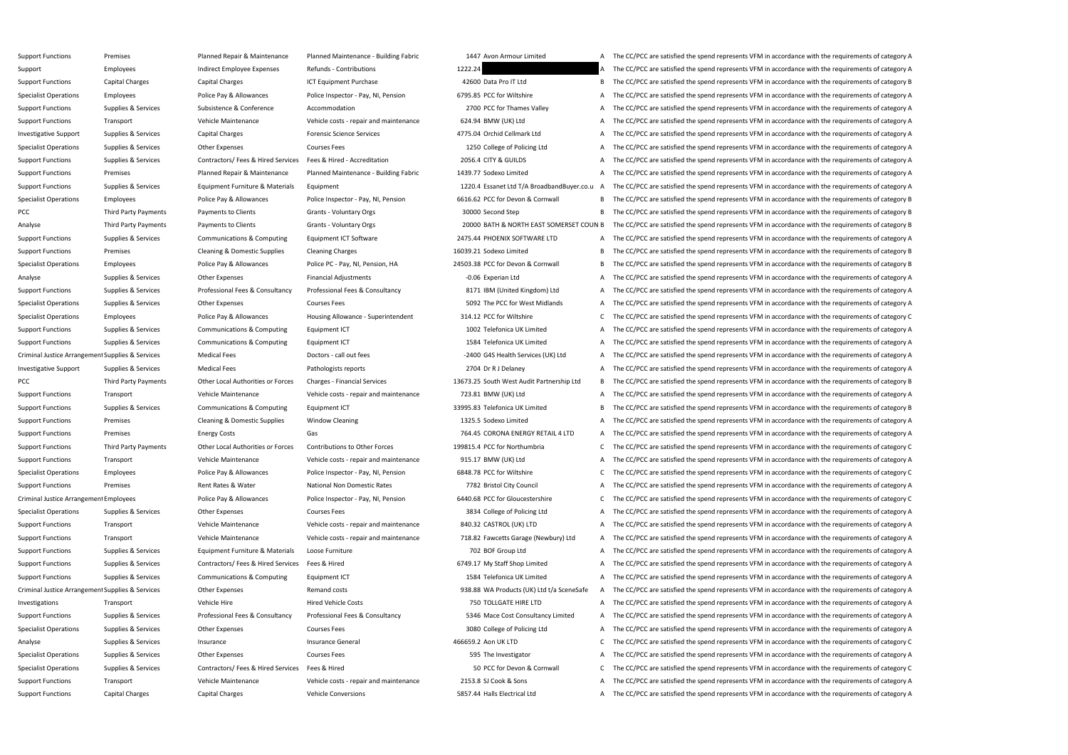| | | | | | | | |
|---|---|---|---|---|---|---|---|
| Support Functions | Premises | Planned Repair & Maintenance | Planned Maintenance - Building Fabric | 1447 | Avon Armour Limited | A | The CC/PCC are satisfied the spend represents VFM in accordance with the requirements of category A |
| Support | Employees | Indirect Employee Expenses | Refunds - Contributions | 1222.24 | | A | The CC/PCC are satisfied the spend represents VFM in accordance with the requirements of category A |
| Support Functions | Capital Charges | Capital Charges | ICT Equipment Purchase | 42600 | Data Pro IT Ltd | B | The CC/PCC are satisfied the spend represents VFM in accordance with the requirements of category B |
| Specialist Operations | Employees | Police Pay & Allowances | Police Inspector - Pay, NI, Pension | 6795.85 | PCC for Wiltshire | A | The CC/PCC are satisfied the spend represents VFM in accordance with the requirements of category A |
| Support Functions | Supplies & Services | Subsistence & Conference | Accommodation | 2700 | PCC for Thames Valley | A | The CC/PCC are satisfied the spend represents VFM in accordance with the requirements of category A |
| Support Functions | Transport | Vehicle Maintenance | Vehicle costs - repair and maintenance | 624.94 | BMW (UK) Ltd | A | The CC/PCC are satisfied the spend represents VFM in accordance with the requirements of category A |
| Investigative Support | Supplies & Services | Capital Charges | Forensic Science Services | 4775.04 | Orchid Cellmark Ltd | A | The CC/PCC are satisfied the spend represents VFM in accordance with the requirements of category A |
| Specialist Operations | Supplies & Services | Other Expenses | Courses Fees | 1250 | College of Policing Ltd | A | The CC/PCC are satisfied the spend represents VFM in accordance with the requirements of category A |
| Support Functions | Supplies & Services | Contractors/ Fees & Hired Services | Fees & Hired - Accreditation | 2056.4 | CITY & GUILDS | A | The CC/PCC are satisfied the spend represents VFM in accordance with the requirements of category A |
| Support Functions | Premises | Planned Repair & Maintenance | Planned Maintenance - Building Fabric | 1439.77 | Sodexo Limited | A | The CC/PCC are satisfied the spend represents VFM in accordance with the requirements of category A |
| Support Functions | Supplies & Services | Equipment Furniture & Materials | Equipment | 1220.4 | Essanet Ltd T/A BroadbandBuyer.co.u | A | The CC/PCC are satisfied the spend represents VFM in accordance with the requirements of category A |
| Specialist Operations | Employees | Police Pay & Allowances | Police Inspector - Pay, NI, Pension | 6616.62 | PCC for Devon & Cornwall | B | The CC/PCC are satisfied the spend represents VFM in accordance with the requirements of category B |
| PCC | Third Party Payments | Payments to Clients | Grants - Voluntary Orgs | 30000 | Second Step | B | The CC/PCC are satisfied the spend represents VFM in accordance with the requirements of category B |
| Analyse | Third Party Payments | Payments to Clients | Grants - Voluntary Orgs | 20000 | BATH & NORTH EAST SOMERSET COUN | B | The CC/PCC are satisfied the spend represents VFM in accordance with the requirements of category B |
| Support Functions | Supplies & Services | Communications & Computing | Equipment ICT Software | 2475.44 | PHOENIX SOFTWARE LTD | A | The CC/PCC are satisfied the spend represents VFM in accordance with the requirements of category A |
| Support Functions | Premises | Cleaning & Domestic Supplies | Cleaning Charges | 16039.21 | Sodexo Limited | B | The CC/PCC are satisfied the spend represents VFM in accordance with the requirements of category B |
| Specialist Operations | Employees | Police Pay & Allowances | Police PC - Pay, NI, Pension, HA | 24503.38 | PCC for Devon & Cornwall | B | The CC/PCC are satisfied the spend represents VFM in accordance with the requirements of category B |
| Analyse | Supplies & Services | Other Expenses | Financial Adjustments | -0.06 | Experian Ltd | A | The CC/PCC are satisfied the spend represents VFM in accordance with the requirements of category A |
| Support Functions | Supplies & Services | Professional Fees & Consultancy | Professional Fees & Consultancy | 8171 | IBM (United Kingdom) Ltd | A | The CC/PCC are satisfied the spend represents VFM in accordance with the requirements of category A |
| Specialist Operations | Supplies & Services | Other Expenses | Courses Fees | 5092 | The PCC for West Midlands | A | The CC/PCC are satisfied the spend represents VFM in accordance with the requirements of category A |
| Specialist Operations | Employees | Police Pay & Allowances | Housing Allowance - Superintendent | 314.12 | PCC for Wiltshire | C | The CC/PCC are satisfied the spend represents VFM in accordance with the requirements of category C |
| Support Functions | Supplies & Services | Communications & Computing | Equipment ICT | 1002 | Telefonica UK Limited | A | The CC/PCC are satisfied the spend represents VFM in accordance with the requirements of category A |
| Support Functions | Supplies & Services | Communications & Computing | Equipment ICT | 1584 | Telefonica UK Limited | A | The CC/PCC are satisfied the spend represents VFM in accordance with the requirements of category A |
| Criminal Justice Arrangement | Supplies & Services | Medical Fees | Doctors - call out fees | -2400 | G4S Health Services (UK) Ltd | A | The CC/PCC are satisfied the spend represents VFM in accordance with the requirements of category A |
| Investigative Support | Supplies & Services | Medical Fees | Pathologists reports | 2704 | Dr R J Delaney | A | The CC/PCC are satisfied the spend represents VFM in accordance with the requirements of category A |
| PCC | Third Party Payments | Other Local Authorities or Forces | Charges - Financial Services | 13673.25 | South West Audit Partnership Ltd | B | The CC/PCC are satisfied the spend represents VFM in accordance with the requirements of category B |
| Support Functions | Transport | Vehicle Maintenance | Vehicle costs - repair and maintenance | 723.81 | BMW (UK) Ltd | A | The CC/PCC are satisfied the spend represents VFM in accordance with the requirements of category A |
| Support Functions | Supplies & Services | Communications & Computing | Equipment ICT | 33995.83 | Telefonica UK Limited | B | The CC/PCC are satisfied the spend represents VFM in accordance with the requirements of category B |
| Support Functions | Premises | Cleaning & Domestic Supplies | Window Cleaning | 1325.5 | Sodexo Limited | A | The CC/PCC are satisfied the spend represents VFM in accordance with the requirements of category A |
| Support Functions | Premises | Energy Costs | Gas | 764.45 | CORONA ENERGY RETAIL 4 LTD | A | The CC/PCC are satisfied the spend represents VFM in accordance with the requirements of category A |
| Support Functions | Third Party Payments | Other Local Authorities or Forces | Contributions to Other Forces | 199815.4 | PCC for Northumbria | C | The CC/PCC are satisfied the spend represents VFM in accordance with the requirements of category C |
| Support Functions | Transport | Vehicle Maintenance | Vehicle costs - repair and maintenance | 915.17 | BMW (UK) Ltd | A | The CC/PCC are satisfied the spend represents VFM in accordance with the requirements of category A |
| Specialist Operations | Employees | Police Pay & Allowances | Police Inspector - Pay, NI, Pension | 6848.78 | PCC for Wiltshire | C | The CC/PCC are satisfied the spend represents VFM in accordance with the requirements of category C |
| Support Functions | Premises | Rent Rates & Water | National Non Domestic Rates | 7782 | Bristol City Council | A | The CC/PCC are satisfied the spend represents VFM in accordance with the requirements of category A |
| Criminal Justice Arrangement | Employees | Police Pay & Allowances | Police Inspector - Pay, NI, Pension | 6440.68 | PCC for Gloucestershire | C | The CC/PCC are satisfied the spend represents VFM in accordance with the requirements of category C |
| Specialist Operations | Supplies & Services | Other Expenses | Courses Fees | 3834 | College of Policing Ltd | A | The CC/PCC are satisfied the spend represents VFM in accordance with the requirements of category A |
| Support Functions | Transport | Vehicle Maintenance | Vehicle costs - repair and maintenance | 840.32 | CASTROL (UK) LTD | A | The CC/PCC are satisfied the spend represents VFM in accordance with the requirements of category A |
| Support Functions | Transport | Vehicle Maintenance | Vehicle costs - repair and maintenance | 718.82 | Fawcetts Garage (Newbury) Ltd | A | The CC/PCC are satisfied the spend represents VFM in accordance with the requirements of category A |
| Support Functions | Supplies & Services | Equipment Furniture & Materials | Loose Furniture | 702 | BOF Group Ltd | A | The CC/PCC are satisfied the spend represents VFM in accordance with the requirements of category A |
| Support Functions | Supplies & Services | Contractors/ Fees & Hired Services | Fees & Hired | 6749.17 | My Staff Shop Limited | A | The CC/PCC are satisfied the spend represents VFM in accordance with the requirements of category A |
| Support Functions | Supplies & Services | Communications & Computing | Equipment ICT | 1584 | Telefonica UK Limited | A | The CC/PCC are satisfied the spend represents VFM in accordance with the requirements of category A |
| Criminal Justice Arrangement | Supplies & Services | Other Expenses | Remand costs | 938.88 | WA Products (UK) Ltd t/a SceneSafe | A | The CC/PCC are satisfied the spend represents VFM in accordance with the requirements of category A |
| Investigations | Transport | Vehicle Hire | Hired Vehicle Costs | 750 | TOLLGATE HIRE LTD | A | The CC/PCC are satisfied the spend represents VFM in accordance with the requirements of category A |
| Support Functions | Supplies & Services | Professional Fees & Consultancy | Professional Fees & Consultancy | 5346 | Mace Cost Consultancy Limited | A | The CC/PCC are satisfied the spend represents VFM in accordance with the requirements of category A |
| Specialist Operations | Supplies & Services | Other Expenses | Courses Fees | 3080 | College of Policing Ltd | A | The CC/PCC are satisfied the spend represents VFM in accordance with the requirements of category A |
| Analyse | Supplies & Services | Insurance | Insurance General | 466659.2 | Aon UK LTD | C | The CC/PCC are satisfied the spend represents VFM in accordance with the requirements of category C |
| Specialist Operations | Supplies & Services | Other Expenses | Courses Fees | 595 | The Investigator | A | The CC/PCC are satisfied the spend represents VFM in accordance with the requirements of category A |
| Specialist Operations | Supplies & Services | Contractors/ Fees & Hired Services | Fees & Hired | 50 | PCC for Devon & Cornwall | C | The CC/PCC are satisfied the spend represents VFM in accordance with the requirements of category C |
| Support Functions | Transport | Vehicle Maintenance | Vehicle costs - repair and maintenance | 2153.8 | SJ Cook & Sons | A | The CC/PCC are satisfied the spend represents VFM in accordance with the requirements of category A |
| Support Functions | Capital Charges | Capital Charges | Vehicle Conversions | 5857.44 | Halls Electrical Ltd | A | The CC/PCC are satisfied the spend represents VFM in accordance with the requirements of category A |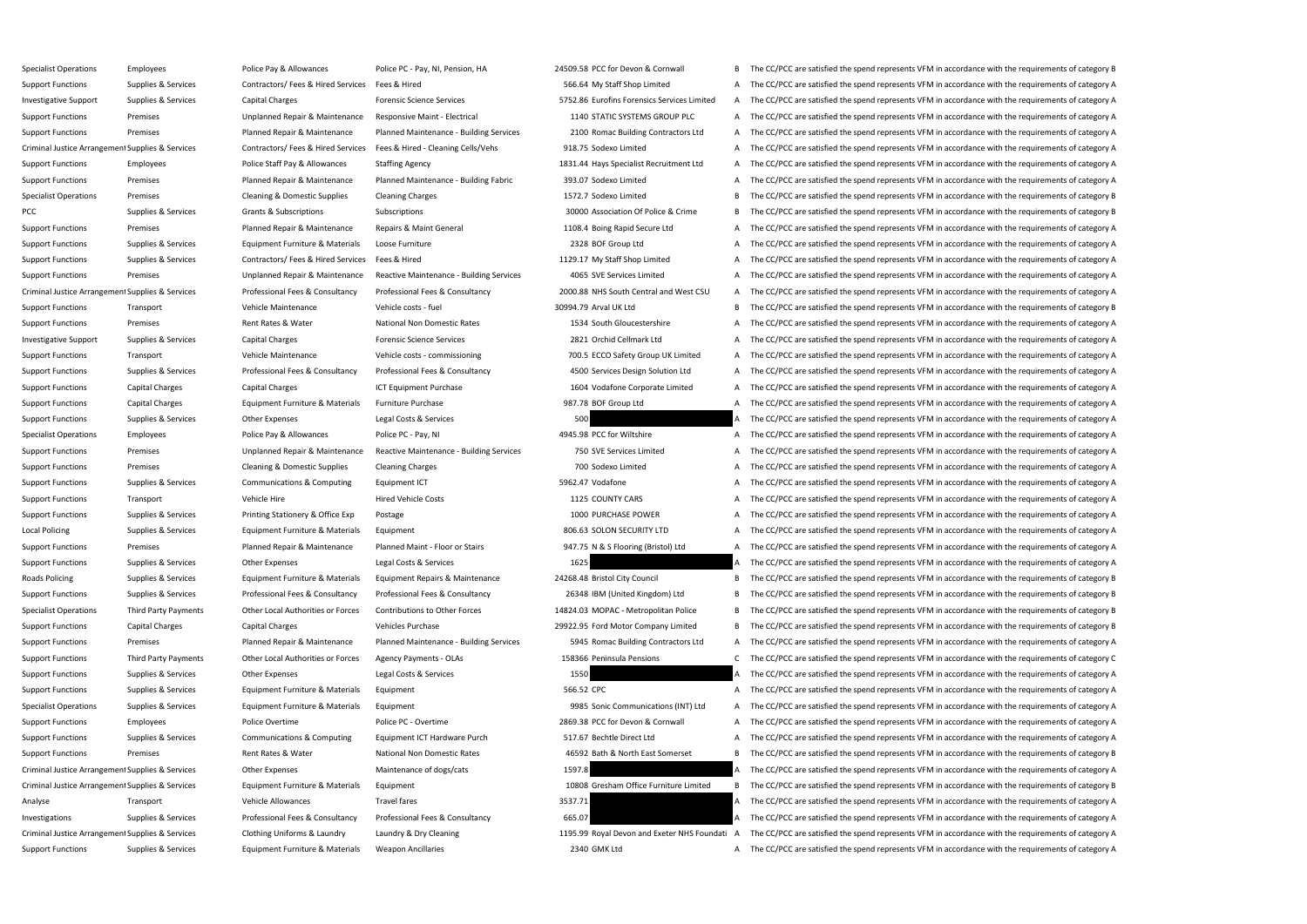| | | | | | | | |
|---|---|---|---|---|---|---|---|
| Specialist Operations | Employees | Police Pay & Allowances | Police PC - Pay, NI, Pension, HA | 24509.58 | PCC for Devon & Cornwall | B | The CC/PCC are satisfied the spend represents VFM in accordance with the requirements of category B |
| Support Functions | Supplies & Services | Contractors/ Fees & Hired Services | Fees & Hired | 566.64 | My Staff Shop Limited | A | The CC/PCC are satisfied the spend represents VFM in accordance with the requirements of category A |
| Investigative Support | Supplies & Services | Capital Charges | Forensic Science Services | 5752.86 | Eurofins Forensics Services Limited | A | The CC/PCC are satisfied the spend represents VFM in accordance with the requirements of category A |
| Support Functions | Premises | Unplanned Repair & Maintenance | Responsive Maint - Electrical | 1140 | STATIC SYSTEMS GROUP PLC | A | The CC/PCC are satisfied the spend represents VFM in accordance with the requirements of category A |
| Support Functions | Premises | Planned Repair & Maintenance | Planned Maintenance - Building Services | 2100 | Romac Building Contractors Ltd | A | The CC/PCC are satisfied the spend represents VFM in accordance with the requirements of category A |
| Criminal Justice Arrangement | Supplies & Services | Contractors/ Fees & Hired Services | Fees & Hired - Cleaning Cells/Vehs | 918.75 | Sodexo Limited | A | The CC/PCC are satisfied the spend represents VFM in accordance with the requirements of category A |
| Support Functions | Employees | Police Staff Pay & Allowances | Staffing Agency | 1831.44 | Hays Specialist Recruitment Ltd | A | The CC/PCC are satisfied the spend represents VFM in accordance with the requirements of category A |
| Support Functions | Premises | Planned Repair & Maintenance | Planned Maintenance - Building Fabric | 393.07 | Sodexo Limited | A | The CC/PCC are satisfied the spend represents VFM in accordance with the requirements of category A |
| Specialist Operations | Premises | Cleaning & Domestic Supplies | Cleaning Charges | 1572.7 | Sodexo Limited | B | The CC/PCC are satisfied the spend represents VFM in accordance with the requirements of category B |
| PCC | Supplies & Services | Grants & Subscriptions | Subscriptions | 30000 | Association Of Police & Crime | B | The CC/PCC are satisfied the spend represents VFM in accordance with the requirements of category B |
| Support Functions | Premises | Planned Repair & Maintenance | Repairs & Maint General | 1108.4 | Boing Rapid Secure Ltd | A | The CC/PCC are satisfied the spend represents VFM in accordance with the requirements of category A |
| Support Functions | Supplies & Services | Equipment Furniture & Materials | Loose Furniture | 2328 | BOF Group Ltd | A | The CC/PCC are satisfied the spend represents VFM in accordance with the requirements of category A |
| Support Functions | Supplies & Services | Contractors/ Fees & Hired Services | Fees & Hired | 1129.17 | My Staff Shop Limited | A | The CC/PCC are satisfied the spend represents VFM in accordance with the requirements of category A |
| Support Functions | Premises | Unplanned Repair & Maintenance | Reactive Maintenance - Building Services | 4065 | SVE Services Limited | A | The CC/PCC are satisfied the spend represents VFM in accordance with the requirements of category A |
| Criminal Justice Arrangement | Supplies & Services | Professional Fees & Consultancy | Professional Fees & Consultancy | 2000.88 | NHS South Central and West CSU | A | The CC/PCC are satisfied the spend represents VFM in accordance with the requirements of category A |
| Support Functions | Transport | Vehicle Maintenance | Vehicle costs - fuel | 30994.79 | Arval UK Ltd | B | The CC/PCC are satisfied the spend represents VFM in accordance with the requirements of category B |
| Support Functions | Premises | Rent Rates & Water | National Non Domestic Rates | 1534 | South Gloucestershire | A | The CC/PCC are satisfied the spend represents VFM in accordance with the requirements of category A |
| Investigative Support | Supplies & Services | Capital Charges | Forensic Science Services | 2821 | Orchid Cellmark Ltd | A | The CC/PCC are satisfied the spend represents VFM in accordance with the requirements of category A |
| Support Functions | Transport | Vehicle Maintenance | Vehicle costs - commissioning | 700.5 | ECCO Safety Group UK Limited | A | The CC/PCC are satisfied the spend represents VFM in accordance with the requirements of category A |
| Support Functions | Supplies & Services | Professional Fees & Consultancy | Professional Fees & Consultancy | 4500 | Services Design Solution Ltd | A | The CC/PCC are satisfied the spend represents VFM in accordance with the requirements of category A |
| Support Functions | Capital Charges | Capital Charges | ICT Equipment Purchase | 1604 | Vodafone Corporate Limited | A | The CC/PCC are satisfied the spend represents VFM in accordance with the requirements of category A |
| Support Functions | Capital Charges | Equipment Furniture & Materials | Furniture Purchase | 987.78 | BOF Group Ltd | A | The CC/PCC are satisfied the spend represents VFM in accordance with the requirements of category A |
| Support Functions | Supplies & Services | Other Expenses | Legal Costs & Services | 500 | | A | The CC/PCC are satisfied the spend represents VFM in accordance with the requirements of category A |
| Specialist Operations | Employees | Police Pay & Allowances | Police PC - Pay, NI | 4945.98 | PCC for Wiltshire | A | The CC/PCC are satisfied the spend represents VFM in accordance with the requirements of category A |
| Support Functions | Premises | Unplanned Repair & Maintenance | Reactive Maintenance - Building Services | 750 | SVE Services Limited | A | The CC/PCC are satisfied the spend represents VFM in accordance with the requirements of category A |
| Support Functions | Premises | Cleaning & Domestic Supplies | Cleaning Charges | 700 | Sodexo Limited | A | The CC/PCC are satisfied the spend represents VFM in accordance with the requirements of category A |
| Support Functions | Supplies & Services | Communications & Computing | Equipment ICT | 5962.47 | Vodafone | A | The CC/PCC are satisfied the spend represents VFM in accordance with the requirements of category A |
| Support Functions | Transport | Vehicle Hire | Hired Vehicle Costs | 1125 | COUNTY CARS | A | The CC/PCC are satisfied the spend represents VFM in accordance with the requirements of category A |
| Support Functions | Supplies & Services | Printing Stationery & Office Exp | Postage | 1000 | PURCHASE POWER | A | The CC/PCC are satisfied the spend represents VFM in accordance with the requirements of category A |
| Local Policing | Supplies & Services | Equipment Furniture & Materials | Equipment | 806.63 | SOLON SECURITY LTD | A | The CC/PCC are satisfied the spend represents VFM in accordance with the requirements of category A |
| Support Functions | Premises | Planned Repair & Maintenance | Planned Maint - Floor or Stairs | 947.75 | N & S Flooring (Bristol) Ltd | A | The CC/PCC are satisfied the spend represents VFM in accordance with the requirements of category A |
| Support Functions | Supplies & Services | Other Expenses | Legal Costs & Services | 1625 | | A | The CC/PCC are satisfied the spend represents VFM in accordance with the requirements of category A |
| Roads Policing | Supplies & Services | Equipment Furniture & Materials | Equipment Repairs & Maintenance | 24268.48 | Bristol City Council | B | The CC/PCC are satisfied the spend represents VFM in accordance with the requirements of category B |
| Support Functions | Supplies & Services | Professional Fees & Consultancy | Professional Fees & Consultancy | 26348 | IBM (United Kingdom) Ltd | B | The CC/PCC are satisfied the spend represents VFM in accordance with the requirements of category B |
| Specialist Operations | Third Party Payments | Other Local Authorities or Forces | Contributions to Other Forces | 14824.03 | MOPAC - Metropolitan Police | B | The CC/PCC are satisfied the spend represents VFM in accordance with the requirements of category B |
| Support Functions | Capital Charges | Capital Charges | Vehicles Purchase | 29922.95 | Ford Motor Company Limited | B | The CC/PCC are satisfied the spend represents VFM in accordance with the requirements of category B |
| Support Functions | Premises | Planned Repair & Maintenance | Planned Maintenance - Building Services | 5945 | Romac Building Contractors Ltd | A | The CC/PCC are satisfied the spend represents VFM in accordance with the requirements of category A |
| Support Functions | Third Party Payments | Other Local Authorities or Forces | Agency Payments - OLAs | 158366 | Peninsula Pensions | C | The CC/PCC are satisfied the spend represents VFM in accordance with the requirements of category C |
| Support Functions | Supplies & Services | Other Expenses | Legal Costs & Services | 1550 | | A | The CC/PCC are satisfied the spend represents VFM in accordance with the requirements of category A |
| Support Functions | Supplies & Services | Equipment Furniture & Materials | Equipment | 566.52 | CPC | A | The CC/PCC are satisfied the spend represents VFM in accordance with the requirements of category A |
| Specialist Operations | Supplies & Services | Equipment Furniture & Materials | Equipment | 9985 | Sonic Communications (INT) Ltd | A | The CC/PCC are satisfied the spend represents VFM in accordance with the requirements of category A |
| Support Functions | Employees | Police Overtime | Police PC - Overtime | 2869.38 | PCC for Devon & Cornwall | A | The CC/PCC are satisfied the spend represents VFM in accordance with the requirements of category A |
| Support Functions | Supplies & Services | Communications & Computing | Equipment ICT Hardware Purch | 517.67 | Bechtle Direct Ltd | A | The CC/PCC are satisfied the spend represents VFM in accordance with the requirements of category A |
| Support Functions | Premises | Rent Rates & Water | National Non Domestic Rates | 46592 | Bath & North East Somerset | B | The CC/PCC are satisfied the spend represents VFM in accordance with the requirements of category B |
| Criminal Justice Arrangement | Supplies & Services | Other Expenses | Maintenance of dogs/cats | 1597.8 | | A | The CC/PCC are satisfied the spend represents VFM in accordance with the requirements of category A |
| Criminal Justice Arrangement | Supplies & Services | Equipment Furniture & Materials | Equipment | 10808 | Gresham Office Furniture Limited | B | The CC/PCC are satisfied the spend represents VFM in accordance with the requirements of category B |
| Analyse | Transport | Vehicle Allowances | Travel fares | 3537.71 | | A | The CC/PCC are satisfied the spend represents VFM in accordance with the requirements of category A |
| Investigations | Supplies & Services | Professional Fees & Consultancy | Professional Fees & Consultancy | 665.07 | | A | The CC/PCC are satisfied the spend represents VFM in accordance with the requirements of category A |
| Criminal Justice Arrangement | Supplies & Services | Clothing Uniforms & Laundry | Laundry & Dry Cleaning | 1195.99 | Royal Devon and Exeter NHS Foundati | A | The CC/PCC are satisfied the spend represents VFM in accordance with the requirements of category A |
| Support Functions | Supplies & Services | Equipment Furniture & Materials | Weapon Ancillaries | 2340 | GMK Ltd | A | The CC/PCC are satisfied the spend represents VFM in accordance with the requirements of category A |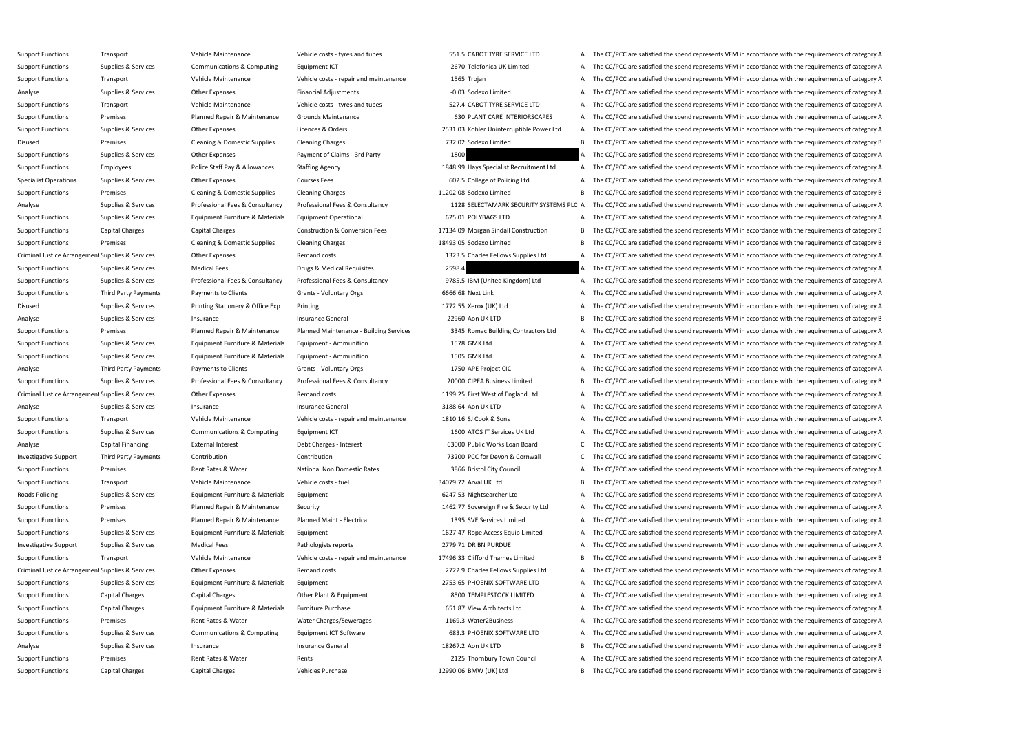| | | | | | | | |
|---|---|---|---|---|---|---|---|
| Support Functions | Transport | Vehicle Maintenance | Vehicle costs - tyres and tubes | 551.5 | CABOT TYRE SERVICE LTD | A | The CC/PCC are satisfied the spend represents VFM in accordance with the requirements of category A |
| Support Functions | Supplies & Services | Communications & Computing | Equipment ICT | 2670 | Telefonica UK Limited | A | The CC/PCC are satisfied the spend represents VFM in accordance with the requirements of category A |
| Support Functions | Transport | Vehicle Maintenance | Vehicle costs - repair and maintenance | 1565 | Trojan | A | The CC/PCC are satisfied the spend represents VFM in accordance with the requirements of category A |
| Analyse | Supplies & Services | Other Expenses | Financial Adjustments | -0.03 | Sodexo Limited | A | The CC/PCC are satisfied the spend represents VFM in accordance with the requirements of category A |
| Support Functions | Transport | Vehicle Maintenance | Vehicle costs - tyres and tubes | 527.4 | CABOT TYRE SERVICE LTD | A | The CC/PCC are satisfied the spend represents VFM in accordance with the requirements of category A |
| Support Functions | Premises | Planned Repair & Maintenance | Grounds Maintenance | 630 | PLANT CARE INTERIORSCAPES | A | The CC/PCC are satisfied the spend represents VFM in accordance with the requirements of category A |
| Support Functions | Supplies & Services | Other Expenses | Licences & Orders | 2531.03 | Kohler Uninterruptible Power Ltd | A | The CC/PCC are satisfied the spend represents VFM in accordance with the requirements of category A |
| Disused | Premises | Cleaning & Domestic Supplies | Cleaning Charges | 732.02 | Sodexo Limited | B | The CC/PCC are satisfied the spend represents VFM in accordance with the requirements of category B |
| Support Functions | Supplies & Services | Other Expenses | Payment of Claims - 3rd Party | 1800 | | A | The CC/PCC are satisfied the spend represents VFM in accordance with the requirements of category A |
| Support Functions | Employees | Police Staff Pay & Allowances | Staffing Agency | 1848.99 | Hays Specialist Recruitment Ltd | A | The CC/PCC are satisfied the spend represents VFM in accordance with the requirements of category A |
| Specialist Operations | Supplies & Services | Other Expenses | Courses Fees | 602.5 | College of Policing Ltd | A | The CC/PCC are satisfied the spend represents VFM in accordance with the requirements of category A |
| Support Functions | Premises | Cleaning & Domestic Supplies | Cleaning Charges | 11202.08 | Sodexo Limited | B | The CC/PCC are satisfied the spend represents VFM in accordance with the requirements of category B |
| Analyse | Supplies & Services | Professional Fees & Consultancy | Professional Fees & Consultancy | 1128 | SELECTAMARK SECURITY SYSTEMS PLC | A | The CC/PCC are satisfied the spend represents VFM in accordance with the requirements of category A |
| Support Functions | Supplies & Services | Equipment Furniture & Materials | Equipment Operational | 625.01 | POLYBAGS LTD | A | The CC/PCC are satisfied the spend represents VFM in accordance with the requirements of category A |
| Support Functions | Capital Charges | Capital Charges | Construction & Conversion Fees | 17134.09 | Morgan Sindall Construction | B | The CC/PCC are satisfied the spend represents VFM in accordance with the requirements of category B |
| Support Functions | Premises | Cleaning & Domestic Supplies | Cleaning Charges | 18493.05 | Sodexo Limited | B | The CC/PCC are satisfied the spend represents VFM in accordance with the requirements of category B |
| Criminal Justice Arrangement | Supplies & Services | Other Expenses | Remand costs | 1323.5 | Charles Fellows Supplies Ltd | A | The CC/PCC are satisfied the spend represents VFM in accordance with the requirements of category A |
| Support Functions | Supplies & Services | Medical Fees | Drugs & Medical Requisites | 2598.4 | | A | The CC/PCC are satisfied the spend represents VFM in accordance with the requirements of category A |
| Support Functions | Supplies & Services | Professional Fees & Consultancy | Professional Fees & Consultancy | 9785.5 | IBM (United Kingdom) Ltd | A | The CC/PCC are satisfied the spend represents VFM in accordance with the requirements of category A |
| Support Functions | Third Party Payments | Payments to Clients | Grants - Voluntary Orgs | 6666.68 | Next Link | A | The CC/PCC are satisfied the spend represents VFM in accordance with the requirements of category A |
| Disused | Supplies & Services | Printing Stationery & Office Exp | Printing | 1772.55 | Xerox (UK) Ltd | A | The CC/PCC are satisfied the spend represents VFM in accordance with the requirements of category A |
| Analyse | Supplies & Services | Insurance | Insurance General | 22960 | Aon UK LTD | B | The CC/PCC are satisfied the spend represents VFM in accordance with the requirements of category B |
| Support Functions | Premises | Planned Repair & Maintenance | Planned Maintenance - Building Services | 3345 | Romac Building Contractors Ltd | A | The CC/PCC are satisfied the spend represents VFM in accordance with the requirements of category A |
| Support Functions | Supplies & Services | Equipment Furniture & Materials | Equipment - Ammunition | 1578 | GMK Ltd | A | The CC/PCC are satisfied the spend represents VFM in accordance with the requirements of category A |
| Support Functions | Supplies & Services | Equipment Furniture & Materials | Equipment - Ammunition | 1505 | GMK Ltd | A | The CC/PCC are satisfied the spend represents VFM in accordance with the requirements of category A |
| Analyse | Third Party Payments | Payments to Clients | Grants - Voluntary Orgs | 1750 | APE Project CIC | A | The CC/PCC are satisfied the spend represents VFM in accordance with the requirements of category A |
| Support Functions | Supplies & Services | Professional Fees & Consultancy | Professional Fees & Consultancy | 20000 | CIPFA Business Limited | B | The CC/PCC are satisfied the spend represents VFM in accordance with the requirements of category B |
| Criminal Justice Arrangement | Supplies & Services | Other Expenses | Remand costs | 1199.25 | First West of England Ltd | A | The CC/PCC are satisfied the spend represents VFM in accordance with the requirements of category A |
| Analyse | Supplies & Services | Insurance | Insurance General | 3188.64 | Aon UK LTD | A | The CC/PCC are satisfied the spend represents VFM in accordance with the requirements of category A |
| Support Functions | Transport | Vehicle Maintenance | Vehicle costs - repair and maintenance | 1810.16 | SJ Cook & Sons | A | The CC/PCC are satisfied the spend represents VFM in accordance with the requirements of category A |
| Support Functions | Supplies & Services | Communications & Computing | Equipment ICT | 1600 | ATOS IT Services UK Ltd | A | The CC/PCC are satisfied the spend represents VFM in accordance with the requirements of category A |
| Analyse | Capital Financing | External Interest | Debt Charges - Interest | 63000 | Public Works Loan Board | C | The CC/PCC are satisfied the spend represents VFM in accordance with the requirements of category C |
| Investigative Support | Third Party Payments | Contribution | Contribution | 73200 | PCC for Devon & Cornwall | C | The CC/PCC are satisfied the spend represents VFM in accordance with the requirements of category C |
| Support Functions | Premises | Rent Rates & Water | National Non Domestic Rates | 3866 | Bristol City Council | A | The CC/PCC are satisfied the spend represents VFM in accordance with the requirements of category A |
| Support Functions | Transport | Vehicle Maintenance | Vehicle costs - fuel | 34079.72 | Arval UK Ltd | B | The CC/PCC are satisfied the spend represents VFM in accordance with the requirements of category B |
| Roads Policing | Supplies & Services | Equipment Furniture & Materials | Equipment | 6247.53 | Nightsearcher Ltd | A | The CC/PCC are satisfied the spend represents VFM in accordance with the requirements of category A |
| Support Functions | Premises | Planned Repair & Maintenance | Security | 1462.77 | Sovereign Fire & Security Ltd | A | The CC/PCC are satisfied the spend represents VFM in accordance with the requirements of category A |
| Support Functions | Premises | Planned Repair & Maintenance | Planned Maint - Electrical | 1395 | SVE Services Limited | A | The CC/PCC are satisfied the spend represents VFM in accordance with the requirements of category A |
| Support Functions | Supplies & Services | Equipment Furniture & Materials | Equipment | 1627.47 | Rope Access Equip Limited | A | The CC/PCC are satisfied the spend represents VFM in accordance with the requirements of category A |
| Investigative Support | Supplies & Services | Medical Fees | Pathologists reports | 2779.71 | DR BN PURDUE | A | The CC/PCC are satisfied the spend represents VFM in accordance with the requirements of category A |
| Support Functions | Transport | Vehicle Maintenance | Vehicle costs - repair and maintenance | 17496.33 | Clifford Thames Limited | B | The CC/PCC are satisfied the spend represents VFM in accordance with the requirements of category B |
| Criminal Justice Arrangement | Supplies & Services | Other Expenses | Remand costs | 2722.9 | Charles Fellows Supplies Ltd | A | The CC/PCC are satisfied the spend represents VFM in accordance with the requirements of category A |
| Support Functions | Supplies & Services | Equipment Furniture & Materials | Equipment | 2753.65 | PHOENIX SOFTWARE LTD | A | The CC/PCC are satisfied the spend represents VFM in accordance with the requirements of category A |
| Support Functions | Capital Charges | Capital Charges | Other Plant & Equipment | 8500 | TEMPLESTOCK LIMITED | A | The CC/PCC are satisfied the spend represents VFM in accordance with the requirements of category A |
| Support Functions | Capital Charges | Equipment Furniture & Materials | Furniture Purchase | 651.87 | View Architects Ltd | A | The CC/PCC are satisfied the spend represents VFM in accordance with the requirements of category A |
| Support Functions | Premises | Rent Rates & Water | Water Charges/Sewerages | 1169.3 | Water2Business | A | The CC/PCC are satisfied the spend represents VFM in accordance with the requirements of category A |
| Support Functions | Supplies & Services | Communications & Computing | Equipment ICT Software | 683.3 | PHOENIX SOFTWARE LTD | A | The CC/PCC are satisfied the spend represents VFM in accordance with the requirements of category A |
| Analyse | Supplies & Services | Insurance | Insurance General | 18267.2 | Aon UK LTD | B | The CC/PCC are satisfied the spend represents VFM in accordance with the requirements of category B |
| Support Functions | Premises | Rent Rates & Water | Rents | 2125 | Thornbury Town Council | A | The CC/PCC are satisfied the spend represents VFM in accordance with the requirements of category A |
| Support Functions | Capital Charges | Capital Charges | Vehicles Purchase | 12990.06 | BMW (UK) Ltd | B | The CC/PCC are satisfied the spend represents VFM in accordance with the requirements of category B |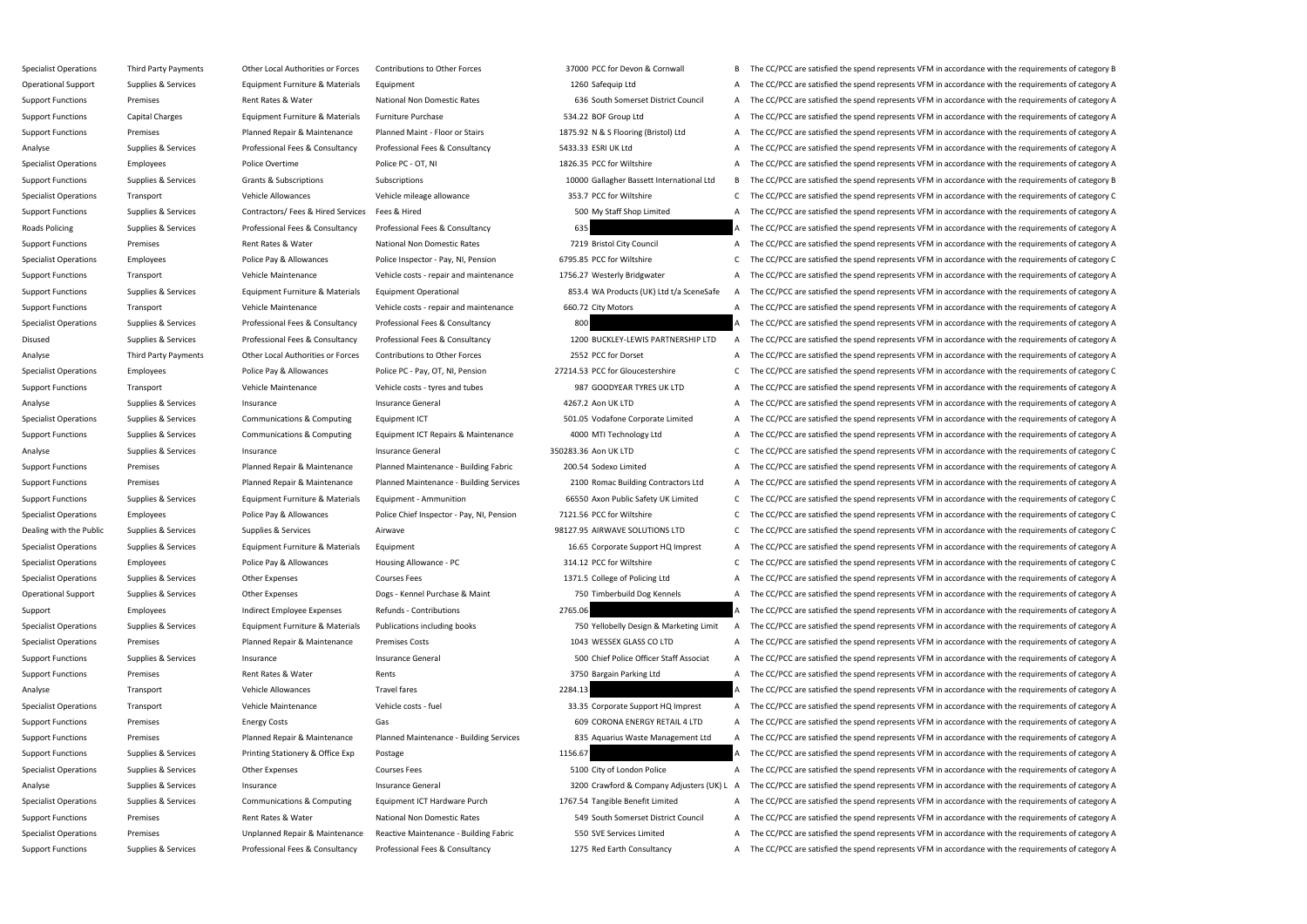| | | | | | | | |
|---|---|---|---|---|---|---|---|
| Specialist Operations | Third Party Payments | Other Local Authorities or Forces | Contributions to Other Forces | 37000 | PCC for Devon & Cornwall | B | The CC/PCC are satisfied the spend represents VFM in accordance with the requirements of category B |
| Operational Support | Supplies & Services | Equipment Furniture & Materials | Equipment | 1260 | Safequip Ltd | A | The CC/PCC are satisfied the spend represents VFM in accordance with the requirements of category A |
| Support Functions | Premises | Rent Rates & Water | National Non Domestic Rates | 636 | South Somerset District Council | A | The CC/PCC are satisfied the spend represents VFM in accordance with the requirements of category A |
| Support Functions | Capital Charges | Equipment Furniture & Materials | Furniture Purchase | 534.22 | BOF Group Ltd | A | The CC/PCC are satisfied the spend represents VFM in accordance with the requirements of category A |
| Support Functions | Premises | Planned Repair & Maintenance | Planned Maint - Floor or Stairs | 1875.92 | N & S Flooring (Bristol) Ltd | A | The CC/PCC are satisfied the spend represents VFM in accordance with the requirements of category A |
| Analyse | Supplies & Services | Professional Fees & Consultancy | Professional Fees & Consultancy | 5433.33 | ESRI UK Ltd | A | The CC/PCC are satisfied the spend represents VFM in accordance with the requirements of category A |
| Specialist Operations | Employees | Police Overtime | Police PC - OT, NI | 1826.35 | PCC for Wiltshire | A | The CC/PCC are satisfied the spend represents VFM in accordance with the requirements of category A |
| Support Functions | Supplies & Services | Grants & Subscriptions | Subscriptions | 10000 | Gallagher Bassett International Ltd | B | The CC/PCC are satisfied the spend represents VFM in accordance with the requirements of category B |
| Specialist Operations | Transport | Vehicle Allowances | Vehicle mileage allowance | 353.7 | PCC for Wiltshire | C | The CC/PCC are satisfied the spend represents VFM in accordance with the requirements of category C |
| Support Functions | Supplies & Services | Contractors/ Fees & Hired Services | Fees & Hired | 500 | My Staff Shop Limited | A | The CC/PCC are satisfied the spend represents VFM in accordance with the requirements of category A |
| Roads Policing | Supplies & Services | Professional Fees & Consultancy | Professional Fees & Consultancy | 635 | | A | The CC/PCC are satisfied the spend represents VFM in accordance with the requirements of category A |
| Support Functions | Premises | Rent Rates & Water | National Non Domestic Rates | 7219 | Bristol City Council | A | The CC/PCC are satisfied the spend represents VFM in accordance with the requirements of category A |
| Specialist Operations | Employees | Police Pay & Allowances | Police Inspector - Pay, NI, Pension | 6795.85 | PCC for Wiltshire | C | The CC/PCC are satisfied the spend represents VFM in accordance with the requirements of category C |
| Support Functions | Transport | Vehicle Maintenance | Vehicle costs - repair and maintenance | 1756.27 | Westerly Bridgwater | A | The CC/PCC are satisfied the spend represents VFM in accordance with the requirements of category A |
| Support Functions | Supplies & Services | Equipment Furniture & Materials | Equipment Operational | 853.4 | WA Products (UK) Ltd t/a SceneSafe | A | The CC/PCC are satisfied the spend represents VFM in accordance with the requirements of category A |
| Support Functions | Transport | Vehicle Maintenance | Vehicle costs - repair and maintenance | 660.72 | City Motors | A | The CC/PCC are satisfied the spend represents VFM in accordance with the requirements of category A |
| Specialist Operations | Supplies & Services | Professional Fees & Consultancy | Professional Fees & Consultancy | 800 | | A | The CC/PCC are satisfied the spend represents VFM in accordance with the requirements of category A |
| Disused | Supplies & Services | Professional Fees & Consultancy | Professional Fees & Consultancy | 1200 | BUCKLEY-LEWIS PARTNERSHIP LTD | A | The CC/PCC are satisfied the spend represents VFM in accordance with the requirements of category A |
| Analyse | Third Party Payments | Other Local Authorities or Forces | Contributions to Other Forces | 2552 | PCC for Dorset | A | The CC/PCC are satisfied the spend represents VFM in accordance with the requirements of category A |
| Specialist Operations | Employees | Police Pay & Allowances | Police PC - Pay, OT, NI, Pension | 27214.53 | PCC for Gloucestershire | C | The CC/PCC are satisfied the spend represents VFM in accordance with the requirements of category C |
| Support Functions | Transport | Vehicle Maintenance | Vehicle costs - tyres and tubes | 987 | GOODYEAR TYRES UK LTD | A | The CC/PCC are satisfied the spend represents VFM in accordance with the requirements of category A |
| Analyse | Supplies & Services | Insurance | Insurance General | 4267.2 | Aon UK LTD | A | The CC/PCC are satisfied the spend represents VFM in accordance with the requirements of category A |
| Specialist Operations | Supplies & Services | Communications & Computing | Equipment ICT | 501.05 | Vodafone Corporate Limited | A | The CC/PCC are satisfied the spend represents VFM in accordance with the requirements of category A |
| Support Functions | Supplies & Services | Communications & Computing | Equipment ICT Repairs & Maintenance | 4000 | MTI Technology Ltd | A | The CC/PCC are satisfied the spend represents VFM in accordance with the requirements of category A |
| Analyse | Supplies & Services | Insurance | Insurance General | 350283.36 | Aon UK LTD | C | The CC/PCC are satisfied the spend represents VFM in accordance with the requirements of category C |
| Support Functions | Premises | Planned Repair & Maintenance | Planned Maintenance - Building Fabric | 200.54 | Sodexo Limited | A | The CC/PCC are satisfied the spend represents VFM in accordance with the requirements of category A |
| Support Functions | Premises | Planned Repair & Maintenance | Planned Maintenance - Building Services | 2100 | Romac Building Contractors Ltd | A | The CC/PCC are satisfied the spend represents VFM in accordance with the requirements of category A |
| Support Functions | Supplies & Services | Equipment Furniture & Materials | Equipment - Ammunition | 66550 | Axon Public Safety UK Limited | C | The CC/PCC are satisfied the spend represents VFM in accordance with the requirements of category C |
| Specialist Operations | Employees | Police Pay & Allowances | Police Chief Inspector - Pay, NI, Pension | 7121.56 | PCC for Wiltshire | C | The CC/PCC are satisfied the spend represents VFM in accordance with the requirements of category C |
| Dealing with the Public | Supplies & Services | Supplies & Services | Airwave | 98127.95 | AIRWAVE SOLUTIONS LTD | C | The CC/PCC are satisfied the spend represents VFM in accordance with the requirements of category C |
| Specialist Operations | Supplies & Services | Equipment Furniture & Materials | Equipment | 16.65 | Corporate Support HQ Imprest | A | The CC/PCC are satisfied the spend represents VFM in accordance with the requirements of category A |
| Specialist Operations | Employees | Police Pay & Allowances | Housing Allowance - PC | 314.12 | PCC for Wiltshire | C | The CC/PCC are satisfied the spend represents VFM in accordance with the requirements of category C |
| Specialist Operations | Supplies & Services | Other Expenses | Courses Fees | 1371.5 | College of Policing Ltd | A | The CC/PCC are satisfied the spend represents VFM in accordance with the requirements of category A |
| Operational Support | Supplies & Services | Other Expenses | Dogs - Kennel Purchase & Maint | 750 | Timberbuild Dog Kennels | A | The CC/PCC are satisfied the spend represents VFM in accordance with the requirements of category A |
| Support | Employees | Indirect Employee Expenses | Refunds - Contributions | 2765.06 | | A | The CC/PCC are satisfied the spend represents VFM in accordance with the requirements of category A |
| Specialist Operations | Supplies & Services | Equipment Furniture & Materials | Publications including books | 750 | Yellobelly Design & Marketing Limit | A | The CC/PCC are satisfied the spend represents VFM in accordance with the requirements of category A |
| Specialist Operations | Premises | Planned Repair & Maintenance | Premises Costs | 1043 | WESSEX GLASS CO LTD | A | The CC/PCC are satisfied the spend represents VFM in accordance with the requirements of category A |
| Support Functions | Supplies & Services | Insurance | Insurance General | 500 | Chief Police Officer Staff Associat | A | The CC/PCC are satisfied the spend represents VFM in accordance with the requirements of category A |
| Support Functions | Premises | Rent Rates & Water | Rents | 3750 | Bargain Parking Ltd | A | The CC/PCC are satisfied the spend represents VFM in accordance with the requirements of category A |
| Analyse | Transport | Vehicle Allowances | Travel fares | 2284.13 | | A | The CC/PCC are satisfied the spend represents VFM in accordance with the requirements of category A |
| Specialist Operations | Transport | Vehicle Maintenance | Vehicle costs - fuel | 33.35 | Corporate Support HQ Imprest | A | The CC/PCC are satisfied the spend represents VFM in accordance with the requirements of category A |
| Support Functions | Premises | Energy Costs | Gas | 609 | CORONA ENERGY RETAIL 4 LTD | A | The CC/PCC are satisfied the spend represents VFM in accordance with the requirements of category A |
| Support Functions | Premises | Planned Repair & Maintenance | Planned Maintenance - Building Services | 835 | Aquarius Waste Management Ltd | A | The CC/PCC are satisfied the spend represents VFM in accordance with the requirements of category A |
| Support Functions | Supplies & Services | Printing Stationery & Office Exp | Postage | 1156.67 | | A | The CC/PCC are satisfied the spend represents VFM in accordance with the requirements of category A |
| Specialist Operations | Supplies & Services | Other Expenses | Courses Fees | 5100 | City of London Police | A | The CC/PCC are satisfied the spend represents VFM in accordance with the requirements of category A |
| Analyse | Supplies & Services | Insurance | Insurance General | 3200 | Crawford & Company Adjusters (UK) L | A | The CC/PCC are satisfied the spend represents VFM in accordance with the requirements of category A |
| Specialist Operations | Supplies & Services | Communications & Computing | Equipment ICT Hardware Purch | 1767.54 | Tangible Benefit Limited | A | The CC/PCC are satisfied the spend represents VFM in accordance with the requirements of category A |
| Support Functions | Premises | Rent Rates & Water | National Non Domestic Rates | 549 | South Somerset District Council | A | The CC/PCC are satisfied the spend represents VFM in accordance with the requirements of category A |
| Specialist Operations | Premises | Unplanned Repair & Maintenance | Reactive Maintenance - Building Fabric | 550 | SVE Services Limited | A | The CC/PCC are satisfied the spend represents VFM in accordance with the requirements of category A |
| Support Functions | Supplies & Services | Professional Fees & Consultancy | Professional Fees & Consultancy | 1275 | Red Earth Consultancy | A | The CC/PCC are satisfied the spend represents VFM in accordance with the requirements of category A |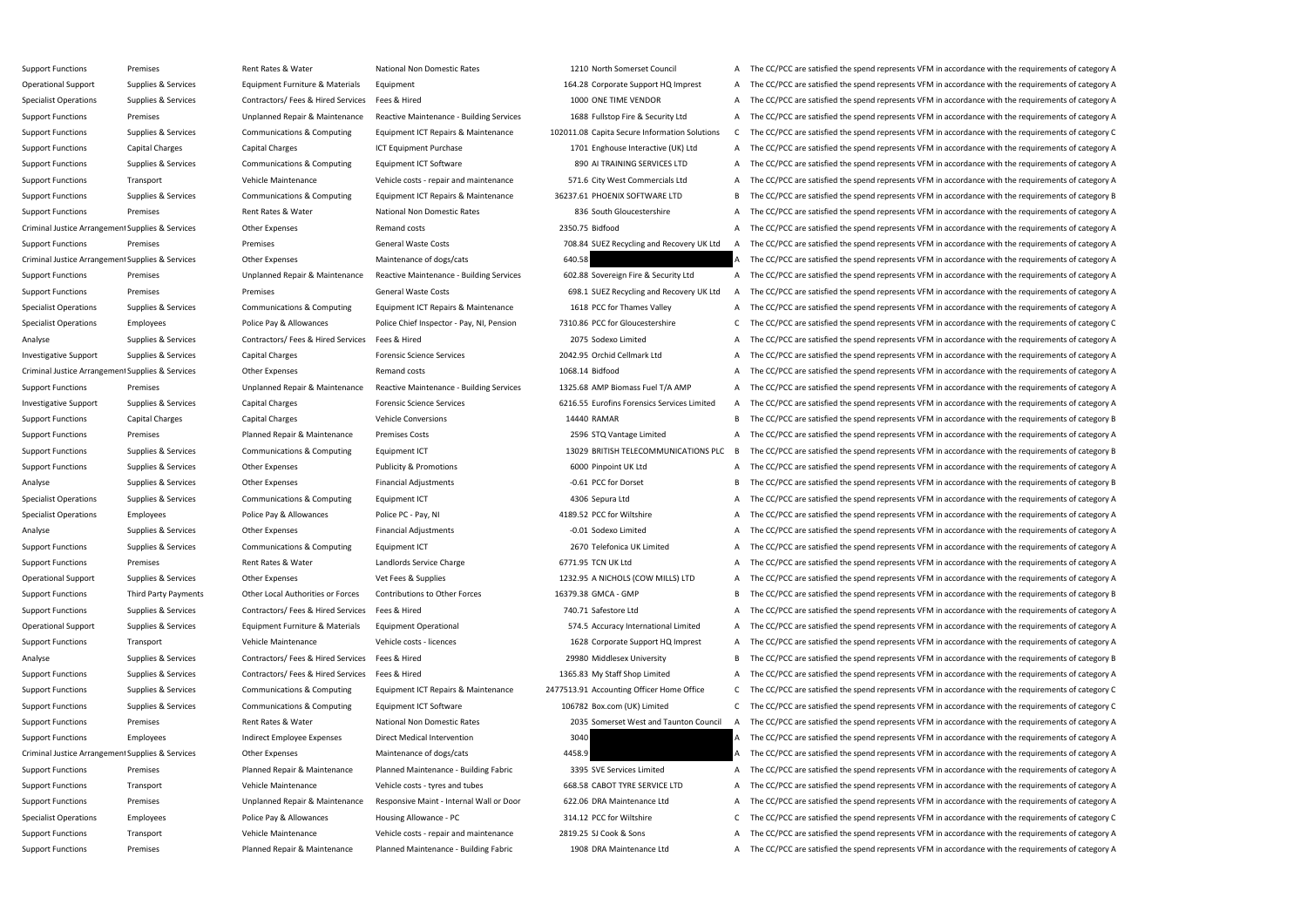| | | | | | | | |
|---|---|---|---|---|---|---|---|
| Support Functions | Premises | Rent Rates & Water | National Non Domestic Rates | 1210 | North Somerset Council | A | The CC/PCC are satisfied the spend represents VFM in accordance with the requirements of category A |
| Operational Support | Supplies & Services | Equipment Furniture & Materials | Equipment | 164.28 | Corporate Support HQ Imprest | A | The CC/PCC are satisfied the spend represents VFM in accordance with the requirements of category A |
| Specialist Operations | Supplies & Services | Contractors/ Fees & Hired Services | Fees & Hired | 1000 | ONE TIME VENDOR | A | The CC/PCC are satisfied the spend represents VFM in accordance with the requirements of category A |
| Support Functions | Premises | Unplanned Repair & Maintenance | Reactive Maintenance - Building Services | 1688 | Fullstop Fire & Security Ltd | A | The CC/PCC are satisfied the spend represents VFM in accordance with the requirements of category A |
| Support Functions | Supplies & Services | Communications & Computing | Equipment ICT Repairs & Maintenance | 102011.08 | Capita Secure Information Solutions | C | The CC/PCC are satisfied the spend represents VFM in accordance with the requirements of category C |
| Support Functions | Capital Charges | Capital Charges | ICT Equipment Purchase | 1701 | Enghouse Interactive (UK) Ltd | A | The CC/PCC are satisfied the spend represents VFM in accordance with the requirements of category A |
| Support Functions | Supplies & Services | Communications & Computing | Equipment ICT Software | 890 | AI TRAINING SERVICES LTD | A | The CC/PCC are satisfied the spend represents VFM in accordance with the requirements of category A |
| Support Functions | Transport | Vehicle Maintenance | Vehicle costs - repair and maintenance | 571.6 | City West Commercials Ltd | A | The CC/PCC are satisfied the spend represents VFM in accordance with the requirements of category A |
| Support Functions | Supplies & Services | Communications & Computing | Equipment ICT Repairs & Maintenance | 36237.61 | PHOENIX SOFTWARE LTD | B | The CC/PCC are satisfied the spend represents VFM in accordance with the requirements of category B |
| Support Functions | Premises | Rent Rates & Water | National Non Domestic Rates | 836 | South Gloucestershire | A | The CC/PCC are satisfied the spend represents VFM in accordance with the requirements of category A |
| Criminal Justice Arrangement | Supplies & Services | Other Expenses | Remand costs | 2350.75 | Bidfood | A | The CC/PCC are satisfied the spend represents VFM in accordance with the requirements of category A |
| Support Functions | Premises | Premises | General Waste Costs | 708.84 | SUEZ Recycling and Recovery UK Ltd | A | The CC/PCC are satisfied the spend represents VFM in accordance with the requirements of category A |
| Criminal Justice Arrangement | Supplies & Services | Other Expenses | Maintenance of dogs/cats | 640.58 | | A | The CC/PCC are satisfied the spend represents VFM in accordance with the requirements of category A |
| Support Functions | Premises | Unplanned Repair & Maintenance | Reactive Maintenance - Building Services | 602.88 | Sovereign Fire & Security Ltd | A | The CC/PCC are satisfied the spend represents VFM in accordance with the requirements of category A |
| Support Functions | Premises | Premises | General Waste Costs | 698.1 | SUEZ Recycling and Recovery UK Ltd | A | The CC/PCC are satisfied the spend represents VFM in accordance with the requirements of category A |
| Specialist Operations | Supplies & Services | Communications & Computing | Equipment ICT Repairs & Maintenance | 1618 | PCC for Thames Valley | A | The CC/PCC are satisfied the spend represents VFM in accordance with the requirements of category A |
| Specialist Operations | Employees | Police Pay & Allowances | Police Chief Inspector - Pay, NI, Pension | 7310.86 | PCC for Gloucestershire | C | The CC/PCC are satisfied the spend represents VFM in accordance with the requirements of category C |
| Analyse | Supplies & Services | Contractors/ Fees & Hired Services | Fees & Hired | 2075 | Sodexo Limited | A | The CC/PCC are satisfied the spend represents VFM in accordance with the requirements of category A |
| Investigative Support | Supplies & Services | Capital Charges | Forensic Science Services | 2042.95 | Orchid Cellmark Ltd | A | The CC/PCC are satisfied the spend represents VFM in accordance with the requirements of category A |
| Criminal Justice Arrangement | Supplies & Services | Other Expenses | Remand costs | 1068.14 | Bidfood | A | The CC/PCC are satisfied the spend represents VFM in accordance with the requirements of category A |
| Support Functions | Premises | Unplanned Repair & Maintenance | Reactive Maintenance - Building Services | 1325.68 | AMP Biomass Fuel T/A AMP | A | The CC/PCC are satisfied the spend represents VFM in accordance with the requirements of category A |
| Investigative Support | Supplies & Services | Capital Charges | Forensic Science Services | 6216.55 | Eurofins Forensics Services Limited | A | The CC/PCC are satisfied the spend represents VFM in accordance with the requirements of category A |
| Support Functions | Capital Charges | Capital Charges | Vehicle Conversions | 14440 | RAMAR | B | The CC/PCC are satisfied the spend represents VFM in accordance with the requirements of category B |
| Support Functions | Premises | Planned Repair & Maintenance | Premises Costs | 2596 | STQ Vantage Limited | A | The CC/PCC are satisfied the spend represents VFM in accordance with the requirements of category A |
| Support Functions | Supplies & Services | Communications & Computing | Equipment ICT | 13029 | BRITISH TELECOMMUNICATIONS PLC | B | The CC/PCC are satisfied the spend represents VFM in accordance with the requirements of category B |
| Support Functions | Supplies & Services | Other Expenses | Publicity & Promotions | 6000 | Pinpoint UK Ltd | A | The CC/PCC are satisfied the spend represents VFM in accordance with the requirements of category A |
| Analyse | Supplies & Services | Other Expenses | Financial Adjustments | -0.61 | PCC for Dorset | B | The CC/PCC are satisfied the spend represents VFM in accordance with the requirements of category B |
| Specialist Operations | Supplies & Services | Communications & Computing | Equipment ICT | 4306 | Sepura Ltd | A | The CC/PCC are satisfied the spend represents VFM in accordance with the requirements of category A |
| Specialist Operations | Employees | Police Pay & Allowances | Police PC - Pay, NI | 4189.52 | PCC for Wiltshire | A | The CC/PCC are satisfied the spend represents VFM in accordance with the requirements of category A |
| Analyse | Supplies & Services | Other Expenses | Financial Adjustments | -0.01 | Sodexo Limited | A | The CC/PCC are satisfied the spend represents VFM in accordance with the requirements of category A |
| Support Functions | Supplies & Services | Communications & Computing | Equipment ICT | 2670 | Telefonica UK Limited | A | The CC/PCC are satisfied the spend represents VFM in accordance with the requirements of category A |
| Support Functions | Premises | Rent Rates & Water | Landlords Service Charge | 6771.95 | TCN UK Ltd | A | The CC/PCC are satisfied the spend represents VFM in accordance with the requirements of category A |
| Operational Support | Supplies & Services | Other Expenses | Vet Fees & Supplies | 1232.95 | A NICHOLS (COW MILLS) LTD | A | The CC/PCC are satisfied the spend represents VFM in accordance with the requirements of category A |
| Support Functions | Third Party Payments | Other Local Authorities or Forces | Contributions to Other Forces | 16379.38 | GMCA - GMP | B | The CC/PCC are satisfied the spend represents VFM in accordance with the requirements of category B |
| Support Functions | Supplies & Services | Contractors/ Fees & Hired Services | Fees & Hired | 740.71 | Safestore Ltd | A | The CC/PCC are satisfied the spend represents VFM in accordance with the requirements of category A |
| Operational Support | Supplies & Services | Equipment Furniture & Materials | Equipment Operational | 574.5 | Accuracy International Limited | A | The CC/PCC are satisfied the spend represents VFM in accordance with the requirements of category A |
| Support Functions | Transport | Vehicle Maintenance | Vehicle costs - licences | 1628 | Corporate Support HQ Imprest | A | The CC/PCC are satisfied the spend represents VFM in accordance with the requirements of category A |
| Analyse | Supplies & Services | Contractors/ Fees & Hired Services | Fees & Hired | 29980 | Middlesex University | B | The CC/PCC are satisfied the spend represents VFM in accordance with the requirements of category B |
| Support Functions | Supplies & Services | Contractors/ Fees & Hired Services | Fees & Hired | 1365.83 | My Staff Shop Limited | A | The CC/PCC are satisfied the spend represents VFM in accordance with the requirements of category A |
| Support Functions | Supplies & Services | Communications & Computing | Equipment ICT Repairs & Maintenance | 2477513.91 | Accounting Officer Home Office | C | The CC/PCC are satisfied the spend represents VFM in accordance with the requirements of category C |
| Support Functions | Supplies & Services | Communications & Computing | Equipment ICT Software | 106782 | Box.com (UK) Limited | C | The CC/PCC are satisfied the spend represents VFM in accordance with the requirements of category C |
| Support Functions | Premises | Rent Rates & Water | National Non Domestic Rates | 2035 | Somerset West and Taunton Council | A | The CC/PCC are satisfied the spend represents VFM in accordance with the requirements of category A |
| Support Functions | Employees | Indirect Employee Expenses | Direct Medical Intervention | 3040 | | A | The CC/PCC are satisfied the spend represents VFM in accordance with the requirements of category A |
| Criminal Justice Arrangement | Supplies & Services | Other Expenses | Maintenance of dogs/cats | 4458.9 | | A | The CC/PCC are satisfied the spend represents VFM in accordance with the requirements of category A |
| Support Functions | Premises | Planned Repair & Maintenance | Planned Maintenance - Building Fabric | 3395 | SVE Services Limited | A | The CC/PCC are satisfied the spend represents VFM in accordance with the requirements of category A |
| Support Functions | Transport | Vehicle Maintenance | Vehicle costs - tyres and tubes | 668.58 | CABOT TYRE SERVICE LTD | A | The CC/PCC are satisfied the spend represents VFM in accordance with the requirements of category A |
| Support Functions | Premises | Unplanned Repair & Maintenance | Responsive Maint - Internal Wall or Door | 622.06 | DRA Maintenance Ltd | A | The CC/PCC are satisfied the spend represents VFM in accordance with the requirements of category A |
| Specialist Operations | Employees | Police Pay & Allowances | Housing Allowance - PC | 314.12 | PCC for Wiltshire | C | The CC/PCC are satisfied the spend represents VFM in accordance with the requirements of category C |
| Support Functions | Transport | Vehicle Maintenance | Vehicle costs - repair and maintenance | 2819.25 | SJ Cook & Sons | A | The CC/PCC are satisfied the spend represents VFM in accordance with the requirements of category A |
| Support Functions | Premises | Planned Repair & Maintenance | Planned Maintenance - Building Fabric | 1908 | DRA Maintenance Ltd | A | The CC/PCC are satisfied the spend represents VFM in accordance with the requirements of category A |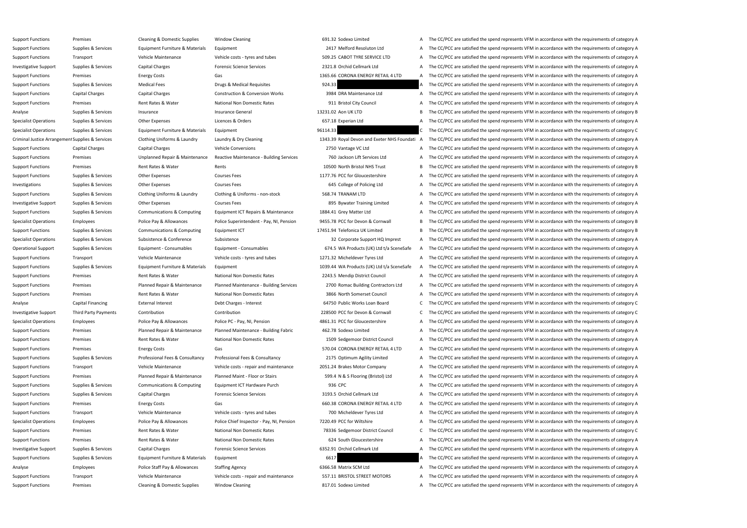| | | | | | | | |
|---|---|---|---|---|---|---|---|
| Support Functions | Premises | Cleaning & Domestic Supplies | Window Cleaning | 691.32 | Sodexo Limited | A | The CC/PCC are satisfied the spend represents VFM in accordance with the requirements of category A |
| Support Functions | Supplies & Services | Equipment Furniture & Materials | Equipment | 2417 | Melford Resoluton Ltd | A | The CC/PCC are satisfied the spend represents VFM in accordance with the requirements of category A |
| Support Functions | Transport | Vehicle Maintenance | Vehicle costs - tyres and tubes | 509.25 | CABOT TYRE SERVICE LTD | A | The CC/PCC are satisfied the spend represents VFM in accordance with the requirements of category A |
| Investigative Support | Supplies & Services | Capital Charges | Forensic Science Services | 2321.8 | Orchid Cellmark Ltd | A | The CC/PCC are satisfied the spend represents VFM in accordance with the requirements of category A |
| Support Functions | Premises | Energy Costs | Gas | 1365.66 | CORONA ENERGY RETAIL 4 LTD | A | The CC/PCC are satisfied the spend represents VFM in accordance with the requirements of category A |
| Support Functions | Supplies & Services | Medical Fees | Drugs & Medical Requisites | 924.33 | | A | The CC/PCC are satisfied the spend represents VFM in accordance with the requirements of category A |
| Support Functions | Capital Charges | Capital Charges | Construction & Conversion Works | 3984 | DRA Maintenance Ltd | A | The CC/PCC are satisfied the spend represents VFM in accordance with the requirements of category A |
| Support Functions | Premises | Rent Rates & Water | National Non Domestic Rates | 911 | Bristol City Council | A | The CC/PCC are satisfied the spend represents VFM in accordance with the requirements of category A |
| Analyse | Supplies & Services | Insurance | Insurance General | 13231.02 | Aon UK LTD | B | The CC/PCC are satisfied the spend represents VFM in accordance with the requirements of category B |
| Specialist Operations | Supplies & Services | Other Expenses | Licences & Orders | 657.18 | Experian Ltd | A | The CC/PCC are satisfied the spend represents VFM in accordance with the requirements of category A |
| Specialist Operations | Supplies & Services | Equipment Furniture & Materials | Equipment | 96114.33 | | C | The CC/PCC are satisfied the spend represents VFM in accordance with the requirements of category C |
| Criminal Justice Arrangement | Supplies & Services | Clothing Uniforms & Laundry | Laundry & Dry Cleaning | 1343.39 | Royal Devon and Exeter NHS Foundati | A | The CC/PCC are satisfied the spend represents VFM in accordance with the requirements of category A |
| Support Functions | Capital Charges | Capital Charges | Vehicle Conversions | 2750 | Vantage VC Ltd | A | The CC/PCC are satisfied the spend represents VFM in accordance with the requirements of category A |
| Support Functions | Premises | Unplanned Repair & Maintenance | Reactive Maintenance - Building Services | 760 | Jackson Lift Services Ltd | A | The CC/PCC are satisfied the spend represents VFM in accordance with the requirements of category A |
| Support Functions | Premises | Rent Rates & Water | Rents | 10500 | North Bristol NHS Trust | B | The CC/PCC are satisfied the spend represents VFM in accordance with the requirements of category B |
| Support Functions | Supplies & Services | Other Expenses | Courses Fees | 1177.76 | PCC for Gloucestershire | A | The CC/PCC are satisfied the spend represents VFM in accordance with the requirements of category A |
| Investigations | Supplies & Services | Other Expenses | Courses Fees | 645 | College of Policing Ltd | A | The CC/PCC are satisfied the spend represents VFM in accordance with the requirements of category A |
| Support Functions | Supplies & Services | Clothing Uniforms & Laundry | Clothing & Uniforms - non-stock | 568.74 | TRANAM LTD | A | The CC/PCC are satisfied the spend represents VFM in accordance with the requirements of category A |
| Investigative Support | Supplies & Services | Other Expenses | Courses Fees | 895 | Bywater Training Limited | A | The CC/PCC are satisfied the spend represents VFM in accordance with the requirements of category A |
| Support Functions | Supplies & Services | Communications & Computing | Equipment ICT Repairs & Maintenance | 1884.41 | Grey Matter Ltd | A | The CC/PCC are satisfied the spend represents VFM in accordance with the requirements of category A |
| Specialist Operations | Employees | Police Pay & Allowances | Police Superintendent - Pay, NI, Pension | 9455.78 | PCC for Devon & Cornwall | B | The CC/PCC are satisfied the spend represents VFM in accordance with the requirements of category B |
| Support Functions | Supplies & Services | Communications & Computing | Equipment ICT | 17451.94 | Telefonica UK Limited | B | The CC/PCC are satisfied the spend represents VFM in accordance with the requirements of category B |
| Specialist Operations | Supplies & Services | Subsistence & Conference | Subsistence | 32 | Corporate Support HQ Imprest | A | The CC/PCC are satisfied the spend represents VFM in accordance with the requirements of category A |
| Operational Support | Supplies & Services | Equipment - Consumables | Equipment - Consumables | 674.5 | WA Products (UK) Ltd t/a SceneSafe | A | The CC/PCC are satisfied the spend represents VFM in accordance with the requirements of category A |
| Support Functions | Transport | Vehicle Maintenance | Vehicle costs - tyres and tubes | 1271.32 | Micheldever Tyres Ltd | A | The CC/PCC are satisfied the spend represents VFM in accordance with the requirements of category A |
| Support Functions | Supplies & Services | Equipment Furniture & Materials | Equipment | 1039.44 | WA Products (UK) Ltd t/a SceneSafe | A | The CC/PCC are satisfied the spend represents VFM in accordance with the requirements of category A |
| Support Functions | Premises | Rent Rates & Water | National Non Domestic Rates | 2243.5 | Mendip District Council | A | The CC/PCC are satisfied the spend represents VFM in accordance with the requirements of category A |
| Support Functions | Premises | Planned Repair & Maintenance | Planned Maintenance - Building Services | 2700 | Romac Building Contractors Ltd | A | The CC/PCC are satisfied the spend represents VFM in accordance with the requirements of category A |
| Support Functions | Premises | Rent Rates & Water | National Non Domestic Rates | 3866 | North Somerset Council | A | The CC/PCC are satisfied the spend represents VFM in accordance with the requirements of category A |
| Analyse | Capital Financing | External Interest | Debt Charges - Interest | 64750 | Public Works Loan Board | C | The CC/PCC are satisfied the spend represents VFM in accordance with the requirements of category C |
| Investigative Support | Third Party Payments | Contribution | Contribution | 228500 | PCC for Devon & Cornwall | C | The CC/PCC are satisfied the spend represents VFM in accordance with the requirements of category C |
| Specialist Operations | Employees | Police Pay & Allowances | Police PC - Pay, NI, Pension | 4861.31 | PCC for Gloucestershire | A | The CC/PCC are satisfied the spend represents VFM in accordance with the requirements of category A |
| Support Functions | Premises | Planned Repair & Maintenance | Planned Maintenance - Building Fabric | 462.78 | Sodexo Limited | A | The CC/PCC are satisfied the spend represents VFM in accordance with the requirements of category A |
| Support Functions | Premises | Rent Rates & Water | National Non Domestic Rates | 1509 | Sedgemoor District Council | A | The CC/PCC are satisfied the spend represents VFM in accordance with the requirements of category A |
| Support Functions | Premises | Energy Costs | Gas | 570.04 | CORONA ENERGY RETAIL 4 LTD | A | The CC/PCC are satisfied the spend represents VFM in accordance with the requirements of category A |
| Support Functions | Supplies & Services | Professional Fees & Consultancy | Professional Fees & Consultancy | 2175 | Optimum Agility Limited | A | The CC/PCC are satisfied the spend represents VFM in accordance with the requirements of category A |
| Support Functions | Transport | Vehicle Maintenance | Vehicle costs - repair and maintenance | 2051.24 | Brakes Motor Company | A | The CC/PCC are satisfied the spend represents VFM in accordance with the requirements of category A |
| Support Functions | Premises | Planned Repair & Maintenance | Planned Maint - Floor or Stairs | 599.4 | N & S Flooring (Bristol) Ltd | A | The CC/PCC are satisfied the spend represents VFM in accordance with the requirements of category A |
| Support Functions | Supplies & Services | Communications & Computing | Equipment ICT Hardware Purch | 936 | CPC | A | The CC/PCC are satisfied the spend represents VFM in accordance with the requirements of category A |
| Support Functions | Supplies & Services | Capital Charges | Forensic Science Services | 3193.5 | Orchid Cellmark Ltd | A | The CC/PCC are satisfied the spend represents VFM in accordance with the requirements of category A |
| Support Functions | Premises | Energy Costs | Gas | 660.38 | CORONA ENERGY RETAIL 4 LTD | A | The CC/PCC are satisfied the spend represents VFM in accordance with the requirements of category A |
| Support Functions | Transport | Vehicle Maintenance | Vehicle costs - tyres and tubes | 700 | Micheldever Tyres Ltd | A | The CC/PCC are satisfied the spend represents VFM in accordance with the requirements of category A |
| Specialist Operations | Employees | Police Pay & Allowances | Police Chief Inspector - Pay, NI, Pension | 7220.49 | PCC for Wiltshire | A | The CC/PCC are satisfied the spend represents VFM in accordance with the requirements of category A |
| Support Functions | Premises | Rent Rates & Water | National Non Domestic Rates | 78336 | Sedgemoor District Council | C | The CC/PCC are satisfied the spend represents VFM in accordance with the requirements of category C |
| Support Functions | Premises | Rent Rates & Water | National Non Domestic Rates | 624 | South Gloucestershire | A | The CC/PCC are satisfied the spend represents VFM in accordance with the requirements of category A |
| Investigative Support | Supplies & Services | Capital Charges | Forensic Science Services | 6352.91 | Orchid Cellmark Ltd | A | The CC/PCC are satisfied the spend represents VFM in accordance with the requirements of category A |
| Support Functions | Supplies & Services | Equipment Furniture & Materials | Equipment | 6617 | | A | The CC/PCC are satisfied the spend represents VFM in accordance with the requirements of category A |
| Analyse | Employees | Police Staff Pay & Allowances | Staffing Agency | 6366.58 | Matrix SCM Ltd | A | The CC/PCC are satisfied the spend represents VFM in accordance with the requirements of category A |
| Support Functions | Transport | Vehicle Maintenance | Vehicle costs - repair and maintenance | 557.11 | BRISTOL STREET MOTORS | A | The CC/PCC are satisfied the spend represents VFM in accordance with the requirements of category A |
| Support Functions | Premises | Cleaning & Domestic Supplies | Window Cleaning | 817.01 | Sodexo Limited | A | The CC/PCC are satisfied the spend represents VFM in accordance with the requirements of category A |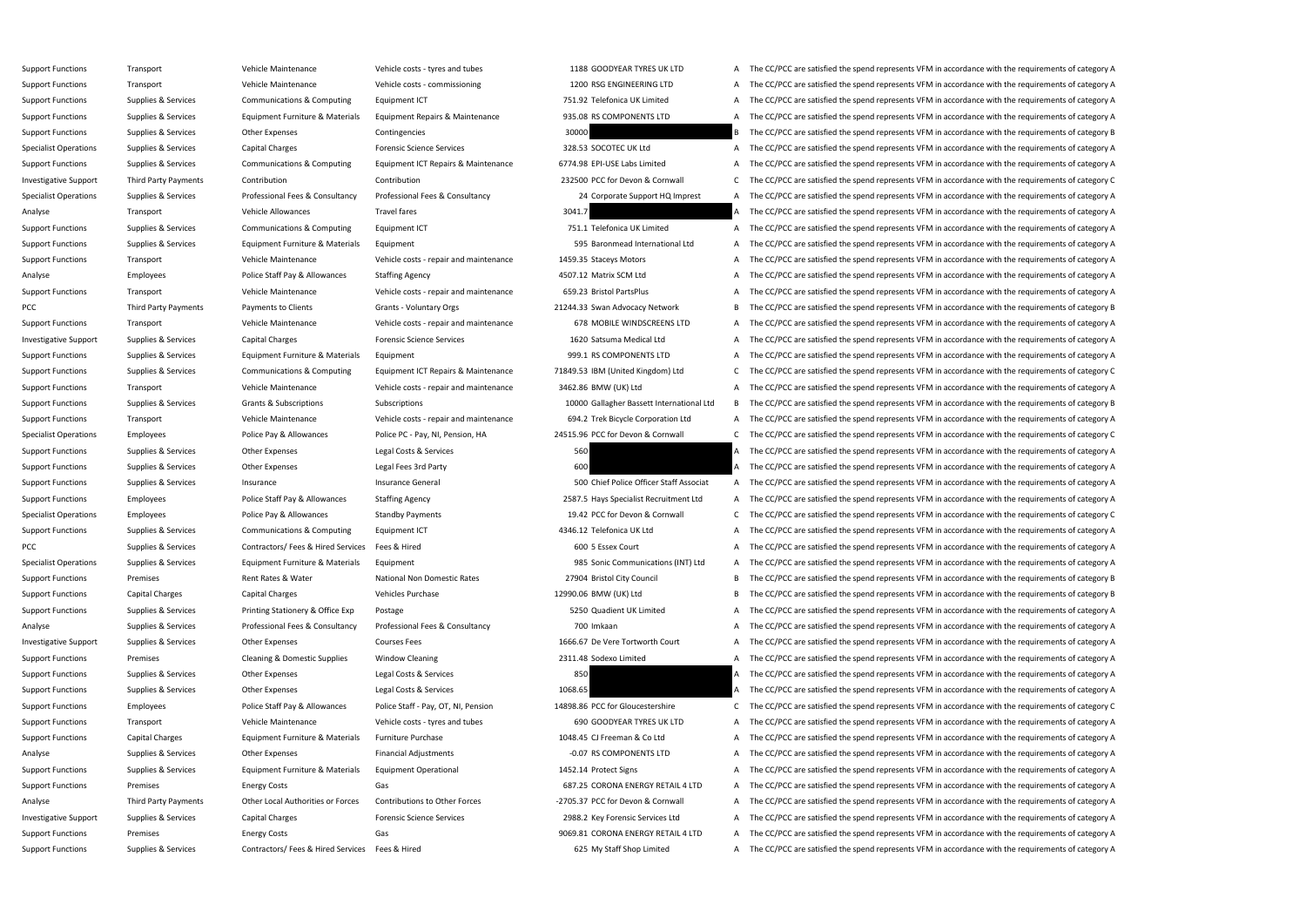| | | | | | | | |
|---|---|---|---|---|---|---|---|
| Support Functions | Transport | Vehicle Maintenance | Vehicle costs - tyres and tubes | 1188 | GOODYEAR TYRES UK LTD | A | The CC/PCC are satisfied the spend represents VFM in accordance with the requirements of category A |
| Support Functions | Transport | Vehicle Maintenance | Vehicle costs - commissioning | 1200 | RSG ENGINEERING LTD | A | The CC/PCC are satisfied the spend represents VFM in accordance with the requirements of category A |
| Support Functions | Supplies & Services | Communications & Computing | Equipment ICT | 751.92 | Telefonica UK Limited | A | The CC/PCC are satisfied the spend represents VFM in accordance with the requirements of category A |
| Support Functions | Supplies & Services | Equipment Furniture & Materials | Equipment Repairs & Maintenance | 935.08 | RS COMPONENTS LTD | A | The CC/PCC are satisfied the spend represents VFM in accordance with the requirements of category A |
| Support Functions | Supplies & Services | Other Expenses | Contingencies | 30000 | | B | The CC/PCC are satisfied the spend represents VFM in accordance with the requirements of category B |
| Specialist Operations | Supplies & Services | Capital Charges | Forensic Science Services | 328.53 | SOCOTEC UK Ltd | A | The CC/PCC are satisfied the spend represents VFM in accordance with the requirements of category A |
| Support Functions | Supplies & Services | Communications & Computing | Equipment ICT Repairs & Maintenance | 6774.98 | EPI-USE Labs Limited | A | The CC/PCC are satisfied the spend represents VFM in accordance with the requirements of category A |
| Investigative Support | Third Party Payments | Contribution | Contribution | 232500 | PCC for Devon & Cornwall | C | The CC/PCC are satisfied the spend represents VFM in accordance with the requirements of category C |
| Specialist Operations | Supplies & Services | Professional Fees & Consultancy | Professional Fees & Consultancy | 24 | Corporate Support HQ Imprest | A | The CC/PCC are satisfied the spend represents VFM in accordance with the requirements of category A |
| Analyse | Transport | Vehicle Allowances | Travel fares | 3041.7 | | A | The CC/PCC are satisfied the spend represents VFM in accordance with the requirements of category A |
| Support Functions | Supplies & Services | Communications & Computing | Equipment ICT | 751.1 | Telefonica UK Limited | A | The CC/PCC are satisfied the spend represents VFM in accordance with the requirements of category A |
| Support Functions | Supplies & Services | Equipment Furniture & Materials | Equipment | 595 | Baronmead International Ltd | A | The CC/PCC are satisfied the spend represents VFM in accordance with the requirements of category A |
| Support Functions | Transport | Vehicle Maintenance | Vehicle costs - repair and maintenance | 1459.35 | Staceys Motors | A | The CC/PCC are satisfied the spend represents VFM in accordance with the requirements of category A |
| Analyse | Employees | Police Staff Pay & Allowances | Staffing Agency | 4507.12 | Matrix SCM Ltd | A | The CC/PCC are satisfied the spend represents VFM in accordance with the requirements of category A |
| Support Functions | Transport | Vehicle Maintenance | Vehicle costs - repair and maintenance | 659.23 | Bristol PartsPlus | A | The CC/PCC are satisfied the spend represents VFM in accordance with the requirements of category A |
| PCC | Third Party Payments | Payments to Clients | Grants - Voluntary Orgs | 21244.33 | Swan Advocacy Network | B | The CC/PCC are satisfied the spend represents VFM in accordance with the requirements of category B |
| Support Functions | Transport | Vehicle Maintenance | Vehicle costs - repair and maintenance | 678 | MOBILE WINDSCREENS LTD | A | The CC/PCC are satisfied the spend represents VFM in accordance with the requirements of category A |
| Investigative Support | Supplies & Services | Capital Charges | Forensic Science Services | 1620 | Satsuma Medical Ltd | A | The CC/PCC are satisfied the spend represents VFM in accordance with the requirements of category A |
| Support Functions | Supplies & Services | Equipment Furniture & Materials | Equipment | 999.1 | RS COMPONENTS LTD | A | The CC/PCC are satisfied the spend represents VFM in accordance with the requirements of category A |
| Support Functions | Supplies & Services | Communications & Computing | Equipment ICT Repairs & Maintenance | 71849.53 | IBM (United Kingdom) Ltd | C | The CC/PCC are satisfied the spend represents VFM in accordance with the requirements of category C |
| Support Functions | Transport | Vehicle Maintenance | Vehicle costs - repair and maintenance | 3462.86 | BMW (UK) Ltd | A | The CC/PCC are satisfied the spend represents VFM in accordance with the requirements of category A |
| Support Functions | Supplies & Services | Grants & Subscriptions | Subscriptions | 10000 | Gallagher Bassett International Ltd | B | The CC/PCC are satisfied the spend represents VFM in accordance with the requirements of category B |
| Support Functions | Transport | Vehicle Maintenance | Vehicle costs - repair and maintenance | 694.2 | Trek Bicycle Corporation Ltd | A | The CC/PCC are satisfied the spend represents VFM in accordance with the requirements of category A |
| Specialist Operations | Employees | Police Pay & Allowances | Police PC - Pay, NI, Pension, HA | 24515.96 | PCC for Devon & Cornwall | C | The CC/PCC are satisfied the spend represents VFM in accordance with the requirements of category C |
| Support Functions | Supplies & Services | Other Expenses | Legal Costs & Services | 560 | | A | The CC/PCC are satisfied the spend represents VFM in accordance with the requirements of category A |
| Support Functions | Supplies & Services | Other Expenses | Legal Fees 3rd Party | 600 | | A | The CC/PCC are satisfied the spend represents VFM in accordance with the requirements of category A |
| Support Functions | Supplies & Services | Insurance | Insurance General | 500 | Chief Police Officer Staff Associat | A | The CC/PCC are satisfied the spend represents VFM in accordance with the requirements of category A |
| Support Functions | Employees | Police Staff Pay & Allowances | Staffing Agency | 2587.5 | Hays Specialist Recruitment Ltd | A | The CC/PCC are satisfied the spend represents VFM in accordance with the requirements of category A |
| Specialist Operations | Employees | Police Pay & Allowances | Standby Payments | 19.42 | PCC for Devon & Cornwall | C | The CC/PCC are satisfied the spend represents VFM in accordance with the requirements of category C |
| Support Functions | Supplies & Services | Communications & Computing | Equipment ICT | 4346.12 | Telefonica UK Ltd | A | The CC/PCC are satisfied the spend represents VFM in accordance with the requirements of category A |
| PCC | Supplies & Services | Contractors/ Fees & Hired Services | Fees & Hired | 600 | 5 Essex Court | A | The CC/PCC are satisfied the spend represents VFM in accordance with the requirements of category A |
| Specialist Operations | Supplies & Services | Equipment Furniture & Materials | Equipment | 985 | Sonic Communications (INT) Ltd | A | The CC/PCC are satisfied the spend represents VFM in accordance with the requirements of category A |
| Support Functions | Premises | Rent Rates & Water | National Non Domestic Rates | 27904 | Bristol City Council | B | The CC/PCC are satisfied the spend represents VFM in accordance with the requirements of category B |
| Support Functions | Capital Charges | Capital Charges | Vehicles Purchase | 12990.06 | BMW (UK) Ltd | B | The CC/PCC are satisfied the spend represents VFM in accordance with the requirements of category B |
| Support Functions | Supplies & Services | Printing Stationery & Office Exp | Postage | 5250 | Quadient UK Limited | A | The CC/PCC are satisfied the spend represents VFM in accordance with the requirements of category A |
| Analyse | Supplies & Services | Professional Fees & Consultancy | Professional Fees & Consultancy | 700 | Imkaan | A | The CC/PCC are satisfied the spend represents VFM in accordance with the requirements of category A |
| Investigative Support | Supplies & Services | Other Expenses | Courses Fees | 1666.67 | De Vere Tortworth Court | A | The CC/PCC are satisfied the spend represents VFM in accordance with the requirements of category A |
| Support Functions | Premises | Cleaning & Domestic Supplies | Window Cleaning | 2311.48 | Sodexo Limited | A | The CC/PCC are satisfied the spend represents VFM in accordance with the requirements of category A |
| Support Functions | Supplies & Services | Other Expenses | Legal Costs & Services | 850 | | A | The CC/PCC are satisfied the spend represents VFM in accordance with the requirements of category A |
| Support Functions | Supplies & Services | Other Expenses | Legal Costs & Services | 1068.65 | | A | The CC/PCC are satisfied the spend represents VFM in accordance with the requirements of category A |
| Support Functions | Employees | Police Staff Pay & Allowances | Police Staff - Pay, OT, NI, Pension | 14898.86 | PCC for Gloucestershire | C | The CC/PCC are satisfied the spend represents VFM in accordance with the requirements of category C |
| Support Functions | Transport | Vehicle Maintenance | Vehicle costs - tyres and tubes | 690 | GOODYEAR TYRES UK LTD | A | The CC/PCC are satisfied the spend represents VFM in accordance with the requirements of category A |
| Support Functions | Capital Charges | Equipment Furniture & Materials | Furniture Purchase | 1048.45 | CJ Freeman & Co Ltd | A | The CC/PCC are satisfied the spend represents VFM in accordance with the requirements of category A |
| Analyse | Supplies & Services | Other Expenses | Financial Adjustments | -0.07 | RS COMPONENTS LTD | A | The CC/PCC are satisfied the spend represents VFM in accordance with the requirements of category A |
| Support Functions | Supplies & Services | Equipment Furniture & Materials | Equipment Operational | 1452.14 | Protect Signs | A | The CC/PCC are satisfied the spend represents VFM in accordance with the requirements of category A |
| Support Functions | Premises | Energy Costs | Gas | 687.25 | CORONA ENERGY RETAIL 4 LTD | A | The CC/PCC are satisfied the spend represents VFM in accordance with the requirements of category A |
| Analyse | Third Party Payments | Other Local Authorities or Forces | Contributions to Other Forces | -2705.37 | PCC for Devon & Cornwall | A | The CC/PCC are satisfied the spend represents VFM in accordance with the requirements of category A |
| Investigative Support | Supplies & Services | Capital Charges | Forensic Science Services | 2988.2 | Key Forensic Services Ltd | A | The CC/PCC are satisfied the spend represents VFM in accordance with the requirements of category A |
| Support Functions | Premises | Energy Costs | Gas | 9069.81 | CORONA ENERGY RETAIL 4 LTD | A | The CC/PCC are satisfied the spend represents VFM in accordance with the requirements of category A |
| Support Functions | Supplies & Services | Contractors/ Fees & Hired Services | Fees & Hired | 625 | My Staff Shop Limited | A | The CC/PCC are satisfied the spend represents VFM in accordance with the requirements of category A |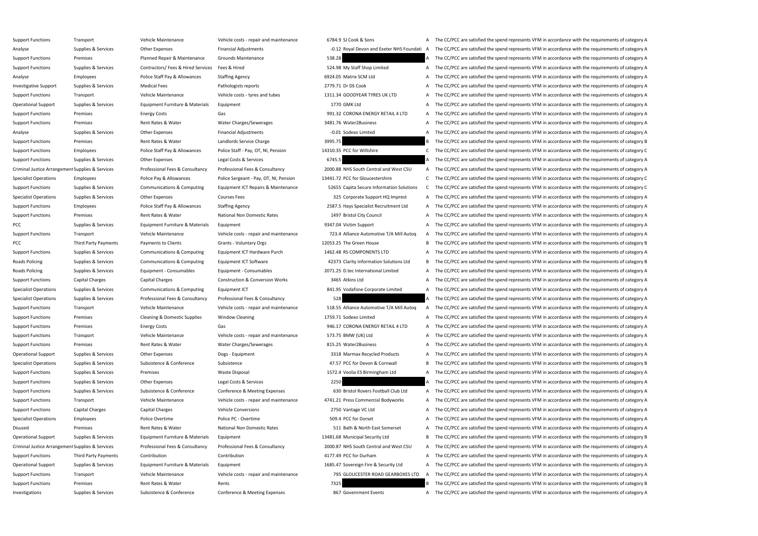| | | | | | | | |
|---|---|---|---|---|---|---|---|
| Support Functions | Transport | Vehicle Maintenance | Vehicle costs - repair and maintenance | 6784.9 | SJ Cook & Sons | A | The CC/PCC are satisfied the spend represents VFM in accordance with the requirements of category A |
| Analyse | Supplies & Services | Other Expenses | Financial Adjustments | -0.12 | Royal Devon and Exeter NHS Foundati | A | The CC/PCC are satisfied the spend represents VFM in accordance with the requirements of category A |
| Support Functions | Premises | Planned Repair & Maintenance | Grounds Maintenance | 538.28 | | A | The CC/PCC are satisfied the spend represents VFM in accordance with the requirements of category A |
| Support Functions | Supplies & Services | Contractors/ Fees & Hired Services | Fees & Hired | 524.98 | My Staff Shop Limited | A | The CC/PCC are satisfied the spend represents VFM in accordance with the requirements of category A |
| Analyse | Employees | Police Staff Pay & Allowances | Staffing Agency | 6924.05 | Matrix SCM Ltd | A | The CC/PCC are satisfied the spend represents VFM in accordance with the requirements of category A |
| Investigative Support | Supplies & Services | Medical Fees | Pathologists reports | 2779.71 | Dr DS Cook | A | The CC/PCC are satisfied the spend represents VFM in accordance with the requirements of category A |
| Support Functions | Transport | Vehicle Maintenance | Vehicle costs - tyres and tubes | 1311.34 | GOODYEAR TYRES UK LTD | A | The CC/PCC are satisfied the spend represents VFM in accordance with the requirements of category A |
| Operational Support | Supplies & Services | Equipment Furniture & Materials | Equipment | 1770 | GMK Ltd | A | The CC/PCC are satisfied the spend represents VFM in accordance with the requirements of category A |
| Support Functions | Premises | Energy Costs | Gas | 991.32 | CORONA ENERGY RETAIL 4 LTD | A | The CC/PCC are satisfied the spend represents VFM in accordance with the requirements of category A |
| Support Functions | Premises | Rent Rates & Water | Water Charges/Sewerages | 3481.76 | Water2Business | A | The CC/PCC are satisfied the spend represents VFM in accordance with the requirements of category A |
| Analyse | Supplies & Services | Other Expenses | Financial Adjustments | -0.01 | Sodexo Limited | A | The CC/PCC are satisfied the spend represents VFM in accordance with the requirements of category A |
| Support Functions | Premises | Rent Rates & Water | Landlords Service Charge | 3995.75 | | B | The CC/PCC are satisfied the spend represents VFM in accordance with the requirements of category B |
| Support Functions | Employees | Police Staff Pay & Allowances | Police Staff - Pay, OT, NI, Pension | 14310.35 | PCC for Wiltshire | C | The CC/PCC are satisfied the spend represents VFM in accordance with the requirements of category C |
| Support Functions | Supplies & Services | Other Expenses | Legal Costs & Services | 6745.5 | | A | The CC/PCC are satisfied the spend represents VFM in accordance with the requirements of category A |
| Criminal Justice Arrangement | Supplies & Services | Professional Fees & Consultancy | Professional Fees & Consultancy | 2000.88 | NHS South Central and West CSU | A | The CC/PCC are satisfied the spend represents VFM in accordance with the requirements of category A |
| Specialist Operations | Employees | Police Pay & Allowances | Police Sergeant - Pay, OT, NI, Pension | 13441.72 | PCC for Gloucestershire | C | The CC/PCC are satisfied the spend represents VFM in accordance with the requirements of category C |
| Support Functions | Supplies & Services | Communications & Computing | Equipment ICT Repairs & Maintenance | 52655 | Capita Secure Information Solutions | C | The CC/PCC are satisfied the spend represents VFM in accordance with the requirements of category C |
| Specialist Operations | Supplies & Services | Other Expenses | Courses Fees | 325 | Corporate Support HQ Imprest | A | The CC/PCC are satisfied the spend represents VFM in accordance with the requirements of category A |
| Support Functions | Employees | Police Staff Pay & Allowances | Staffing Agency | 2587.5 | Hays Specialist Recruitment Ltd | A | The CC/PCC are satisfied the spend represents VFM in accordance with the requirements of category A |
| Support Functions | Premises | Rent Rates & Water | National Non Domestic Rates | 1497 | Bristol City Council | A | The CC/PCC are satisfied the spend represents VFM in accordance with the requirements of category A |
| PCC | Supplies & Services | Equipment Furniture & Materials | Equipment | 9347.04 | Victim Support | A | The CC/PCC are satisfied the spend represents VFM in accordance with the requirements of category A |
| Support Functions | Transport | Vehicle Maintenance | Vehicle costs - repair and maintenance | 723.4 | Alliance Automotive T/A Mill Autoq | A | The CC/PCC are satisfied the spend represents VFM in accordance with the requirements of category A |
| PCC | Third Party Payments | Payments to Clients | Grants - Voluntary Orgs | 12053.25 | The Green House | B | The CC/PCC are satisfied the spend represents VFM in accordance with the requirements of category B |
| Support Functions | Supplies & Services | Communications & Computing | Equipment ICT Hardware Purch | 1462.48 | RS COMPONENTS LTD | A | The CC/PCC are satisfied the spend represents VFM in accordance with the requirements of category A |
| Roads Policing | Supplies & Services | Communications & Computing | Equipment ICT Software | 42373 | Clarity Information Solutions Ltd | B | The CC/PCC are satisfied the spend represents VFM in accordance with the requirements of category B |
| Roads Policing | Supplies & Services | Equipment - Consumables | Equipment - Consumables | 2071.25 | D.tec International Limited | A | The CC/PCC are satisfied the spend represents VFM in accordance with the requirements of category A |
| Support Functions | Capital Charges | Capital Charges | Construction & Conversion Works | 3465 | Atkins Ltd | A | The CC/PCC are satisfied the spend represents VFM in accordance with the requirements of category A |
| Specialist Operations | Supplies & Services | Communications & Computing | Equipment ICT | 841.95 | Vodafone Corporate Limited | A | The CC/PCC are satisfied the spend represents VFM in accordance with the requirements of category A |
| Specialist Operations | Supplies & Services | Professional Fees & Consultancy | Professional Fees & Consultancy | 528 | | A | The CC/PCC are satisfied the spend represents VFM in accordance with the requirements of category A |
| Support Functions | Transport | Vehicle Maintenance | Vehicle costs - repair and maintenance | 518.55 | Alliance Automotive T/A Mill Autoq | A | The CC/PCC are satisfied the spend represents VFM in accordance with the requirements of category A |
| Support Functions | Premises | Cleaning & Domestic Supplies | Window Cleaning | 1759.71 | Sodexo Limited | A | The CC/PCC are satisfied the spend represents VFM in accordance with the requirements of category A |
| Support Functions | Premises | Energy Costs | Gas | 946.17 | CORONA ENERGY RETAIL 4 LTD | A | The CC/PCC are satisfied the spend represents VFM in accordance with the requirements of category A |
| Support Functions | Transport | Vehicle Maintenance | Vehicle costs - repair and maintenance | 573.75 | BMW (UK) Ltd | A | The CC/PCC are satisfied the spend represents VFM in accordance with the requirements of category A |
| Support Functions | Premises | Rent Rates & Water | Water Charges/Sewerages | 815.25 | Water2Business | A | The CC/PCC are satisfied the spend represents VFM in accordance with the requirements of category A |
| Operational Support | Supplies & Services | Other Expenses | Dogs - Equipment | 3318 | Marmax Recycled Products | A | The CC/PCC are satisfied the spend represents VFM in accordance with the requirements of category A |
| Specialist Operations | Supplies & Services | Subsistence & Conference | Subsistence | 47.57 | PCC for Devon & Cornwall | B | The CC/PCC are satisfied the spend represents VFM in accordance with the requirements of category B |
| Support Functions | Supplies & Services | Premises | Waste Disposal | 1572.4 | Veolia ES Birmingham Ltd | A | The CC/PCC are satisfied the spend represents VFM in accordance with the requirements of category A |
| Support Functions | Supplies & Services | Other Expenses | Legal Costs & Services | 2250 | | A | The CC/PCC are satisfied the spend represents VFM in accordance with the requirements of category A |
| Support Functions | Supplies & Services | Subsistence & Conference | Conference & Meeting Expenses | 630 | Bristol Rovers Football Club Ltd | A | The CC/PCC are satisfied the spend represents VFM in accordance with the requirements of category A |
| Support Functions | Transport | Vehicle Maintenance | Vehicle costs - repair and maintenance | 4741.21 | Press Commercial Bodyworks | A | The CC/PCC are satisfied the spend represents VFM in accordance with the requirements of category A |
| Support Functions | Capital Charges | Capital Charges | Vehicle Conversions | 2750 | Vantage VC Ltd | A | The CC/PCC are satisfied the spend represents VFM in accordance with the requirements of category A |
| Specialist Operations | Employees | Police Overtime | Police PC - Overtime | 509.4 | PCC for Dorset | A | The CC/PCC are satisfied the spend represents VFM in accordance with the requirements of category A |
| Disused | Premises | Rent Rates & Water | National Non Domestic Rates | 511 | Bath & North East Somerset | A | The CC/PCC are satisfied the spend represents VFM in accordance with the requirements of category A |
| Operational Support | Supplies & Services | Equipment Furniture & Materials | Equipment | 13481.68 | Municipal Security Ltd | B | The CC/PCC are satisfied the spend represents VFM in accordance with the requirements of category B |
| Criminal Justice Arrangement | Supplies & Services | Professional Fees & Consultancy | Professional Fees & Consultancy | 2000.87 | NHS South Central and West CSU | A | The CC/PCC are satisfied the spend represents VFM in accordance with the requirements of category A |
| Support Functions | Third Party Payments | Contribution | Contribution | 4177.49 | PCC for Durham | A | The CC/PCC are satisfied the spend represents VFM in accordance with the requirements of category A |
| Operational Support | Supplies & Services | Equipment Furniture & Materials | Equipment | 1685.47 | Sovereign Fire & Security Ltd | A | The CC/PCC are satisfied the spend represents VFM in accordance with the requirements of category A |
| Support Functions | Transport | Vehicle Maintenance | Vehicle costs - repair and maintenance | 795 | GLOUCESTER ROAD GEARBOXES LTD | A | The CC/PCC are satisfied the spend represents VFM in accordance with the requirements of category A |
| Support Functions | Premises | Rent Rates & Water | Rents | 7325 | | B | The CC/PCC are satisfied the spend represents VFM in accordance with the requirements of category B |
| Investigations | Supplies & Services | Subsistence & Conference | Conference & Meeting Expenses | 867 | Government Events | A | The CC/PCC are satisfied the spend represents VFM in accordance with the requirements of category A |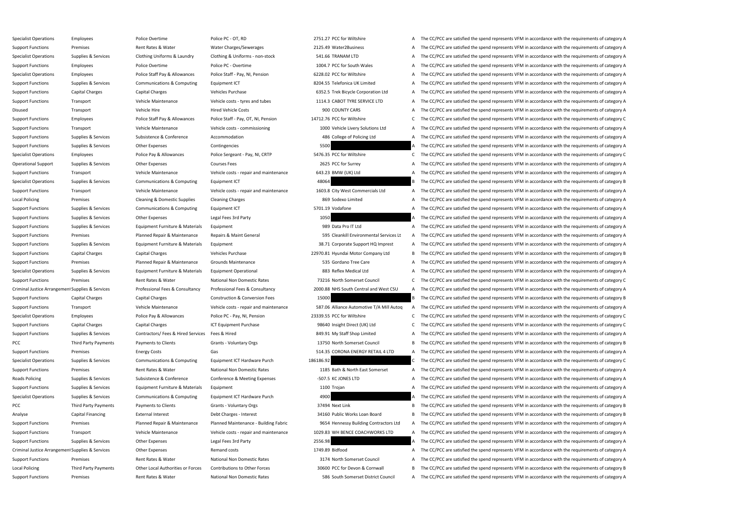| | | | | | | | |
|---|---|---|---|---|---|---|---|
| Specialist Operations | Employees | Police Overtime | Police PC - OT, RD | 2751.27 | PCC for Wiltshire | A | The CC/PCC are satisfied the spend represents VFM in accordance with the requirements of category A |
| Support Functions | Premises | Rent Rates & Water | Water Charges/Sewerages | 2125.49 | Water2Business | A | The CC/PCC are satisfied the spend represents VFM in accordance with the requirements of category A |
| Specialist Operations | Supplies & Services | Clothing Uniforms & Laundry | Clothing & Uniforms - non-stock | 541.66 | TRANAM LTD | A | The CC/PCC are satisfied the spend represents VFM in accordance with the requirements of category A |
| Support Functions | Employees | Police Overtime | Police PC - Overtime | 1004.7 | PCC for South Wales | A | The CC/PCC are satisfied the spend represents VFM in accordance with the requirements of category A |
| Specialist Operations | Employees | Police Staff Pay & Allowances | Police Staff - Pay, NI, Pension | 6228.02 | PCC for Wiltshire | A | The CC/PCC are satisfied the spend represents VFM in accordance with the requirements of category A |
| Support Functions | Supplies & Services | Communications & Computing | Equipment ICT | 8204.55 | Telefonica UK Limited | A | The CC/PCC are satisfied the spend represents VFM in accordance with the requirements of category A |
| Support Functions | Capital Charges | Capital Charges | Vehicles Purchase | 6352.5 | Trek Bicycle Corporation Ltd | A | The CC/PCC are satisfied the spend represents VFM in accordance with the requirements of category A |
| Support Functions | Transport | Vehicle Maintenance | Vehicle costs - tyres and tubes | 1114.3 | CABOT TYRE SERVICE LTD | A | The CC/PCC are satisfied the spend represents VFM in accordance with the requirements of category A |
| Disused | Transport | Vehicle Hire | Hired Vehicle Costs | 900 | COUNTY CARS | A | The CC/PCC are satisfied the spend represents VFM in accordance with the requirements of category A |
| Support Functions | Employees | Police Staff Pay & Allowances | Police Staff - Pay, OT, NI, Pension | 14712.76 | PCC for Wiltshire | C | The CC/PCC are satisfied the spend represents VFM in accordance with the requirements of category C |
| Support Functions | Transport | Vehicle Maintenance | Vehicle costs - commissioning | 1000 | Vehicle Livery Solutions Ltd | A | The CC/PCC are satisfied the spend represents VFM in accordance with the requirements of category A |
| Support Functions | Supplies & Services | Subsistence & Conference | Accommodation | 486 | College of Policing Ltd | A | The CC/PCC are satisfied the spend represents VFM in accordance with the requirements of category A |
| Support Functions | Supplies & Services | Other Expenses | Contingencies | 5500 | | A | The CC/PCC are satisfied the spend represents VFM in accordance with the requirements of category A |
| Specialist Operations | Employees | Police Pay & Allowances | Police Sergeant - Pay, NI, CRTP | 5476.35 | PCC for Wiltshire | C | The CC/PCC are satisfied the spend represents VFM in accordance with the requirements of category C |
| Operational Support | Supplies & Services | Other Expenses | Courses Fees | 2625 | PCC for Surrey | A | The CC/PCC are satisfied the spend represents VFM in accordance with the requirements of category A |
| Support Functions | Transport | Vehicle Maintenance | Vehicle costs - repair and maintenance | 643.23 | BMW (UK) Ltd | A | The CC/PCC are satisfied the spend represents VFM in accordance with the requirements of category A |
| Specialist Operations | Supplies & Services | Communications & Computing | Equipment ICT | 48064 | | B | The CC/PCC are satisfied the spend represents VFM in accordance with the requirements of category B |
| Support Functions | Transport | Vehicle Maintenance | Vehicle costs - repair and maintenance | 1603.8 | City West Commercials Ltd | A | The CC/PCC are satisfied the spend represents VFM in accordance with the requirements of category A |
| Local Policing | Premises | Cleaning & Domestic Supplies | Cleaning Charges | 869 | Sodexo Limited | A | The CC/PCC are satisfied the spend represents VFM in accordance with the requirements of category A |
| Support Functions | Supplies & Services | Communications & Computing | Equipment ICT | 5701.19 | Vodafone | A | The CC/PCC are satisfied the spend represents VFM in accordance with the requirements of category A |
| Support Functions | Supplies & Services | Other Expenses | Legal Fees 3rd Party | 1050 | | A | The CC/PCC are satisfied the spend represents VFM in accordance with the requirements of category A |
| Support Functions | Supplies & Services | Equipment Furniture & Materials | Equipment | 989 | Data Pro IT Ltd | A | The CC/PCC are satisfied the spend represents VFM in accordance with the requirements of category A |
| Support Functions | Premises | Planned Repair & Maintenance | Repairs & Maint General | 595 | Cleankill Environmental Services Lt | A | The CC/PCC are satisfied the spend represents VFM in accordance with the requirements of category A |
| Support Functions | Supplies & Services | Equipment Furniture & Materials | Equipment | 38.71 | Corporate Support HQ Imprest | A | The CC/PCC are satisfied the spend represents VFM in accordance with the requirements of category A |
| Support Functions | Capital Charges | Capital Charges | Vehicles Purchase | 22970.81 | Hyundai Motor Company Ltd | B | The CC/PCC are satisfied the spend represents VFM in accordance with the requirements of category B |
| Support Functions | Premises | Planned Repair & Maintenance | Grounds Maintenance | 535 | Gordano Tree Care | A | The CC/PCC are satisfied the spend represents VFM in accordance with the requirements of category A |
| Specialist Operations | Supplies & Services | Equipment Furniture & Materials | Equipment Operational | 883 | Reflex Medical Ltd | A | The CC/PCC are satisfied the spend represents VFM in accordance with the requirements of category A |
| Support Functions | Premises | Rent Rates & Water | National Non Domestic Rates | 73216 | North Somerset Council | C | The CC/PCC are satisfied the spend represents VFM in accordance with the requirements of category C |
| Criminal Justice Arrangement | Supplies & Services | Professional Fees & Consultancy | Professional Fees & Consultancy | 2000.88 | NHS South Central and West CSU | A | The CC/PCC are satisfied the spend represents VFM in accordance with the requirements of category A |
| Support Functions | Capital Charges | Capital Charges | Construction & Conversion Fees | 15000 | | B | The CC/PCC are satisfied the spend represents VFM in accordance with the requirements of category B |
| Support Functions | Transport | Vehicle Maintenance | Vehicle costs - repair and maintenance | 587.06 | Alliance Automotive T/A Mill Autoq | A | The CC/PCC are satisfied the spend represents VFM in accordance with the requirements of category A |
| Specialist Operations | Employees | Police Pay & Allowances | Police PC - Pay, NI, Pension | 23339.55 | PCC for Wiltshire | C | The CC/PCC are satisfied the spend represents VFM in accordance with the requirements of category C |
| Support Functions | Capital Charges | Capital Charges | ICT Equipment Purchase | 98640 | Insight Direct (UK) Ltd | C | The CC/PCC are satisfied the spend represents VFM in accordance with the requirements of category C |
| Support Functions | Supplies & Services | Contractors/ Fees & Hired Services | Fees & Hired | 849.91 | My Staff Shop Limited | A | The CC/PCC are satisfied the spend represents VFM in accordance with the requirements of category A |
| PCC | Third Party Payments | Payments to Clients | Grants - Voluntary Orgs | 13750 | North Somerset Council | B | The CC/PCC are satisfied the spend represents VFM in accordance with the requirements of category B |
| Support Functions | Premises | Energy Costs | Gas | 514.35 | CORONA ENERGY RETAIL 4 LTD | A | The CC/PCC are satisfied the spend represents VFM in accordance with the requirements of category A |
| Specialist Operations | Supplies & Services | Communications & Computing | Equipment ICT Hardware Purch | 186186.92 | | C | The CC/PCC are satisfied the spend represents VFM in accordance with the requirements of category C |
| Support Functions | Premises | Rent Rates & Water | National Non Domestic Rates | 1185 | Bath & North East Somerset | A | The CC/PCC are satisfied the spend represents VFM in accordance with the requirements of category A |
| Roads Policing | Supplies & Services | Subsistence & Conference | Conference & Meeting Expenses | -507.5 | KC JONES LTD | A | The CC/PCC are satisfied the spend represents VFM in accordance with the requirements of category A |
| Support Functions | Supplies & Services | Equipment Furniture & Materials | Equipment | 1100 | Trojan | A | The CC/PCC are satisfied the spend represents VFM in accordance with the requirements of category A |
| Specialist Operations | Supplies & Services | Communications & Computing | Equipment ICT Hardware Purch | 4900 | | A | The CC/PCC are satisfied the spend represents VFM in accordance with the requirements of category A |
| PCC | Third Party Payments | Payments to Clients | Grants - Voluntary Orgs | 37494 | Next Link | B | The CC/PCC are satisfied the spend represents VFM in accordance with the requirements of category B |
| Analyse | Capital Financing | External Interest | Debt Charges - Interest | 34160 | Public Works Loan Board | B | The CC/PCC are satisfied the spend represents VFM in accordance with the requirements of category B |
| Support Functions | Premises | Planned Repair & Maintenance | Planned Maintenance - Building Fabric | 9654 | Hennessy Building Contractors Ltd | A | The CC/PCC are satisfied the spend represents VFM in accordance with the requirements of category A |
| Support Functions | Transport | Vehicle Maintenance | Vehicle costs - repair and maintenance | 1029.83 | WH BENCE COACHWORKS LTD | A | The CC/PCC are satisfied the spend represents VFM in accordance with the requirements of category A |
| Support Functions | Supplies & Services | Other Expenses | Legal Fees 3rd Party | 2556.98 | | A | The CC/PCC are satisfied the spend represents VFM in accordance with the requirements of category A |
| Criminal Justice Arrangement | Supplies & Services | Other Expenses | Remand costs | 1749.89 | Bidfood | A | The CC/PCC are satisfied the spend represents VFM in accordance with the requirements of category A |
| Support Functions | Premises | Rent Rates & Water | National Non Domestic Rates | 3174 | North Somerset Council | A | The CC/PCC are satisfied the spend represents VFM in accordance with the requirements of category A |
| Local Policing | Third Party Payments | Other Local Authorities or Forces | Contributions to Other Forces | 30600 | PCC for Devon & Cornwall | B | The CC/PCC are satisfied the spend represents VFM in accordance with the requirements of category B |
| Support Functions | Premises | Rent Rates & Water | National Non Domestic Rates | 586 | South Somerset District Council | A | The CC/PCC are satisfied the spend represents VFM in accordance with the requirements of category A |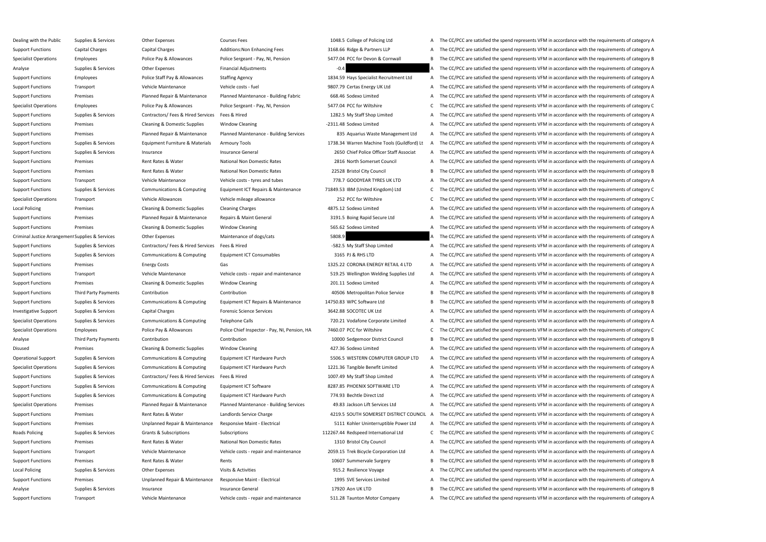| | | | | | | | |
|---|---|---|---|---|---|---|---|
| Dealing with the Public | Supplies & Services | Other Expenses | Courses Fees | 1048.5 | College of Policing Ltd | A | The CC/PCC are satisfied the spend represents VFM in accordance with the requirements of category A |
| Support Functions | Capital Charges | Capital Charges | Additions:Non Enhancing Fees | 3168.66 | Ridge & Partners LLP | A | The CC/PCC are satisfied the spend represents VFM in accordance with the requirements of category A |
| Specialist Operations | Employees | Police Pay & Allowances | Police Sergeant - Pay, NI, Pension | 5477.04 | PCC for Devon & Cornwall | B | The CC/PCC are satisfied the spend represents VFM in accordance with the requirements of category B |
| Analyse | Supplies & Services | Other Expenses | Financial Adjustments | -0.4 | | A | The CC/PCC are satisfied the spend represents VFM in accordance with the requirements of category A |
| Support Functions | Employees | Police Staff Pay & Allowances | Staffing Agency | 1834.59 | Hays Specialist Recruitment Ltd | A | The CC/PCC are satisfied the spend represents VFM in accordance with the requirements of category A |
| Support Functions | Transport | Vehicle Maintenance | Vehicle costs - fuel | 9807.79 | Certas Energy UK Ltd | A | The CC/PCC are satisfied the spend represents VFM in accordance with the requirements of category A |
| Support Functions | Premises | Planned Repair & Maintenance | Planned Maintenance - Building Fabric | 668.46 | Sodexo Limited | A | The CC/PCC are satisfied the spend represents VFM in accordance with the requirements of category A |
| Specialist Operations | Employees | Police Pay & Allowances | Police Sergeant - Pay, NI, Pension | 5477.04 | PCC for Wiltshire | C | The CC/PCC are satisfied the spend represents VFM in accordance with the requirements of category C |
| Support Functions | Supplies & Services | Contractors/ Fees & Hired Services | Fees & Hired | 1282.5 | My Staff Shop Limited | A | The CC/PCC are satisfied the spend represents VFM in accordance with the requirements of category A |
| Support Functions | Premises | Cleaning & Domestic Supplies | Window Cleaning | -2311.48 | Sodexo Limited | A | The CC/PCC are satisfied the spend represents VFM in accordance with the requirements of category A |
| Support Functions | Premises | Planned Repair & Maintenance | Planned Maintenance - Building Services | 835 | Aquarius Waste Management Ltd | A | The CC/PCC are satisfied the spend represents VFM in accordance with the requirements of category A |
| Support Functions | Supplies & Services | Equipment Furniture & Materials | Armoury Tools | 1738.34 | Warren Machine Tools (Guildford) Lt | A | The CC/PCC are satisfied the spend represents VFM in accordance with the requirements of category A |
| Support Functions | Supplies & Services | Insurance | Insurance General | 2650 | Chief Police Officer Staff Associat | A | The CC/PCC are satisfied the spend represents VFM in accordance with the requirements of category A |
| Support Functions | Premises | Rent Rates & Water | National Non Domestic Rates | 2816 | North Somerset Council | A | The CC/PCC are satisfied the spend represents VFM in accordance with the requirements of category A |
| Support Functions | Premises | Rent Rates & Water | National Non Domestic Rates | 22528 | Bristol City Council | B | The CC/PCC are satisfied the spend represents VFM in accordance with the requirements of category B |
| Support Functions | Transport | Vehicle Maintenance | Vehicle costs - tyres and tubes | 778.7 | GOODYEAR TYRES UK LTD | A | The CC/PCC are satisfied the spend represents VFM in accordance with the requirements of category A |
| Support Functions | Supplies & Services | Communications & Computing | Equipment ICT Repairs & Maintenance | 71849.53 | IBM (United Kingdom) Ltd | C | The CC/PCC are satisfied the spend represents VFM in accordance with the requirements of category C |
| Specialist Operations | Transport | Vehicle Allowances | Vehicle mileage allowance | 252 | PCC for Wiltshire | C | The CC/PCC are satisfied the spend represents VFM in accordance with the requirements of category C |
| Local Policing | Premises | Cleaning & Domestic Supplies | Cleaning Charges | 4875.12 | Sodexo Limited | A | The CC/PCC are satisfied the spend represents VFM in accordance with the requirements of category A |
| Support Functions | Premises | Planned Repair & Maintenance | Repairs & Maint General | 3191.5 | Boing Rapid Secure Ltd | A | The CC/PCC are satisfied the spend represents VFM in accordance with the requirements of category A |
| Support Functions | Premises | Cleaning & Domestic Supplies | Window Cleaning | 565.62 | Sodexo Limited | A | The CC/PCC are satisfied the spend represents VFM in accordance with the requirements of category A |
| Criminal Justice Arrangement | Supplies & Services | Other Expenses | Maintenance of dogs/cats | 5808.9 | | A | The CC/PCC are satisfied the spend represents VFM in accordance with the requirements of category A |
| Support Functions | Supplies & Services | Contractors/ Fees & Hired Services | Fees & Hired | -582.5 | My Staff Shop Limited | A | The CC/PCC are satisfied the spend represents VFM in accordance with the requirements of category A |
| Support Functions | Supplies & Services | Communications & Computing | Equipment ICT Consumables | 3165 | PJ & RHS LTD | A | The CC/PCC are satisfied the spend represents VFM in accordance with the requirements of category A |
| Support Functions | Premises | Energy Costs | Gas | 1325.22 | CORONA ENERGY RETAIL 4 LTD | A | The CC/PCC are satisfied the spend represents VFM in accordance with the requirements of category A |
| Support Functions | Transport | Vehicle Maintenance | Vehicle costs - repair and maintenance | 519.25 | Wellington Welding Supplies Ltd | A | The CC/PCC are satisfied the spend represents VFM in accordance with the requirements of category A |
| Support Functions | Premises | Cleaning & Domestic Supplies | Window Cleaning | 201.11 | Sodexo Limited | A | The CC/PCC are satisfied the spend represents VFM in accordance with the requirements of category A |
| Support Functions | Third Party Payments | Contribution | Contribution | 40506 | Metropolitan Police Service | B | The CC/PCC are satisfied the spend represents VFM in accordance with the requirements of category B |
| Support Functions | Supplies & Services | Communications & Computing | Equipment ICT Repairs & Maintenance | 14750.83 | WPC Software Ltd | B | The CC/PCC are satisfied the spend represents VFM in accordance with the requirements of category B |
| Investigative Support | Supplies & Services | Capital Charges | Forensic Science Services | 3642.88 | SOCOTEC UK Ltd | A | The CC/PCC are satisfied the spend represents VFM in accordance with the requirements of category A |
| Specialist Operations | Supplies & Services | Communications & Computing | Telephone Calls | 720.21 | Vodafone Corporate Limited | A | The CC/PCC are satisfied the spend represents VFM in accordance with the requirements of category A |
| Specialist Operations | Employees | Police Pay & Allowances | Police Chief Inspector - Pay, NI, Pension, HA | 7460.07 | PCC for Wiltshire | C | The CC/PCC are satisfied the spend represents VFM in accordance with the requirements of category C |
| Analyse | Third Party Payments | Contribution | Contribution | 10000 | Sedgemoor District Council | B | The CC/PCC are satisfied the spend represents VFM in accordance with the requirements of category B |
| Disused | Premises | Cleaning & Domestic Supplies | Window Cleaning | 427.36 | Sodexo Limited | A | The CC/PCC are satisfied the spend represents VFM in accordance with the requirements of category A |
| Operational Support | Supplies & Services | Communications & Computing | Equipment ICT Hardware Purch | 5506.5 | WESTERN COMPUTER GROUP LTD | A | The CC/PCC are satisfied the spend represents VFM in accordance with the requirements of category A |
| Specialist Operations | Supplies & Services | Communications & Computing | Equipment ICT Hardware Purch | 1221.36 | Tangible Benefit Limited | A | The CC/PCC are satisfied the spend represents VFM in accordance with the requirements of category A |
| Support Functions | Supplies & Services | Contractors/ Fees & Hired Services | Fees & Hired | 1007.49 | My Staff Shop Limited | A | The CC/PCC are satisfied the spend represents VFM in accordance with the requirements of category A |
| Support Functions | Supplies & Services | Communications & Computing | Equipment ICT Software | 8287.85 | PHOENIX SOFTWARE LTD | A | The CC/PCC are satisfied the spend represents VFM in accordance with the requirements of category A |
| Support Functions | Supplies & Services | Communications & Computing | Equipment ICT Hardware Purch | 774.93 | Bechtle Direct Ltd | A | The CC/PCC are satisfied the spend represents VFM in accordance with the requirements of category A |
| Specialist Operations | Premises | Planned Repair & Maintenance | Planned Maintenance - Building Services | 49.83 | Jackson Lift Services Ltd | A | The CC/PCC are satisfied the spend represents VFM in accordance with the requirements of category A |
| Support Functions | Premises | Rent Rates & Water | Landlords Service Charge | 4219.5 | SOUTH SOMERSET DISTRICT COUNCIL | A | The CC/PCC are satisfied the spend represents VFM in accordance with the requirements of category A |
| Support Functions | Premises | Unplanned Repair & Maintenance | Responsive Maint - Electrical | 5111 | Kohler Uninterruptible Power Ltd | A | The CC/PCC are satisfied the spend represents VFM in accordance with the requirements of category A |
| Roads Policing | Supplies & Services | Grants & Subscriptions | Subscriptions | 112267.44 | Redspeed International Ltd | C | The CC/PCC are satisfied the spend represents VFM in accordance with the requirements of category C |
| Support Functions | Premises | Rent Rates & Water | National Non Domestic Rates | 1310 | Bristol City Council | A | The CC/PCC are satisfied the spend represents VFM in accordance with the requirements of category A |
| Support Functions | Transport | Vehicle Maintenance | Vehicle costs - repair and maintenance | 2059.15 | Trek Bicycle Corporation Ltd | A | The CC/PCC are satisfied the spend represents VFM in accordance with the requirements of category A |
| Support Functions | Premises | Rent Rates & Water | Rents | 10607 | Summervale Surgery | B | The CC/PCC are satisfied the spend represents VFM in accordance with the requirements of category B |
| Local Policing | Supplies & Services | Other Expenses | Visits & Activities | 915.2 | Resilience Voyage | A | The CC/PCC are satisfied the spend represents VFM in accordance with the requirements of category A |
| Support Functions | Premises | Unplanned Repair & Maintenance | Responsive Maint - Electrical | 1995 | SVE Services Limited | A | The CC/PCC are satisfied the spend represents VFM in accordance with the requirements of category A |
| Analyse | Supplies & Services | Insurance | Insurance General | 17920 | Aon UK LTD | B | The CC/PCC are satisfied the spend represents VFM in accordance with the requirements of category B |
| Support Functions | Transport | Vehicle Maintenance | Vehicle costs - repair and maintenance | 511.28 | Taunton Motor Company | A | The CC/PCC are satisfied the spend represents VFM in accordance with the requirements of category A |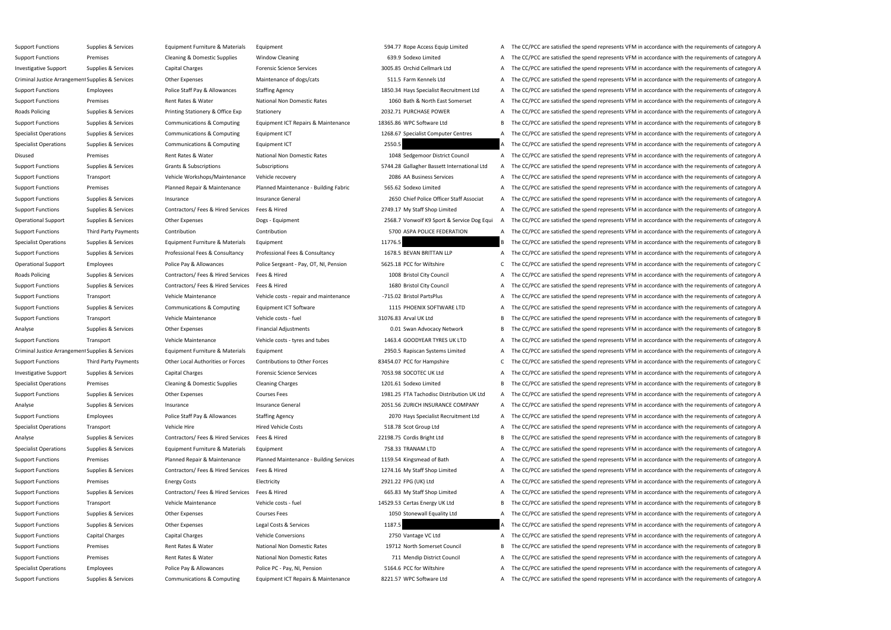| | | | | | | | |
|---|---|---|---|---|---|---|---|
| Support Functions | Supplies & Services | Equipment Furniture & Materials | Equipment | 594.77 | Rope Access Equip Limited | A | The CC/PCC are satisfied the spend represents VFM in accordance with the requirements of category A |
| Support Functions | Premises | Cleaning & Domestic Supplies | Window Cleaning | 639.9 | Sodexo Limited | A | The CC/PCC are satisfied the spend represents VFM in accordance with the requirements of category A |
| Investigative Support | Supplies & Services | Capital Charges | Forensic Science Services | 3005.85 | Orchid Cellmark Ltd | A | The CC/PCC are satisfied the spend represents VFM in accordance with the requirements of category A |
| Criminal Justice Arrangement | Supplies & Services | Other Expenses | Maintenance of dogs/cats | 511.5 | Farm Kennels Ltd | A | The CC/PCC are satisfied the spend represents VFM in accordance with the requirements of category A |
| Support Functions | Employees | Police Staff Pay & Allowances | Staffing Agency | 1850.34 | Hays Specialist Recruitment Ltd | A | The CC/PCC are satisfied the spend represents VFM in accordance with the requirements of category A |
| Support Functions | Premises | Rent Rates & Water | National Non Domestic Rates | 1060 | Bath & North East Somerset | A | The CC/PCC are satisfied the spend represents VFM in accordance with the requirements of category A |
| Roads Policing | Supplies & Services | Printing Stationery & Office Exp | Stationery | 2032.71 | PURCHASE POWER | A | The CC/PCC are satisfied the spend represents VFM in accordance with the requirements of category A |
| Support Functions | Supplies & Services | Communications & Computing | Equipment ICT Repairs & Maintenance | 18365.86 | WPC Software Ltd | B | The CC/PCC are satisfied the spend represents VFM in accordance with the requirements of category B |
| Specialist Operations | Supplies & Services | Communications & Computing | Equipment ICT | 1268.67 | Specialist Computer Centres | A | The CC/PCC are satisfied the spend represents VFM in accordance with the requirements of category A |
| Specialist Operations | Supplies & Services | Communications & Computing | Equipment ICT | 2550.5 | | A | The CC/PCC are satisfied the spend represents VFM in accordance with the requirements of category A |
| Disused | Premises | Rent Rates & Water | National Non Domestic Rates | 1048 | Sedgemoor District Council | A | The CC/PCC are satisfied the spend represents VFM in accordance with the requirements of category A |
| Support Functions | Supplies & Services | Grants & Subscriptions | Subscriptions | 5744.28 | Gallagher Bassett International Ltd | A | The CC/PCC are satisfied the spend represents VFM in accordance with the requirements of category A |
| Support Functions | Transport | Vehicle Workshops/Maintenance | Vehicle recovery | 2086 | AA Business Services | A | The CC/PCC are satisfied the spend represents VFM in accordance with the requirements of category A |
| Support Functions | Premises | Planned Repair & Maintenance | Planned Maintenance - Building Fabric | 565.62 | Sodexo Limited | A | The CC/PCC are satisfied the spend represents VFM in accordance with the requirements of category A |
| Support Functions | Supplies & Services | Insurance | Insurance General | 2650 | Chief Police Officer Staff Associat | A | The CC/PCC are satisfied the spend represents VFM in accordance with the requirements of category A |
| Support Functions | Supplies & Services | Contractors/ Fees & Hired Services | Fees & Hired | 2749.17 | My Staff Shop Limited | A | The CC/PCC are satisfied the spend represents VFM in accordance with the requirements of category A |
| Operational Support | Supplies & Services | Other Expenses | Dogs - Equipment | 2568.7 | Vonwolf K9 Sport & Service Dog Equi | A | The CC/PCC are satisfied the spend represents VFM in accordance with the requirements of category A |
| Support Functions | Third Party Payments | Contribution | Contribution | 5700 | ASPA POLICE FEDERATION | A | The CC/PCC are satisfied the spend represents VFM in accordance with the requirements of category A |
| Specialist Operations | Supplies & Services | Equipment Furniture & Materials | Equipment | 11776.5 | | B | The CC/PCC are satisfied the spend represents VFM in accordance with the requirements of category B |
| Support Functions | Supplies & Services | Professional Fees & Consultancy | Professional Fees & Consultancy | 1678.5 | BEVAN BRITTAN LLP | A | The CC/PCC are satisfied the spend represents VFM in accordance with the requirements of category A |
| Operational Support | Employees | Police Pay & Allowances | Police Sergeant - Pay, OT, NI, Pension | 5625.18 | PCC for Wiltshire | C | The CC/PCC are satisfied the spend represents VFM in accordance with the requirements of category C |
| Roads Policing | Supplies & Services | Contractors/ Fees & Hired Services | Fees & Hired | 1008 | Bristol City Council | A | The CC/PCC are satisfied the spend represents VFM in accordance with the requirements of category A |
| Support Functions | Supplies & Services | Contractors/ Fees & Hired Services | Fees & Hired | 1680 | Bristol City Council | A | The CC/PCC are satisfied the spend represents VFM in accordance with the requirements of category A |
| Support Functions | Transport | Vehicle Maintenance | Vehicle costs - repair and maintenance | -715.02 | Bristol PartsPlus | A | The CC/PCC are satisfied the spend represents VFM in accordance with the requirements of category A |
| Support Functions | Supplies & Services | Communications & Computing | Equipment ICT Software | 1115 | PHOENIX SOFTWARE LTD | A | The CC/PCC are satisfied the spend represents VFM in accordance with the requirements of category A |
| Support Functions | Transport | Vehicle Maintenance | Vehicle costs - fuel | 31076.83 | Arval UK Ltd | B | The CC/PCC are satisfied the spend represents VFM in accordance with the requirements of category B |
| Analyse | Supplies & Services | Other Expenses | Financial Adjustments | 0.01 | Swan Advocacy Network | B | The CC/PCC are satisfied the spend represents VFM in accordance with the requirements of category B |
| Support Functions | Transport | Vehicle Maintenance | Vehicle costs - tyres and tubes | 1463.4 | GOODYEAR TYRES UK LTD | A | The CC/PCC are satisfied the spend represents VFM in accordance with the requirements of category A |
| Criminal Justice Arrangement | Supplies & Services | Equipment Furniture & Materials | Equipment | 2950.5 | Rapiscan Systems Limited | A | The CC/PCC are satisfied the spend represents VFM in accordance with the requirements of category A |
| Support Functions | Third Party Payments | Other Local Authorities or Forces | Contributions to Other Forces | 83454.07 | PCC for Hampshire | C | The CC/PCC are satisfied the spend represents VFM in accordance with the requirements of category C |
| Investigative Support | Supplies & Services | Capital Charges | Forensic Science Services | 7053.98 | SOCOTEC UK Ltd | A | The CC/PCC are satisfied the spend represents VFM in accordance with the requirements of category A |
| Specialist Operations | Premises | Cleaning & Domestic Supplies | Cleaning Charges | 1201.61 | Sodexo Limited | B | The CC/PCC are satisfied the spend represents VFM in accordance with the requirements of category B |
| Support Functions | Supplies & Services | Other Expenses | Courses Fees | 1981.25 | FTA Tachodisc Distribution UK Ltd | A | The CC/PCC are satisfied the spend represents VFM in accordance with the requirements of category A |
| Analyse | Supplies & Services | Insurance | Insurance General | 2051.56 | ZURICH INSURANCE COMPANY | A | The CC/PCC are satisfied the spend represents VFM in accordance with the requirements of category A |
| Support Functions | Employees | Police Staff Pay & Allowances | Staffing Agency | 2070 | Hays Specialist Recruitment Ltd | A | The CC/PCC are satisfied the spend represents VFM in accordance with the requirements of category A |
| Specialist Operations | Transport | Vehicle Hire | Hired Vehicle Costs | 518.78 | Scot Group Ltd | A | The CC/PCC are satisfied the spend represents VFM in accordance with the requirements of category A |
| Analyse | Supplies & Services | Contractors/ Fees & Hired Services | Fees & Hired | 22198.75 | Cordis Bright Ltd | B | The CC/PCC are satisfied the spend represents VFM in accordance with the requirements of category B |
| Specialist Operations | Supplies & Services | Equipment Furniture & Materials | Equipment | 758.33 | TRANAM LTD | A | The CC/PCC are satisfied the spend represents VFM in accordance with the requirements of category A |
| Support Functions | Premises | Planned Repair & Maintenance | Planned Maintenance - Building Services | 1159.54 | Kingsmead of Bath | A | The CC/PCC are satisfied the spend represents VFM in accordance with the requirements of category A |
| Support Functions | Supplies & Services | Contractors/ Fees & Hired Services | Fees & Hired | 1274.16 | My Staff Shop Limited | A | The CC/PCC are satisfied the spend represents VFM in accordance with the requirements of category A |
| Support Functions | Premises | Energy Costs | Electricity | 2921.22 | FPG (UK) Ltd | A | The CC/PCC are satisfied the spend represents VFM in accordance with the requirements of category A |
| Support Functions | Supplies & Services | Contractors/ Fees & Hired Services | Fees & Hired | 665.83 | My Staff Shop Limited | A | The CC/PCC are satisfied the spend represents VFM in accordance with the requirements of category A |
| Support Functions | Transport | Vehicle Maintenance | Vehicle costs - fuel | 14529.53 | Certas Energy UK Ltd | B | The CC/PCC are satisfied the spend represents VFM in accordance with the requirements of category B |
| Support Functions | Supplies & Services | Other Expenses | Courses Fees | 1050 | Stonewall Equality Ltd | A | The CC/PCC are satisfied the spend represents VFM in accordance with the requirements of category A |
| Support Functions | Supplies & Services | Other Expenses | Legal Costs & Services | 1187.5 | | A | The CC/PCC are satisfied the spend represents VFM in accordance with the requirements of category A |
| Support Functions | Capital Charges | Capital Charges | Vehicle Conversions | 2750 | Vantage VC Ltd | A | The CC/PCC are satisfied the spend represents VFM in accordance with the requirements of category A |
| Support Functions | Premises | Rent Rates & Water | National Non Domestic Rates | 19712 | North Somerset Council | B | The CC/PCC are satisfied the spend represents VFM in accordance with the requirements of category B |
| Support Functions | Premises | Rent Rates & Water | National Non Domestic Rates | 711 | Mendip District Council | A | The CC/PCC are satisfied the spend represents VFM in accordance with the requirements of category A |
| Specialist Operations | Employees | Police Pay & Allowances | Police PC - Pay, NI, Pension | 5164.6 | PCC for Wiltshire | A | The CC/PCC are satisfied the spend represents VFM in accordance with the requirements of category A |
| Support Functions | Supplies & Services | Communications & Computing | Equipment ICT Repairs & Maintenance | 8221.57 | WPC Software Ltd | A | The CC/PCC are satisfied the spend represents VFM in accordance with the requirements of category A |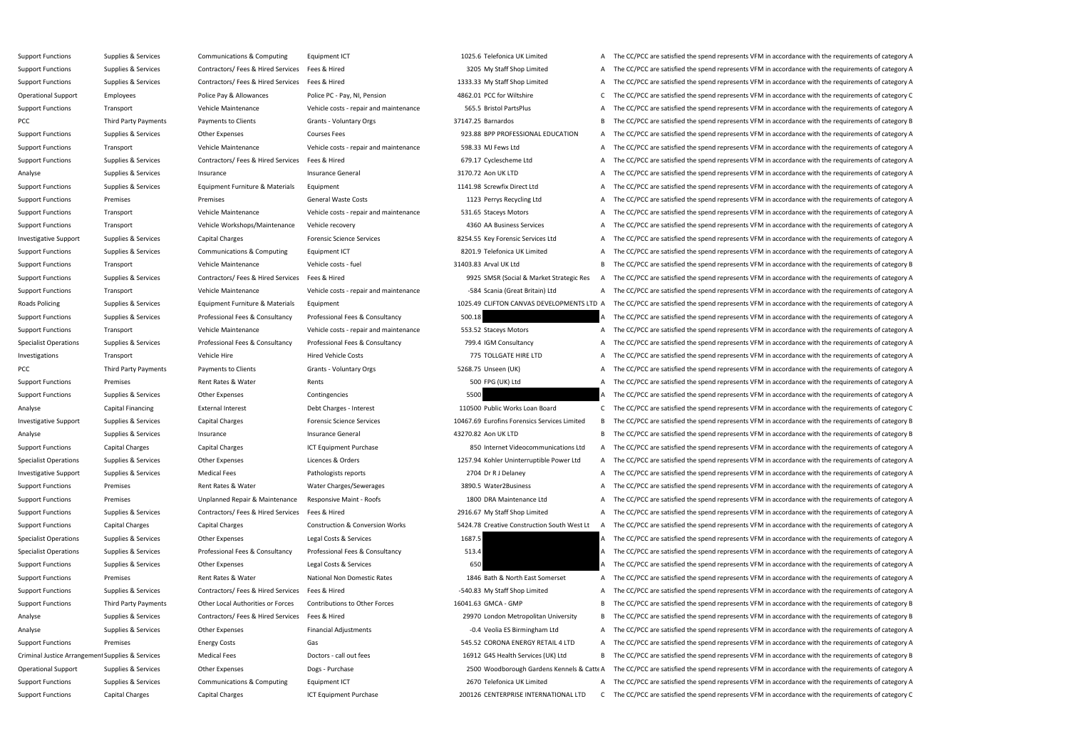| | | | | | | | |
|---|---|---|---|---|---|---|---|
| Support Functions | Supplies & Services | Communications & Computing | Equipment ICT | 1025.6 | Telefonica UK Limited | A | The CC/PCC are satisfied the spend represents VFM in accordance with the requirements of category A |
| Support Functions | Supplies & Services | Contractors/ Fees & Hired Services | Fees & Hired | 3205 | My Staff Shop Limited | A | The CC/PCC are satisfied the spend represents VFM in accordance with the requirements of category A |
| Support Functions | Supplies & Services | Contractors/ Fees & Hired Services | Fees & Hired | 1333.33 | My Staff Shop Limited | A | The CC/PCC are satisfied the spend represents VFM in accordance with the requirements of category A |
| Operational Support | Employees | Police Pay & Allowances | Police PC - Pay, NI, Pension | 4862.01 | PCC for Wiltshire | C | The CC/PCC are satisfied the spend represents VFM in accordance with the requirements of category C |
| Support Functions | Transport | Vehicle Maintenance | Vehicle costs - repair and maintenance | 565.5 | Bristol PartsPlus | A | The CC/PCC are satisfied the spend represents VFM in accordance with the requirements of category A |
| PCC | Third Party Payments | Payments to Clients | Grants - Voluntary Orgs | 37147.25 | Barnardos | B | The CC/PCC are satisfied the spend represents VFM in accordance with the requirements of category B |
| Support Functions | Supplies & Services | Other Expenses | Courses Fees | 923.88 | BPP PROFESSIONAL EDUCATION | A | The CC/PCC are satisfied the spend represents VFM in accordance with the requirements of category A |
| Support Functions | Transport | Vehicle Maintenance | Vehicle costs - repair and maintenance | 598.33 | MJ Fews Ltd | A | The CC/PCC are satisfied the spend represents VFM in accordance with the requirements of category A |
| Support Functions | Supplies & Services | Contractors/ Fees & Hired Services | Fees & Hired | 679.17 | Cyclescheme Ltd | A | The CC/PCC are satisfied the spend represents VFM in accordance with the requirements of category A |
| Analyse | Supplies & Services | Insurance | Insurance General | 3170.72 | Aon UK LTD | A | The CC/PCC are satisfied the spend represents VFM in accordance with the requirements of category A |
| Support Functions | Supplies & Services | Equipment Furniture & Materials | Equipment | 1141.98 | Screwfix Direct Ltd | A | The CC/PCC are satisfied the spend represents VFM in accordance with the requirements of category A |
| Support Functions | Premises | Premises | General Waste Costs | 1123 | Perrys Recycling Ltd | A | The CC/PCC are satisfied the spend represents VFM in accordance with the requirements of category A |
| Support Functions | Transport | Vehicle Maintenance | Vehicle costs - repair and maintenance | 531.65 | Staceys Motors | A | The CC/PCC are satisfied the spend represents VFM in accordance with the requirements of category A |
| Support Functions | Transport | Vehicle Workshops/Maintenance | Vehicle recovery | 4360 | AA Business Services | A | The CC/PCC are satisfied the spend represents VFM in accordance with the requirements of category A |
| Investigative Support | Supplies & Services | Capital Charges | Forensic Science Services | 8254.55 | Key Forensic Services Ltd | A | The CC/PCC are satisfied the spend represents VFM in accordance with the requirements of category A |
| Support Functions | Supplies & Services | Communications & Computing | Equipment ICT | 8201.9 | Telefonica UK Limited | A | The CC/PCC are satisfied the spend represents VFM in accordance with the requirements of category A |
| Support Functions | Transport | Vehicle Maintenance | Vehicle costs - fuel | 31403.83 | Arval UK Ltd | B | The CC/PCC are satisfied the spend represents VFM in accordance with the requirements of category B |
| Support Functions | Supplies & Services | Contractors/ Fees & Hired Services | Fees & Hired | 9925 | SMSR (Social & Market Strategic Res | A | The CC/PCC are satisfied the spend represents VFM in accordance with the requirements of category A |
| Support Functions | Transport | Vehicle Maintenance | Vehicle costs - repair and maintenance | -584 | Scania (Great Britain) Ltd | A | The CC/PCC are satisfied the spend represents VFM in accordance with the requirements of category A |
| Roads Policing | Supplies & Services | Equipment Furniture & Materials | Equipment | 1025.49 | CLIFTON CANVAS DEVELOPMENTS LTD | A | The CC/PCC are satisfied the spend represents VFM in accordance with the requirements of category A |
| Support Functions | Supplies & Services | Professional Fees & Consultancy | Professional Fees & Consultancy | 500.18 | | A | The CC/PCC are satisfied the spend represents VFM in accordance with the requirements of category A |
| Support Functions | Transport | Vehicle Maintenance | Vehicle costs - repair and maintenance | 553.52 | Staceys Motors | A | The CC/PCC are satisfied the spend represents VFM in accordance with the requirements of category A |
| Specialist Operations | Supplies & Services | Professional Fees & Consultancy | Professional Fees & Consultancy | 799.4 | IGM Consultancy | A | The CC/PCC are satisfied the spend represents VFM in accordance with the requirements of category A |
| Investigations | Transport | Vehicle Hire | Hired Vehicle Costs | 775 | TOLLGATE HIRE LTD | A | The CC/PCC are satisfied the spend represents VFM in accordance with the requirements of category A |
| PCC | Third Party Payments | Payments to Clients | Grants - Voluntary Orgs | 5268.75 | Unseen (UK) | A | The CC/PCC are satisfied the spend represents VFM in accordance with the requirements of category A |
| Support Functions | Premises | Rent Rates & Water | Rents | 500 | FPG (UK) Ltd | A | The CC/PCC are satisfied the spend represents VFM in accordance with the requirements of category A |
| Support Functions | Supplies & Services | Other Expenses | Contingencies | 5500 | | A | The CC/PCC are satisfied the spend represents VFM in accordance with the requirements of category A |
| Analyse | Capital Financing | External Interest | Debt Charges - Interest | 110500 | Public Works Loan Board | C | The CC/PCC are satisfied the spend represents VFM in accordance with the requirements of category C |
| Investigative Support | Supplies & Services | Capital Charges | Forensic Science Services | 10467.69 | Eurofins Forensics Services Limited | B | The CC/PCC are satisfied the spend represents VFM in accordance with the requirements of category B |
| Analyse | Supplies & Services | Insurance | Insurance General | 43270.82 | Aon UK LTD | B | The CC/PCC are satisfied the spend represents VFM in accordance with the requirements of category B |
| Support Functions | Capital Charges | Capital Charges | ICT Equipment Purchase | 850 | Internet Videocommunications Ltd | A | The CC/PCC are satisfied the spend represents VFM in accordance with the requirements of category A |
| Specialist Operations | Supplies & Services | Other Expenses | Licences & Orders | 1257.94 | Kohler Uninterruptible Power Ltd | A | The CC/PCC are satisfied the spend represents VFM in accordance with the requirements of category A |
| Investigative Support | Supplies & Services | Medical Fees | Pathologists reports | 2704 | Dr R J Delaney | A | The CC/PCC are satisfied the spend represents VFM in accordance with the requirements of category A |
| Support Functions | Premises | Rent Rates & Water | Water Charges/Sewerages | 3890.5 | Water2Business | A | The CC/PCC are satisfied the spend represents VFM in accordance with the requirements of category A |
| Support Functions | Premises | Unplanned Repair & Maintenance | Responsive Maint - Roofs | 1800 | DRA Maintenance Ltd | A | The CC/PCC are satisfied the spend represents VFM in accordance with the requirements of category A |
| Support Functions | Supplies & Services | Contractors/ Fees & Hired Services | Fees & Hired | 2916.67 | My Staff Shop Limited | A | The CC/PCC are satisfied the spend represents VFM in accordance with the requirements of category A |
| Support Functions | Capital Charges | Capital Charges | Construction & Conversion Works | 5424.78 | Creative Construction South West Lt | A | The CC/PCC are satisfied the spend represents VFM in accordance with the requirements of category A |
| Specialist Operations | Supplies & Services | Other Expenses | Legal Costs & Services | 1687.5 | | A | The CC/PCC are satisfied the spend represents VFM in accordance with the requirements of category A |
| Specialist Operations | Supplies & Services | Professional Fees & Consultancy | Professional Fees & Consultancy | 513.4 | | A | The CC/PCC are satisfied the spend represents VFM in accordance with the requirements of category A |
| Support Functions | Supplies & Services | Other Expenses | Legal Costs & Services | 650 | | A | The CC/PCC are satisfied the spend represents VFM in accordance with the requirements of category A |
| Support Functions | Premises | Rent Rates & Water | National Non Domestic Rates | 1846 | Bath & North East Somerset | A | The CC/PCC are satisfied the spend represents VFM in accordance with the requirements of category A |
| Support Functions | Supplies & Services | Contractors/ Fees & Hired Services | Fees & Hired | -540.83 | My Staff Shop Limited | A | The CC/PCC are satisfied the spend represents VFM in accordance with the requirements of category A |
| Support Functions | Third Party Payments | Other Local Authorities or Forces | Contributions to Other Forces | 16041.63 | GMCA - GMP | B | The CC/PCC are satisfied the spend represents VFM in accordance with the requirements of category B |
| Analyse | Supplies & Services | Contractors/ Fees & Hired Services | Fees & Hired | 29970 | London Metropolitan University | B | The CC/PCC are satisfied the spend represents VFM in accordance with the requirements of category B |
| Analyse | Supplies & Services | Other Expenses | Financial Adjustments | -0.4 | Veolia ES Birmingham Ltd | A | The CC/PCC are satisfied the spend represents VFM in accordance with the requirements of category A |
| Support Functions | Premises | Energy Costs | Gas | 545.52 | CORONA ENERGY RETAIL 4 LTD | A | The CC/PCC are satisfied the spend represents VFM in accordance with the requirements of category A |
| Criminal Justice Arrangement | Supplies & Services | Medical Fees | Doctors - call out fees | 16912 | G4S Health Services (UK) Ltd | B | The CC/PCC are satisfied the spend represents VFM in accordance with the requirements of category B |
| Operational Support | Supplies & Services | Other Expenses | Dogs - Purchase | 2500 | Woodborough Gardens Kennels & Catte | A | The CC/PCC are satisfied the spend represents VFM in accordance with the requirements of category A |
| Support Functions | Supplies & Services | Communications & Computing | Equipment ICT | 2670 | Telefonica UK Limited | A | The CC/PCC are satisfied the spend represents VFM in accordance with the requirements of category A |
| Support Functions | Capital Charges | Capital Charges | ICT Equipment Purchase | 200126 | CENTERPRISE INTERNATIONAL LTD | C | The CC/PCC are satisfied the spend represents VFM in accordance with the requirements of category C |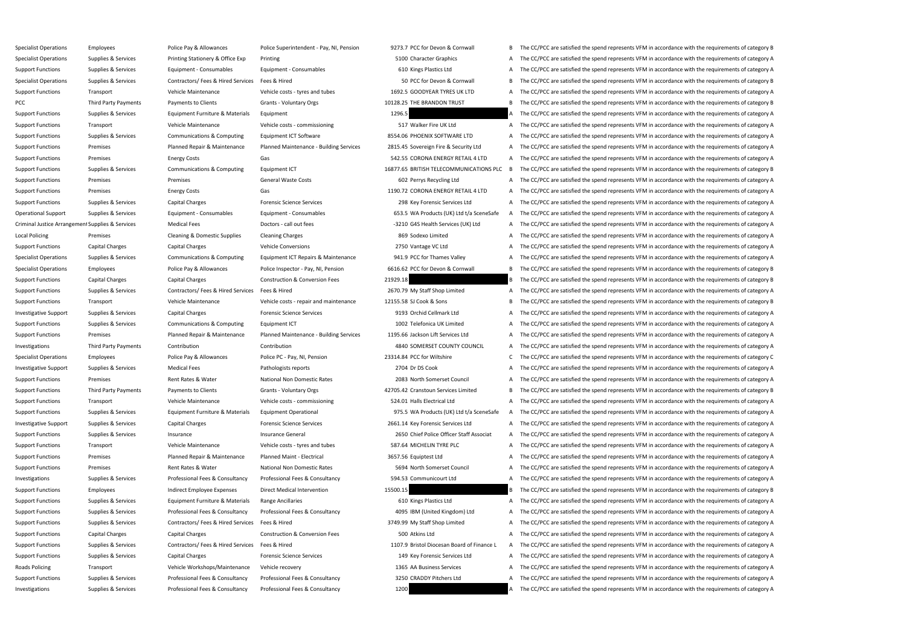| | | | | | | | |
|---|---|---|---|---|---|---|---|
| Specialist Operations | Employees | Police Pay & Allowances | Police Superintendent - Pay, NI, Pension | 9273.7 | PCC for Devon & Cornwall | B | The CC/PCC are satisfied the spend represents VFM in accordance with the requirements of category B |
| Specialist Operations | Supplies & Services | Printing Stationery & Office Exp | Printing | 5100 | Character Graphics | A | The CC/PCC are satisfied the spend represents VFM in accordance with the requirements of category A |
| Support Functions | Supplies & Services | Equipment - Consumables | Equipment - Consumables | 610 | Kings Plastics Ltd | A | The CC/PCC are satisfied the spend represents VFM in accordance with the requirements of category A |
| Specialist Operations | Supplies & Services | Contractors/ Fees & Hired Services | Fees & Hired | 50 | PCC for Devon & Cornwall | B | The CC/PCC are satisfied the spend represents VFM in accordance with the requirements of category B |
| Support Functions | Transport | Vehicle Maintenance | Vehicle costs - tyres and tubes | 1692.5 | GOODYEAR TYRES UK LTD | A | The CC/PCC are satisfied the spend represents VFM in accordance with the requirements of category A |
| PCC | Third Party Payments | Payments to Clients | Grants - Voluntary Orgs | 10128.25 | THE BRANDON TRUST | B | The CC/PCC are satisfied the spend represents VFM in accordance with the requirements of category B |
| Support Functions | Supplies & Services | Equipment Furniture & Materials | Equipment | 1296.5 | | A | The CC/PCC are satisfied the spend represents VFM in accordance with the requirements of category A |
| Support Functions | Transport | Vehicle Maintenance | Vehicle costs - commissioning | 517 | Walker Fire UK Ltd | A | The CC/PCC are satisfied the spend represents VFM in accordance with the requirements of category A |
| Support Functions | Supplies & Services | Communications & Computing | Equipment ICT Software | 8554.06 | PHOENIX SOFTWARE LTD | A | The CC/PCC are satisfied the spend represents VFM in accordance with the requirements of category A |
| Support Functions | Premises | Planned Repair & Maintenance | Planned Maintenance - Building Services | 2815.45 | Sovereign Fire & Security Ltd | A | The CC/PCC are satisfied the spend represents VFM in accordance with the requirements of category A |
| Support Functions | Premises | Energy Costs | Gas | 542.55 | CORONA ENERGY RETAIL 4 LTD | A | The CC/PCC are satisfied the spend represents VFM in accordance with the requirements of category A |
| Support Functions | Supplies & Services | Communications & Computing | Equipment ICT | 16877.65 | BRITISH TELECOMMUNICATIONS PLC | B | The CC/PCC are satisfied the spend represents VFM in accordance with the requirements of category B |
| Support Functions | Premises | Premises | General Waste Costs | 602 | Perrys Recycling Ltd | A | The CC/PCC are satisfied the spend represents VFM in accordance with the requirements of category A |
| Support Functions | Premises | Energy Costs | Gas | 1190.72 | CORONA ENERGY RETAIL 4 LTD | A | The CC/PCC are satisfied the spend represents VFM in accordance with the requirements of category A |
| Support Functions | Supplies & Services | Capital Charges | Forensic Science Services | 298 | Key Forensic Services Ltd | A | The CC/PCC are satisfied the spend represents VFM in accordance with the requirements of category A |
| Operational Support | Supplies & Services | Equipment - Consumables | Equipment - Consumables | 653.5 | WA Products (UK) Ltd t/a SceneSafe | A | The CC/PCC are satisfied the spend represents VFM in accordance with the requirements of category A |
| Criminal Justice Arrangement | Supplies & Services | Medical Fees | Doctors - call out fees | -3210 | G4S Health Services (UK) Ltd | A | The CC/PCC are satisfied the spend represents VFM in accordance with the requirements of category A |
| Local Policing | Premises | Cleaning & Domestic Supplies | Cleaning Charges | 869 | Sodexo Limited | A | The CC/PCC are satisfied the spend represents VFM in accordance with the requirements of category A |
| Support Functions | Capital Charges | Capital Charges | Vehicle Conversions | 2750 | Vantage VC Ltd | A | The CC/PCC are satisfied the spend represents VFM in accordance with the requirements of category A |
| Specialist Operations | Supplies & Services | Communications & Computing | Equipment ICT Repairs & Maintenance | 941.9 | PCC for Thames Valley | A | The CC/PCC are satisfied the spend represents VFM in accordance with the requirements of category A |
| Specialist Operations | Employees | Police Pay & Allowances | Police Inspector - Pay, NI, Pension | 6616.62 | PCC for Devon & Cornwall | B | The CC/PCC are satisfied the spend represents VFM in accordance with the requirements of category B |
| Support Functions | Capital Charges | Capital Charges | Construction & Conversion Fees | 21929.18 | | B | The CC/PCC are satisfied the spend represents VFM in accordance with the requirements of category B |
| Support Functions | Supplies & Services | Contractors/ Fees & Hired Services | Fees & Hired | 2670.79 | My Staff Shop Limited | A | The CC/PCC are satisfied the spend represents VFM in accordance with the requirements of category A |
| Support Functions | Transport | Vehicle Maintenance | Vehicle costs - repair and maintenance | 12155.58 | SJ Cook & Sons | B | The CC/PCC are satisfied the spend represents VFM in accordance with the requirements of category B |
| Investigative Support | Supplies & Services | Capital Charges | Forensic Science Services | 9193 | Orchid Cellmark Ltd | A | The CC/PCC are satisfied the spend represents VFM in accordance with the requirements of category A |
| Support Functions | Supplies & Services | Communications & Computing | Equipment ICT | 1002 | Telefonica UK Limited | A | The CC/PCC are satisfied the spend represents VFM in accordance with the requirements of category A |
| Support Functions | Premises | Planned Repair & Maintenance | Planned Maintenance - Building Services | 1195.66 | Jackson Lift Services Ltd | A | The CC/PCC are satisfied the spend represents VFM in accordance with the requirements of category A |
| Investigations | Third Party Payments | Contribution | Contribution | 4840 | SOMERSET COUNTY COUNCIL | A | The CC/PCC are satisfied the spend represents VFM in accordance with the requirements of category A |
| Specialist Operations | Employees | Police Pay & Allowances | Police PC - Pay, NI, Pension | 23314.84 | PCC for Wiltshire | C | The CC/PCC are satisfied the spend represents VFM in accordance with the requirements of category C |
| Investigative Support | Supplies & Services | Medical Fees | Pathologists reports | 2704 | Dr DS Cook | A | The CC/PCC are satisfied the spend represents VFM in accordance with the requirements of category A |
| Support Functions | Premises | Rent Rates & Water | National Non Domestic Rates | 2083 | North Somerset Council | A | The CC/PCC are satisfied the spend represents VFM in accordance with the requirements of category A |
| Support Functions | Third Party Payments | Payments to Clients | Grants - Voluntary Orgs | 42705.42 | Cranstoun Services Limited | B | The CC/PCC are satisfied the spend represents VFM in accordance with the requirements of category B |
| Support Functions | Transport | Vehicle Maintenance | Vehicle costs - commissioning | 524.01 | Halls Electrical Ltd | A | The CC/PCC are satisfied the spend represents VFM in accordance with the requirements of category A |
| Support Functions | Supplies & Services | Equipment Furniture & Materials | Equipment Operational | 975.5 | WA Products (UK) Ltd t/a SceneSafe | A | The CC/PCC are satisfied the spend represents VFM in accordance with the requirements of category A |
| Investigative Support | Supplies & Services | Capital Charges | Forensic Science Services | 2661.14 | Key Forensic Services Ltd | A | The CC/PCC are satisfied the spend represents VFM in accordance with the requirements of category A |
| Support Functions | Supplies & Services | Insurance | Insurance General | 2650 | Chief Police Officer Staff Associat | A | The CC/PCC are satisfied the spend represents VFM in accordance with the requirements of category A |
| Support Functions | Transport | Vehicle Maintenance | Vehicle costs - tyres and tubes | 587.64 | MICHELIN TYRE PLC | A | The CC/PCC are satisfied the spend represents VFM in accordance with the requirements of category A |
| Support Functions | Premises | Planned Repair & Maintenance | Planned Maint - Electrical | 3657.56 | Equiptest Ltd | A | The CC/PCC are satisfied the spend represents VFM in accordance with the requirements of category A |
| Support Functions | Premises | Rent Rates & Water | National Non Domestic Rates | 5694 | North Somerset Council | A | The CC/PCC are satisfied the spend represents VFM in accordance with the requirements of category A |
| Investigations | Supplies & Services | Professional Fees & Consultancy | Professional Fees & Consultancy | 594.53 | Communicourt Ltd | A | The CC/PCC are satisfied the spend represents VFM in accordance with the requirements of category A |
| Support Functions | Employees | Indirect Employee Expenses | Direct Medical Intervention | 15500.15 | | B | The CC/PCC are satisfied the spend represents VFM in accordance with the requirements of category B |
| Support Functions | Supplies & Services | Equipment Furniture & Materials | Range Ancillaries | 610 | Kings Plastics Ltd | A | The CC/PCC are satisfied the spend represents VFM in accordance with the requirements of category A |
| Support Functions | Supplies & Services | Professional Fees & Consultancy | Professional Fees & Consultancy | 4095 | IBM (United Kingdom) Ltd | A | The CC/PCC are satisfied the spend represents VFM in accordance with the requirements of category A |
| Support Functions | Supplies & Services | Contractors/ Fees & Hired Services | Fees & Hired | 3749.99 | My Staff Shop Limited | A | The CC/PCC are satisfied the spend represents VFM in accordance with the requirements of category A |
| Support Functions | Capital Charges | Capital Charges | Construction & Conversion Fees | 500 | Atkins Ltd | A | The CC/PCC are satisfied the spend represents VFM in accordance with the requirements of category A |
| Support Functions | Supplies & Services | Contractors/ Fees & Hired Services | Fees & Hired | 1107.9 | Bristol Diocesan Board of Finance L | A | The CC/PCC are satisfied the spend represents VFM in accordance with the requirements of category A |
| Support Functions | Supplies & Services | Capital Charges | Forensic Science Services | 149 | Key Forensic Services Ltd | A | The CC/PCC are satisfied the spend represents VFM in accordance with the requirements of category A |
| Roads Policing | Transport | Vehicle Workshops/Maintenance | Vehicle recovery | 1365 | AA Business Services | A | The CC/PCC are satisfied the spend represents VFM in accordance with the requirements of category A |
| Support Functions | Supplies & Services | Professional Fees & Consultancy | Professional Fees & Consultancy | 3250 | CRADDY Pitchers Ltd | A | The CC/PCC are satisfied the spend represents VFM in accordance with the requirements of category A |
| Investigations | Supplies & Services | Professional Fees & Consultancy | Professional Fees & Consultancy | 1200 | | A | The CC/PCC are satisfied the spend represents VFM in accordance with the requirements of category A |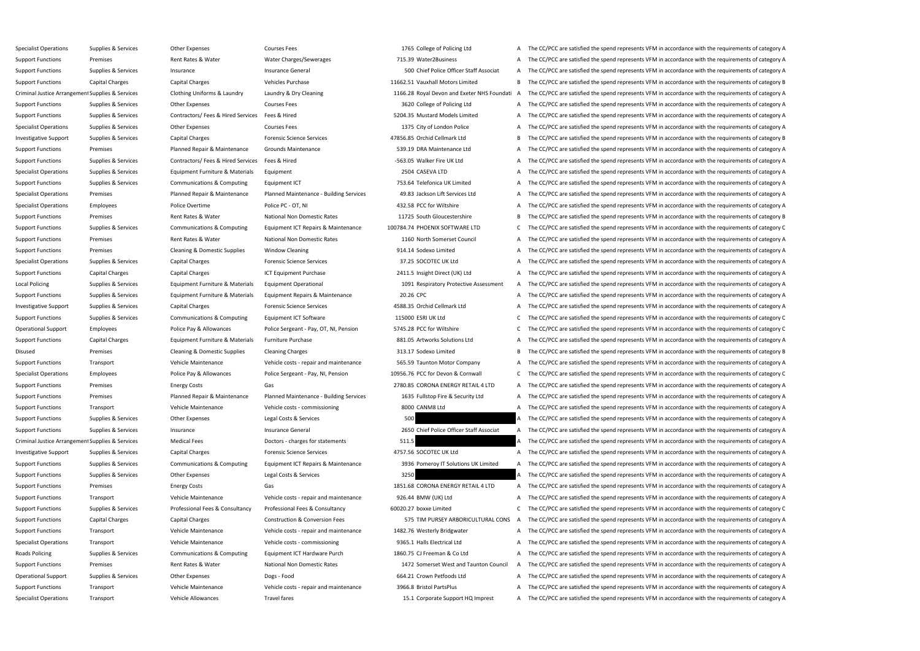| | | | | | | | |
|---|---|---|---|---|---|---|---|
| Specialist Operations | Supplies & Services | Other Expenses | Courses Fees | 1765 | College of Policing Ltd | A | The CC/PCC are satisfied the spend represents VFM in accordance with the requirements of category A |
| Support Functions | Premises | Rent Rates & Water | Water Charges/Sewerages | 715.39 | Water2Business | A | The CC/PCC are satisfied the spend represents VFM in accordance with the requirements of category A |
| Support Functions | Supplies & Services | Insurance | Insurance General | 500 | Chief Police Officer Staff Associat | A | The CC/PCC are satisfied the spend represents VFM in accordance with the requirements of category A |
| Support Functions | Capital Charges | Capital Charges | Vehicles Purchase | 11662.51 | Vauxhall Motors Limited | B | The CC/PCC are satisfied the spend represents VFM in accordance with the requirements of category B |
| Criminal Justice Arrangement | Supplies & Services | Clothing Uniforms & Laundry | Laundry & Dry Cleaning | 1166.28 | Royal Devon and Exeter NHS Foundati | A | The CC/PCC are satisfied the spend represents VFM in accordance with the requirements of category A |
| Support Functions | Supplies & Services | Other Expenses | Courses Fees | 3620 | College of Policing Ltd | A | The CC/PCC are satisfied the spend represents VFM in accordance with the requirements of category A |
| Support Functions | Supplies & Services | Contractors/ Fees & Hired Services | Fees & Hired | 5204.35 | Mustard Models Limited | A | The CC/PCC are satisfied the spend represents VFM in accordance with the requirements of category A |
| Specialist Operations | Supplies & Services | Other Expenses | Courses Fees | 1375 | City of London Police | A | The CC/PCC are satisfied the spend represents VFM in accordance with the requirements of category A |
| Investigative Support | Supplies & Services | Capital Charges | Forensic Science Services | 47856.85 | Orchid Cellmark Ltd | B | The CC/PCC are satisfied the spend represents VFM in accordance with the requirements of category B |
| Support Functions | Premises | Planned Repair & Maintenance | Grounds Maintenance | 539.19 | DRA Maintenance Ltd | A | The CC/PCC are satisfied the spend represents VFM in accordance with the requirements of category A |
| Support Functions | Supplies & Services | Contractors/ Fees & Hired Services | Fees & Hired | -563.05 | Walker Fire UK Ltd | A | The CC/PCC are satisfied the spend represents VFM in accordance with the requirements of category A |
| Specialist Operations | Supplies & Services | Equipment Furniture & Materials | Equipment | 2504 | CASEVA LTD | A | The CC/PCC are satisfied the spend represents VFM in accordance with the requirements of category A |
| Support Functions | Supplies & Services | Communications & Computing | Equipment ICT | 753.64 | Telefonica UK Limited | A | The CC/PCC are satisfied the spend represents VFM in accordance with the requirements of category A |
| Specialist Operations | Premises | Planned Repair & Maintenance | Planned Maintenance - Building Services | 49.83 | Jackson Lift Services Ltd | A | The CC/PCC are satisfied the spend represents VFM in accordance with the requirements of category A |
| Specialist Operations | Employees | Police Overtime | Police PC - OT, NI | 432.58 | PCC for Wiltshire | A | The CC/PCC are satisfied the spend represents VFM in accordance with the requirements of category A |
| Support Functions | Premises | Rent Rates & Water | National Non Domestic Rates | 11725 | South Gloucestershire | B | The CC/PCC are satisfied the spend represents VFM in accordance with the requirements of category B |
| Support Functions | Supplies & Services | Communications & Computing | Equipment ICT Repairs & Maintenance | 100784.74 | PHOENIX SOFTWARE LTD | C | The CC/PCC are satisfied the spend represents VFM in accordance with the requirements of category C |
| Support Functions | Premises | Rent Rates & Water | National Non Domestic Rates | 1160 | North Somerset Council | A | The CC/PCC are satisfied the spend represents VFM in accordance with the requirements of category A |
| Support Functions | Premises | Cleaning & Domestic Supplies | Window Cleaning | 914.14 | Sodexo Limited | A | The CC/PCC are satisfied the spend represents VFM in accordance with the requirements of category A |
| Specialist Operations | Supplies & Services | Capital Charges | Forensic Science Services | 37.25 | SOCOTEC UK Ltd | A | The CC/PCC are satisfied the spend represents VFM in accordance with the requirements of category A |
| Support Functions | Capital Charges | Capital Charges | ICT Equipment Purchase | 2411.5 | Insight Direct (UK) Ltd | A | The CC/PCC are satisfied the spend represents VFM in accordance with the requirements of category A |
| Local Policing | Supplies & Services | Equipment Furniture & Materials | Equipment Operational | 1091 | Respiratory Protective Assessment | A | The CC/PCC are satisfied the spend represents VFM in accordance with the requirements of category A |
| Support Functions | Supplies & Services | Equipment Furniture & Materials | Equipment Repairs & Maintenance | 20.26 | CPC | A | The CC/PCC are satisfied the spend represents VFM in accordance with the requirements of category A |
| Investigative Support | Supplies & Services | Capital Charges | Forensic Science Services | 4588.35 | Orchid Cellmark Ltd | A | The CC/PCC are satisfied the spend represents VFM in accordance with the requirements of category A |
| Support Functions | Supplies & Services | Communications & Computing | Equipment ICT Software | 115000 | ESRI UK Ltd | C | The CC/PCC are satisfied the spend represents VFM in accordance with the requirements of category C |
| Operational Support | Employees | Police Pay & Allowances | Police Sergeant - Pay, OT, NI, Pension | 5745.28 | PCC for Wiltshire | C | The CC/PCC are satisfied the spend represents VFM in accordance with the requirements of category C |
| Support Functions | Capital Charges | Equipment Furniture & Materials | Furniture Purchase | 881.05 | Artworks Solutions Ltd | A | The CC/PCC are satisfied the spend represents VFM in accordance with the requirements of category A |
| Disused | Premises | Cleaning & Domestic Supplies | Cleaning Charges | 313.17 | Sodexo Limited | B | The CC/PCC are satisfied the spend represents VFM in accordance with the requirements of category B |
| Support Functions | Transport | Vehicle Maintenance | Vehicle costs - repair and maintenance | 565.59 | Taunton Motor Company | A | The CC/PCC are satisfied the spend represents VFM in accordance with the requirements of category A |
| Specialist Operations | Employees | Police Pay & Allowances | Police Sergeant - Pay, NI, Pension | 10956.76 | PCC for Devon & Cornwall | C | The CC/PCC are satisfied the spend represents VFM in accordance with the requirements of category C |
| Support Functions | Premises | Energy Costs | Gas | 2780.85 | CORONA ENERGY RETAIL 4 LTD | A | The CC/PCC are satisfied the spend represents VFM in accordance with the requirements of category A |
| Support Functions | Premises | Planned Repair & Maintenance | Planned Maintenance - Building Services | 1635 | Fullstop Fire & Security Ltd | A | The CC/PCC are satisfied the spend represents VFM in accordance with the requirements of category A |
| Support Functions | Transport | Vehicle Maintenance | Vehicle costs - commissioning | 8000 | CANM8 Ltd | A | The CC/PCC are satisfied the spend represents VFM in accordance with the requirements of category A |
| Support Functions | Supplies & Services | Other Expenses | Legal Costs & Services | 500 | | A | The CC/PCC are satisfied the spend represents VFM in accordance with the requirements of category A |
| Support Functions | Supplies & Services | Insurance | Insurance General | 2650 | Chief Police Officer Staff Associat | A | The CC/PCC are satisfied the spend represents VFM in accordance with the requirements of category A |
| Criminal Justice Arrangement | Supplies & Services | Medical Fees | Doctors - charges for statements | 511.5 | | A | The CC/PCC are satisfied the spend represents VFM in accordance with the requirements of category A |
| Investigative Support | Supplies & Services | Capital Charges | Forensic Science Services | 4757.56 | SOCOTEC UK Ltd | A | The CC/PCC are satisfied the spend represents VFM in accordance with the requirements of category A |
| Support Functions | Supplies & Services | Communications & Computing | Equipment ICT Repairs & Maintenance | 3936 | Pomeroy IT Solutions UK Limited | A | The CC/PCC are satisfied the spend represents VFM in accordance with the requirements of category A |
| Support Functions | Supplies & Services | Other Expenses | Legal Costs & Services | 3250 | | A | The CC/PCC are satisfied the spend represents VFM in accordance with the requirements of category A |
| Support Functions | Premises | Energy Costs | Gas | 1851.68 | CORONA ENERGY RETAIL 4 LTD | A | The CC/PCC are satisfied the spend represents VFM in accordance with the requirements of category A |
| Support Functions | Transport | Vehicle Maintenance | Vehicle costs - repair and maintenance | 926.44 | BMW (UK) Ltd | A | The CC/PCC are satisfied the spend represents VFM in accordance with the requirements of category A |
| Support Functions | Supplies & Services | Professional Fees & Consultancy | Professional Fees & Consultancy | 60020.27 | boxxe Limited | C | The CC/PCC are satisfied the spend represents VFM in accordance with the requirements of category C |
| Support Functions | Capital Charges | Capital Charges | Construction & Conversion Fees | 575 | TIM PURSEY ARBORICULTURAL CONS | A | The CC/PCC are satisfied the spend represents VFM in accordance with the requirements of category A |
| Support Functions | Transport | Vehicle Maintenance | Vehicle costs - repair and maintenance | 1482.76 | Westerly Bridgwater | A | The CC/PCC are satisfied the spend represents VFM in accordance with the requirements of category A |
| Specialist Operations | Transport | Vehicle Maintenance | Vehicle costs - commissioning | 9365.1 | Halls Electrical Ltd | A | The CC/PCC are satisfied the spend represents VFM in accordance with the requirements of category A |
| Roads Policing | Supplies & Services | Communications & Computing | Equipment ICT Hardware Purch | 1860.75 | CJ Freeman & Co Ltd | A | The CC/PCC are satisfied the spend represents VFM in accordance with the requirements of category A |
| Support Functions | Premises | Rent Rates & Water | National Non Domestic Rates | 1472 | Somerset West and Taunton Council | A | The CC/PCC are satisfied the spend represents VFM in accordance with the requirements of category A |
| Operational Support | Supplies & Services | Other Expenses | Dogs - Food | 664.21 | Crown Petfoods Ltd | A | The CC/PCC are satisfied the spend represents VFM in accordance with the requirements of category A |
| Support Functions | Transport | Vehicle Maintenance | Vehicle costs - repair and maintenance | 3966.8 | Bristol PartsPlus | A | The CC/PCC are satisfied the spend represents VFM in accordance with the requirements of category A |
| Specialist Operations | Transport | Vehicle Allowances | Travel fares | 15.1 | Corporate Support HQ Imprest | A | The CC/PCC are satisfied the spend represents VFM in accordance with the requirements of category A |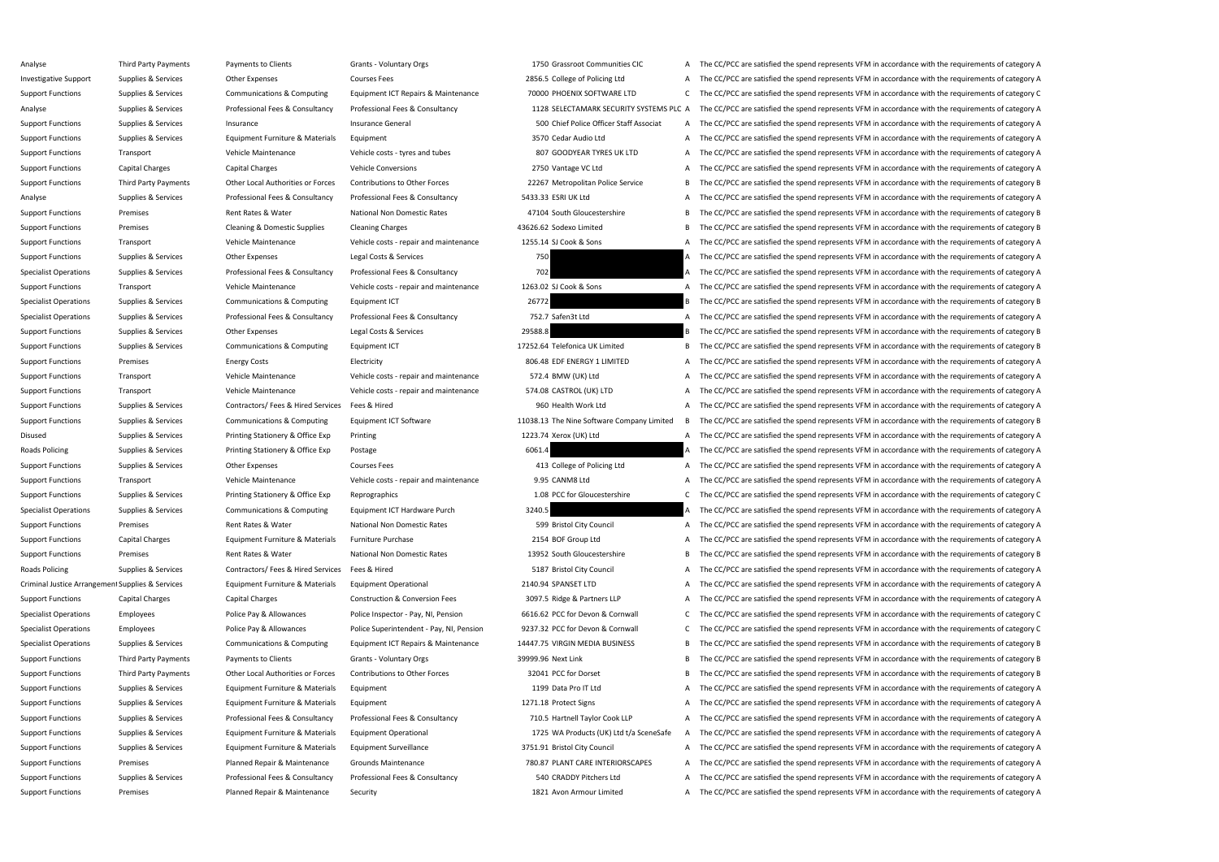| | | | | | | | |
|---|---|---|---|---|---|---|---|
| Analyse | Third Party Payments | Payments to Clients | Grants - Voluntary Orgs | 1750 | Grassroot Communities CIC | A | The CC/PCC are satisfied the spend represents VFM in accordance with the requirements of category A |
| Investigative Support | Supplies & Services | Other Expenses | Courses Fees | 2856.5 | College of Policing Ltd | A | The CC/PCC are satisfied the spend represents VFM in accordance with the requirements of category A |
| Support Functions | Supplies & Services | Communications & Computing | Equipment ICT Repairs & Maintenance | 70000 | PHOENIX SOFTWARE LTD | C | The CC/PCC are satisfied the spend represents VFM in accordance with the requirements of category C |
| Analyse | Supplies & Services | Professional Fees & Consultancy | Professional Fees & Consultancy | 1128 | SELECTAMARK SECURITY SYSTEMS PLC | A | The CC/PCC are satisfied the spend represents VFM in accordance with the requirements of category A |
| Support Functions | Supplies & Services | Insurance | Insurance General | 500 | Chief Police Officer Staff Associat | A | The CC/PCC are satisfied the spend represents VFM in accordance with the requirements of category A |
| Support Functions | Supplies & Services | Equipment Furniture & Materials | Equipment | 3570 | Cedar Audio Ltd | A | The CC/PCC are satisfied the spend represents VFM in accordance with the requirements of category A |
| Support Functions | Transport | Vehicle Maintenance | Vehicle costs - tyres and tubes | 807 | GOODYEAR TYRES UK LTD | A | The CC/PCC are satisfied the spend represents VFM in accordance with the requirements of category A |
| Support Functions | Capital Charges | Capital Charges | Vehicle Conversions | 2750 | Vantage VC Ltd | A | The CC/PCC are satisfied the spend represents VFM in accordance with the requirements of category A |
| Support Functions | Third Party Payments | Other Local Authorities or Forces | Contributions to Other Forces | 22267 | Metropolitan Police Service | B | The CC/PCC are satisfied the spend represents VFM in accordance with the requirements of category B |
| Analyse | Supplies & Services | Professional Fees & Consultancy | Professional Fees & Consultancy | 5433.33 | ESRI UK Ltd | A | The CC/PCC are satisfied the spend represents VFM in accordance with the requirements of category A |
| Support Functions | Premises | Rent Rates & Water | National Non Domestic Rates | 47104 | South Gloucestershire | B | The CC/PCC are satisfied the spend represents VFM in accordance with the requirements of category B |
| Support Functions | Premises | Cleaning & Domestic Supplies | Cleaning Charges | 43626.62 | Sodexo Limited | B | The CC/PCC are satisfied the spend represents VFM in accordance with the requirements of category B |
| Support Functions | Transport | Vehicle Maintenance | Vehicle costs - repair and maintenance | 1255.14 | SJ Cook & Sons | A | The CC/PCC are satisfied the spend represents VFM in accordance with the requirements of category A |
| Support Functions | Supplies & Services | Other Expenses | Legal Costs & Services | 750 | | A | The CC/PCC are satisfied the spend represents VFM in accordance with the requirements of category A |
| Specialist Operations | Supplies & Services | Professional Fees & Consultancy | Professional Fees & Consultancy | 702 | | A | The CC/PCC are satisfied the spend represents VFM in accordance with the requirements of category A |
| Support Functions | Transport | Vehicle Maintenance | Vehicle costs - repair and maintenance | 1263.02 | SJ Cook & Sons | A | The CC/PCC are satisfied the spend represents VFM in accordance with the requirements of category A |
| Specialist Operations | Supplies & Services | Communications & Computing | Equipment ICT | 26772 | | B | The CC/PCC are satisfied the spend represents VFM in accordance with the requirements of category B |
| Specialist Operations | Supplies & Services | Professional Fees & Consultancy | Professional Fees & Consultancy | 752.7 | Safen3t Ltd | A | The CC/PCC are satisfied the spend represents VFM in accordance with the requirements of category A |
| Support Functions | Supplies & Services | Other Expenses | Legal Costs & Services | 29588.8 | | B | The CC/PCC are satisfied the spend represents VFM in accordance with the requirements of category B |
| Support Functions | Supplies & Services | Communications & Computing | Equipment ICT | 17252.64 | Telefonica UK Limited | B | The CC/PCC are satisfied the spend represents VFM in accordance with the requirements of category B |
| Support Functions | Premises | Energy Costs | Electricity | 806.48 | EDF ENERGY 1 LIMITED | A | The CC/PCC are satisfied the spend represents VFM in accordance with the requirements of category A |
| Support Functions | Transport | Vehicle Maintenance | Vehicle costs - repair and maintenance | 572.4 | BMW (UK) Ltd | A | The CC/PCC are satisfied the spend represents VFM in accordance with the requirements of category A |
| Support Functions | Transport | Vehicle Maintenance | Vehicle costs - repair and maintenance | 574.08 | CASTROL (UK) LTD | A | The CC/PCC are satisfied the spend represents VFM in accordance with the requirements of category A |
| Support Functions | Supplies & Services | Contractors/ Fees & Hired Services | Fees & Hired | 960 | Health Work Ltd | A | The CC/PCC are satisfied the spend represents VFM in accordance with the requirements of category A |
| Support Functions | Supplies & Services | Communications & Computing | Equipment ICT Software | 11038.13 | The Nine Software Company Limited | B | The CC/PCC are satisfied the spend represents VFM in accordance with the requirements of category B |
| Disused | Supplies & Services | Printing Stationery & Office Exp | Printing | 1223.74 | Xerox (UK) Ltd | A | The CC/PCC are satisfied the spend represents VFM in accordance with the requirements of category A |
| Roads Policing | Supplies & Services | Printing Stationery & Office Exp | Postage | 6061.4 | | A | The CC/PCC are satisfied the spend represents VFM in accordance with the requirements of category A |
| Support Functions | Supplies & Services | Other Expenses | Courses Fees | 413 | College of Policing Ltd | A | The CC/PCC are satisfied the spend represents VFM in accordance with the requirements of category A |
| Support Functions | Transport | Vehicle Maintenance | Vehicle costs - repair and maintenance | 9.95 | CANM8 Ltd | A | The CC/PCC are satisfied the spend represents VFM in accordance with the requirements of category A |
| Support Functions | Supplies & Services | Printing Stationery & Office Exp | Reprographics | 1.08 | PCC for Gloucestershire | C | The CC/PCC are satisfied the spend represents VFM in accordance with the requirements of category C |
| Specialist Operations | Supplies & Services | Communications & Computing | Equipment ICT Hardware Purch | 3240.5 | | A | The CC/PCC are satisfied the spend represents VFM in accordance with the requirements of category A |
| Support Functions | Premises | Rent Rates & Water | National Non Domestic Rates | 599 | Bristol City Council | A | The CC/PCC are satisfied the spend represents VFM in accordance with the requirements of category A |
| Support Functions | Capital Charges | Equipment Furniture & Materials | Furniture Purchase | 2154 | BOF Group Ltd | A | The CC/PCC are satisfied the spend represents VFM in accordance with the requirements of category A |
| Support Functions | Premises | Rent Rates & Water | National Non Domestic Rates | 13952 | South Gloucestershire | B | The CC/PCC are satisfied the spend represents VFM in accordance with the requirements of category B |
| Roads Policing | Supplies & Services | Contractors/ Fees & Hired Services | Fees & Hired | 5187 | Bristol City Council | A | The CC/PCC are satisfied the spend represents VFM in accordance with the requirements of category A |
| Criminal Justice Arrangement | Supplies & Services | Equipment Furniture & Materials | Equipment Operational | 2140.94 | SPANSET LTD | A | The CC/PCC are satisfied the spend represents VFM in accordance with the requirements of category A |
| Support Functions | Capital Charges | Capital Charges | Construction & Conversion Fees | 3097.5 | Ridge & Partners LLP | A | The CC/PCC are satisfied the spend represents VFM in accordance with the requirements of category A |
| Specialist Operations | Employees | Police Pay & Allowances | Police Inspector - Pay, NI, Pension | 6616.62 | PCC for Devon & Cornwall | C | The CC/PCC are satisfied the spend represents VFM in accordance with the requirements of category C |
| Specialist Operations | Employees | Police Pay & Allowances | Police Superintendent - Pay, NI, Pension | 9237.32 | PCC for Devon & Cornwall | C | The CC/PCC are satisfied the spend represents VFM in accordance with the requirements of category C |
| Specialist Operations | Supplies & Services | Communications & Computing | Equipment ICT Repairs & Maintenance | 14447.75 | VIRGIN MEDIA BUSINESS | B | The CC/PCC are satisfied the spend represents VFM in accordance with the requirements of category B |
| Support Functions | Third Party Payments | Payments to Clients | Grants - Voluntary Orgs | 39999.96 | Next Link | B | The CC/PCC are satisfied the spend represents VFM in accordance with the requirements of category B |
| Support Functions | Third Party Payments | Other Local Authorities or Forces | Contributions to Other Forces | 32041 | PCC for Dorset | B | The CC/PCC are satisfied the spend represents VFM in accordance with the requirements of category B |
| Support Functions | Supplies & Services | Equipment Furniture & Materials | Equipment | 1199 | Data Pro IT Ltd | A | The CC/PCC are satisfied the spend represents VFM in accordance with the requirements of category A |
| Support Functions | Supplies & Services | Equipment Furniture & Materials | Equipment | 1271.18 | Protect Signs | A | The CC/PCC are satisfied the spend represents VFM in accordance with the requirements of category A |
| Support Functions | Supplies & Services | Professional Fees & Consultancy | Professional Fees & Consultancy | 710.5 | Hartnell Taylor Cook LLP | A | The CC/PCC are satisfied the spend represents VFM in accordance with the requirements of category A |
| Support Functions | Supplies & Services | Equipment Furniture & Materials | Equipment Operational | 1725 | WA Products (UK) Ltd t/a SceneSafe | A | The CC/PCC are satisfied the spend represents VFM in accordance with the requirements of category A |
| Support Functions | Supplies & Services | Equipment Furniture & Materials | Equipment Surveillance | 3751.91 | Bristol City Council | A | The CC/PCC are satisfied the spend represents VFM in accordance with the requirements of category A |
| Support Functions | Premises | Planned Repair & Maintenance | Grounds Maintenance | 780.87 | PLANT CARE INTERIORSCAPES | A | The CC/PCC are satisfied the spend represents VFM in accordance with the requirements of category A |
| Support Functions | Supplies & Services | Professional Fees & Consultancy | Professional Fees & Consultancy | 540 | CRADDY Pitchers Ltd | A | The CC/PCC are satisfied the spend represents VFM in accordance with the requirements of category A |
| Support Functions | Premises | Planned Repair & Maintenance | Security | 1821 | Avon Armour Limited | A | The CC/PCC are satisfied the spend represents VFM in accordance with the requirements of category A |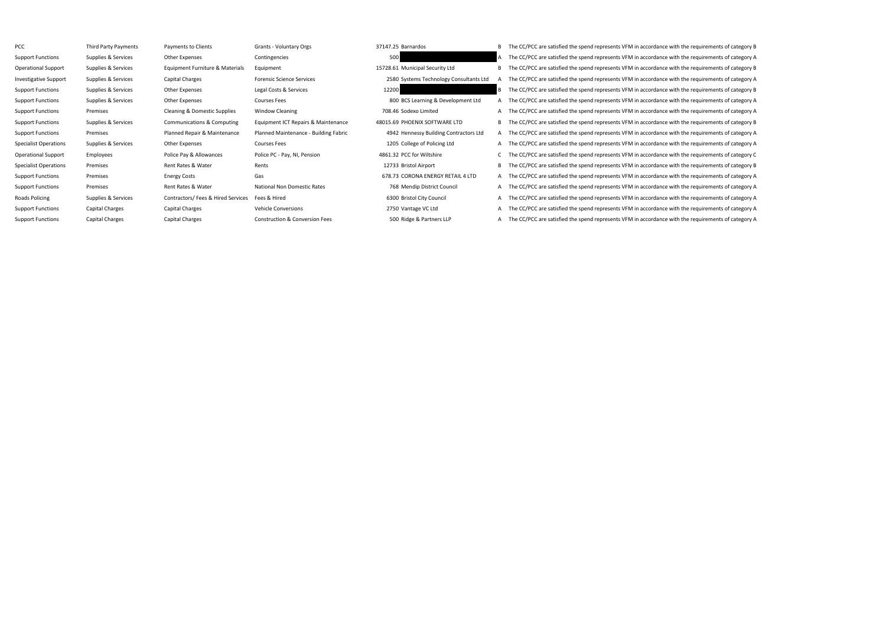| | | | | | | | |
|---|---|---|---|---|---|---|---|
| PCC | Third Party Payments | Payments to Clients | Grants - Voluntary Orgs | 37147.25 | Barnardos | B | The CC/PCC are satisfied the spend represents VFM in accordance with the requirements of category B |
| Support Functions | Supplies & Services | Other Expenses | Contingencies | 500 | | A | The CC/PCC are satisfied the spend represents VFM in accordance with the requirements of category A |
| Operational Support | Supplies & Services | Equipment Furniture & Materials | Equipment | 15728.61 | Municipal Security Ltd | B | The CC/PCC are satisfied the spend represents VFM in accordance with the requirements of category B |
| Investigative Support | Supplies & Services | Capital Charges | Forensic Science Services | 2580 | Systems Technology Consultants Ltd | A | The CC/PCC are satisfied the spend represents VFM in accordance with the requirements of category A |
| Support Functions | Supplies & Services | Other Expenses | Legal Costs & Services | 12200 | | B | The CC/PCC are satisfied the spend represents VFM in accordance with the requirements of category B |
| Support Functions | Supplies & Services | Other Expenses | Courses Fees | 800 | BCS Learning & Development Ltd | A | The CC/PCC are satisfied the spend represents VFM in accordance with the requirements of category A |
| Support Functions | Premises | Cleaning & Domestic Supplies | Window Cleaning | 708.46 | Sodexo Limited | A | The CC/PCC are satisfied the spend represents VFM in accordance with the requirements of category A |
| Support Functions | Supplies & Services | Communications & Computing | Equipment ICT Repairs & Maintenance | 48015.69 | PHOENIX SOFTWARE LTD | B | The CC/PCC are satisfied the spend represents VFM in accordance with the requirements of category B |
| Support Functions | Premises | Planned Repair & Maintenance | Planned Maintenance - Building Fabric | 4942 | Hennessy Building Contractors Ltd | A | The CC/PCC are satisfied the spend represents VFM in accordance with the requirements of category A |
| Specialist Operations | Supplies & Services | Other Expenses | Courses Fees | 1205 | College of Policing Ltd | A | The CC/PCC are satisfied the spend represents VFM in accordance with the requirements of category A |
| Operational Support | Employees | Police Pay & Allowances | Police PC - Pay, NI, Pension | 4861.32 | PCC for Wiltshire | C | The CC/PCC are satisfied the spend represents VFM in accordance with the requirements of category C |
| Specialist Operations | Premises | Rent Rates & Water | Rents | 12733 | Bristol Airport | B | The CC/PCC are satisfied the spend represents VFM in accordance with the requirements of category B |
| Support Functions | Premises | Energy Costs | Gas | 678.73 | CORONA ENERGY RETAIL 4 LTD | A | The CC/PCC are satisfied the spend represents VFM in accordance with the requirements of category A |
| Support Functions | Premises | Rent Rates & Water | National Non Domestic Rates | 768 | Mendip District Council | A | The CC/PCC are satisfied the spend represents VFM in accordance with the requirements of category A |
| Roads Policing | Supplies & Services | Contractors/ Fees & Hired Services | Fees & Hired | 6300 | Bristol City Council | A | The CC/PCC are satisfied the spend represents VFM in accordance with the requirements of category A |
| Support Functions | Capital Charges | Capital Charges | Vehicle Conversions | 2750 | Vantage VC Ltd | A | The CC/PCC are satisfied the spend represents VFM in accordance with the requirements of category A |
| Support Functions | Capital Charges | Capital Charges | Construction & Conversion Fees | 500 | Ridge & Partners LLP | A | The CC/PCC are satisfied the spend represents VFM in accordance with the requirements of category A |